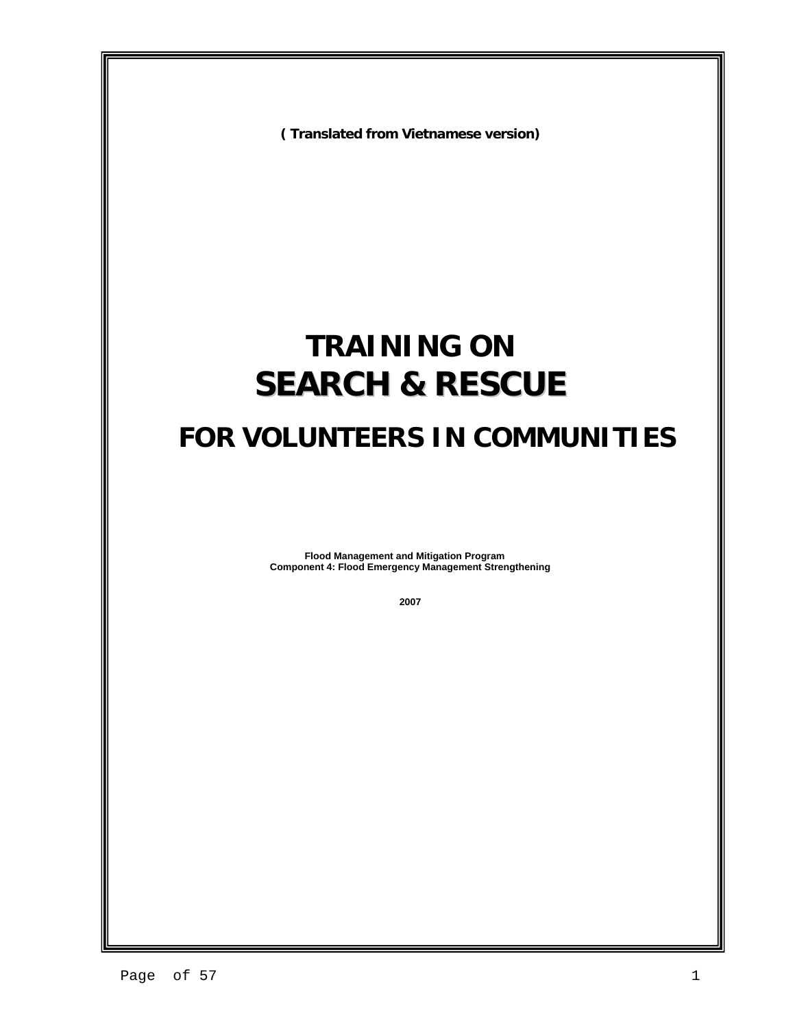**( Translated from Vietnamese version)**

# TRAINING ON
# SEARCH & RESCUE
## FOR VOLUNTEERS IN COMMUNITIES

**Flood Management and Mitigation Program**
**Component 4: Flood Emergency Management Strengthening**

**2007**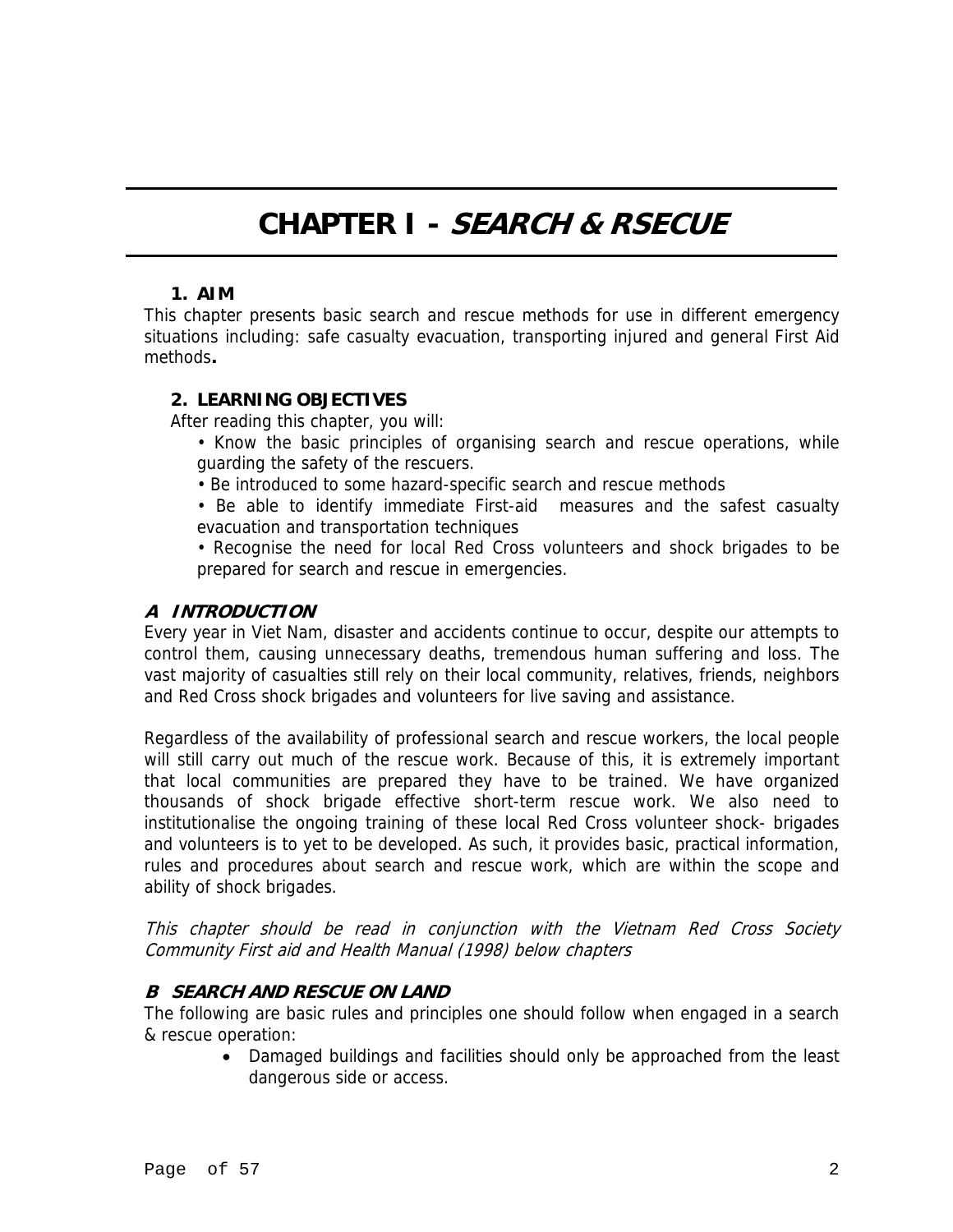# CHAPTER I - *SEARCH & RSECUE*

### 1. AIM

This chapter presents basic search and rescue methods for use in different emergency situations including: safe casualty evacuation, transporting injured and general First Aid methods**.**

### 2. LEARNING OBJECTIVES

After reading this chapter, you will:

- Know the basic principles of organising search and rescue operations, while guarding the safety of the rescuers.
- Be introduced to some hazard-specific search and rescue methods
- Be able to identify immediate First-aid measures and the safest casualty evacuation and transportation techniques
- Recognise the need for local Red Cross volunteers and shock brigades to be prepared for search and rescue in emergencies.

## *A INTRODUCTION*

Every year in Viet Nam, disaster and accidents continue to occur, despite our attempts to control them, causing unnecessary deaths, tremendous human suffering and loss. The vast majority of casualties still rely on their local community, relatives, friends, neighbors and Red Cross shock brigades and volunteers for live saving and assistance.

Regardless of the availability of professional search and rescue workers, the local people will still carry out much of the rescue work. Because of this, it is extremely important that local communities are prepared they have to be trained. We have organized thousands of shock brigade effective short-term rescue work. We also need to institutionalise the ongoing training of these local Red Cross volunteer shock- brigades and volunteers is to yet to be developed. As such, it provides basic, practical information, rules and procedures about search and rescue work, which are within the scope and ability of shock brigades.

*This chapter should be read in conjunction with the Vietnam Red Cross Society Community First aid and Health Manual (1998) below chapters*

## *B SEARCH AND RESCUE ON LAND*

The following are basic rules and principles one should follow when engaged in a search & rescue operation:

- Damaged buildings and facilities should only be approached from the least dangerous side or access.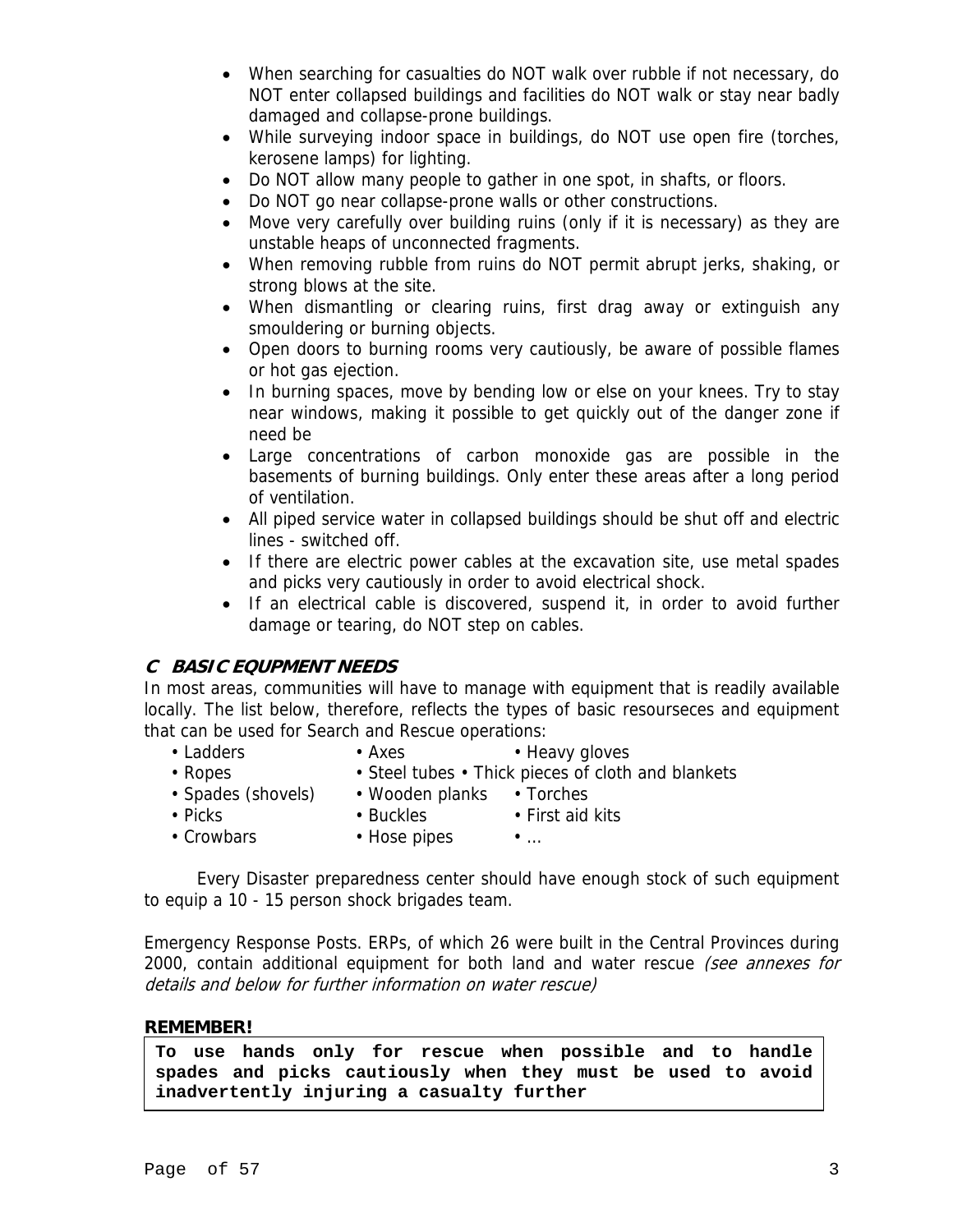- When searching for casualties do NOT walk over rubble if not necessary, do NOT enter collapsed buildings and facilities do NOT walk or stay near badly damaged and collapse-prone buildings.
- While surveying indoor space in buildings, do NOT use open fire (torches, kerosene lamps) for lighting.
- Do NOT allow many people to gather in one spot, in shafts, or floors.
- Do NOT go near collapse-prone walls or other constructions.
- Move very carefully over building ruins (only if it is necessary) as they are unstable heaps of unconnected fragments.
- When removing rubble from ruins do NOT permit abrupt jerks, shaking, or strong blows at the site.
- When dismantling or clearing ruins, first drag away or extinguish any smouldering or burning objects.
- Open doors to burning rooms very cautiously, be aware of possible flames or hot gas ejection.
- In burning spaces, move by bending low or else on your knees. Try to stay near windows, making it possible to get quickly out of the danger zone if need be
- Large concentrations of carbon monoxide gas are possible in the basements of burning buildings. Only enter these areas after a long period of ventilation.
- All piped service water in collapsed buildings should be shut off and electric lines - switched off.
- If there are electric power cables at the excavation site, use metal spades and picks very cautiously in order to avoid electrical shock.
- If an electrical cable is discovered, suspend it, in order to avoid further damage or tearing, do NOT step on cables.

### *C BASIC EQUPMENT NEEDS*

In most areas, communities will have to manage with equipment that is readily available locally. The list below, therefore, reflects the types of basic resourseces and equipment that can be used for Search and Rescue operations:

- Ladders • Axes • Heavy gloves
- Ropes • Steel tubes • Thick pieces of cloth and blankets
- Spades (shovels) • Wooden planks • Torches
- Picks • Buckles • First aid kits
- Crowbars • Hose pipes • …

Every Disaster preparedness center should have enough stock of such equipment to equip a 10 - 15 person shock brigades team.

Emergency Response Posts. ERPs, of which 26 were built in the Central Provinces during 2000, contain additional equipment for both land and water rescue *(see annexes for details and below for further information on water rescue)*

**REMEMBER!**

**To use hands only for rescue when possible and to handle spades and picks cautiously when they must be used to avoid inadvertently injuring a casualty further**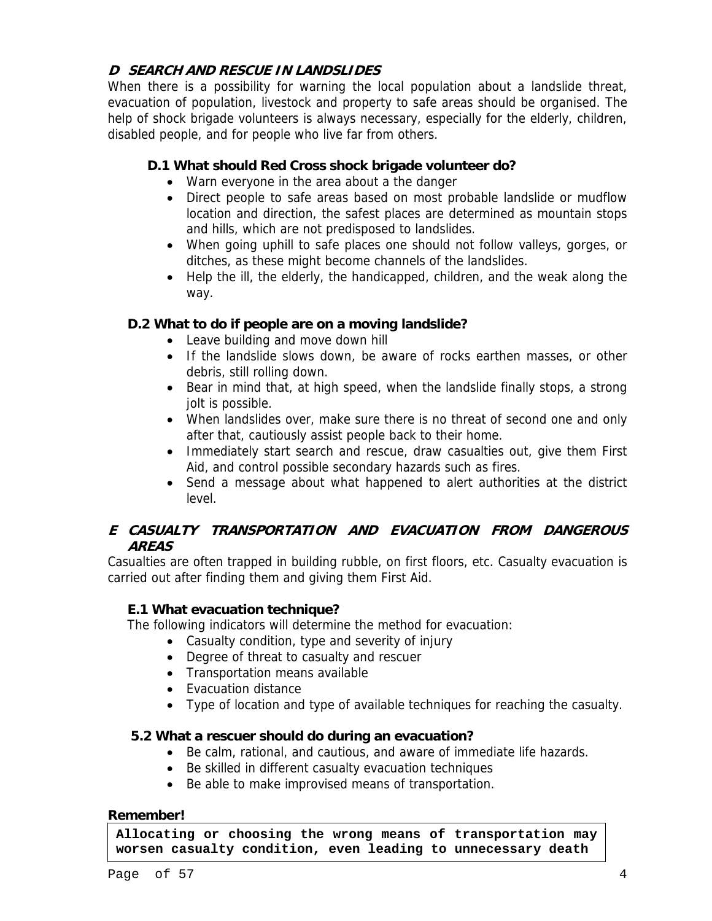## D SEARCH AND RESCUE IN LANDSLIDES

When there is a possibility for warning the local population about a landslide threat, evacuation of population, livestock and property to safe areas should be organised. The help of shock brigade volunteers is always necessary, especially for the elderly, children, disabled people, and for people who live far from others.

### D.1 What should Red Cross shock brigade volunteer do?

- Warn everyone in the area about a the danger
- Direct people to safe areas based on most probable landslide or mudflow location and direction, the safest places are determined as mountain stops and hills, which are not predisposed to landslides.
- When going uphill to safe places one should not follow valleys, gorges, or ditches, as these might become channels of the landslides.
- Help the ill, the elderly, the handicapped, children, and the weak along the way.

### D.2 What to do if people are on a moving landslide?

- Leave building and move down hill
- If the landslide slows down, be aware of rocks earthen masses, or other debris, still rolling down.
- Bear in mind that, at high speed, when the landslide finally stops, a strong jolt is possible.
- When landslides over, make sure there is no threat of second one and only after that, cautiously assist people back to their home.
- Immediately start search and rescue, draw casualties out, give them First Aid, and control possible secondary hazards such as fires.
- Send a message about what happened to alert authorities at the district level.

## E CASUALTY TRANSPORTATION AND EVACUATION FROM DANGEROUS AREAS

Casualties are often trapped in building rubble, on first floors, etc. Casualty evacuation is carried out after finding them and giving them First Aid.

### E.1 What evacuation technique?

The following indicators will determine the method for evacuation:

- Casualty condition, type and severity of injury
- Degree of threat to casualty and rescuer
- Transportation means available
- Evacuation distance
- Type of location and type of available techniques for reaching the casualty.

### 5.2 What a rescuer should do during an evacuation?

- Be calm, rational, and cautious, and aware of immediate life hazards.
- Be skilled in different casualty evacuation techniques
- Be able to make improvised means of transportation.

**Remember!**

**Allocating or choosing the wrong means of transportation may worsen casualty condition, even leading to unnecessary death**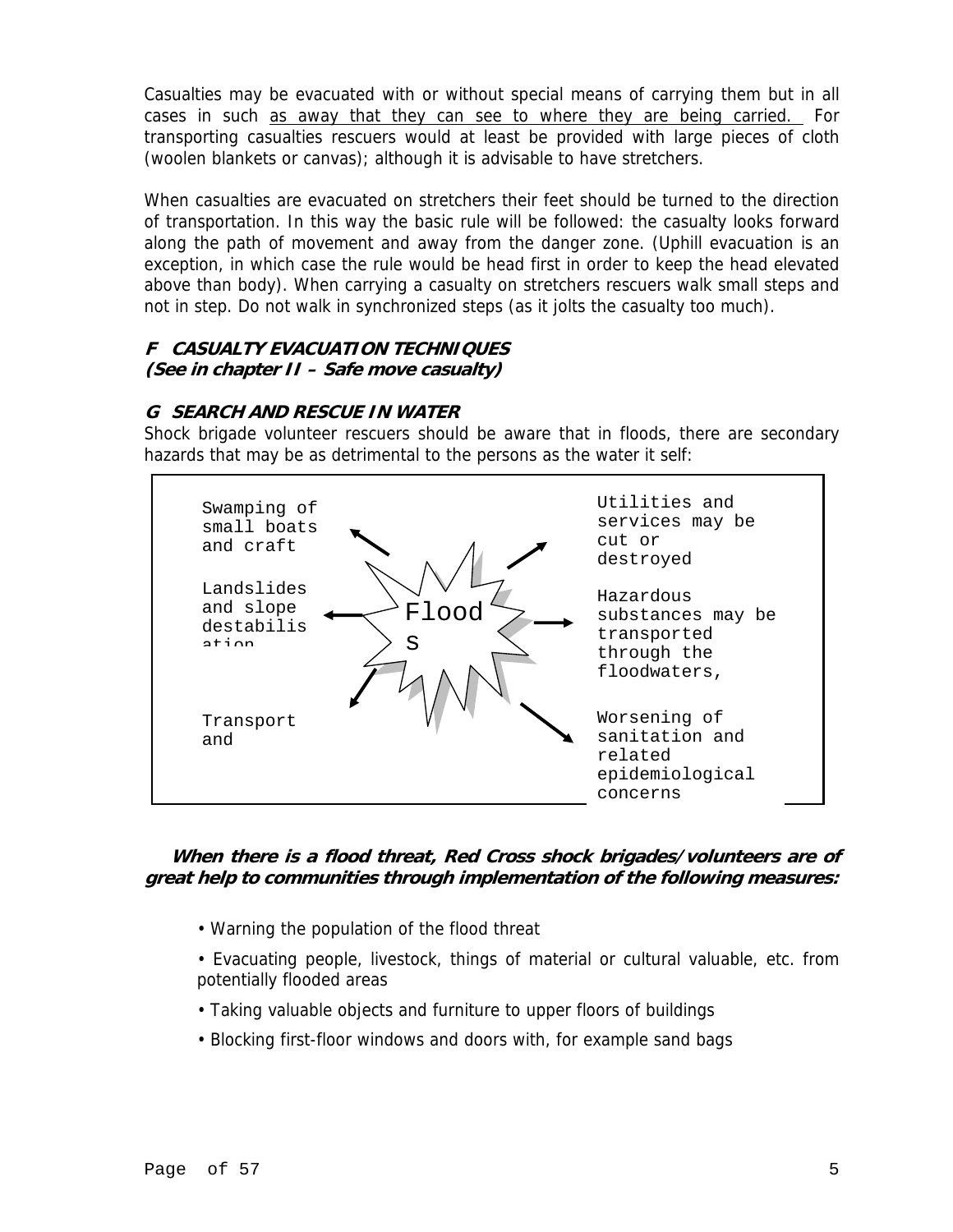Casualties may be evacuated with or without special means of carrying them but in all cases in such as away that they can see to where they are being carried. For transporting casualties rescuers would at least be provided with large pieces of cloth (woolen blankets or canvas); although it is advisable to have stretchers.

When casualties are evacuated on stretchers their feet should be turned to the direction of transportation. In this way the basic rule will be followed: the casualty looks forward along the path of movement and away from the danger zone. (Uphill evacuation is an exception, in which case the rule would be head first in order to keep the head elevated above than body). When carrying a casualty on stretchers rescuers walk small steps and not in step. Do not walk in synchronized steps (as it jolts the casualty too much).

### *F CASUALTY EVACUATION TECHNIQUES*
***(See in chapter II – Safe move casualty)***

### *G SEARCH AND RESCUE IN WATER*

Shock brigade volunteer rescuers should be aware that in floods, there are secondary hazards that may be as detrimental to the persons as the water it self:

Floods

- Swamping of small boats and craft
- Landslides and slope destabilis ation
- Transport and
- Utilities and services may be cut or destroyed
- Hazardous substances may be transported through the floodwaters,
- Worsening of sanitation and related epidemiological concerns

***When there is a flood threat, Red Cross shock brigades/volunteers are of great help to communities through implementation of the following measures:***

- Warning the population of the flood threat
- Evacuating people, livestock, things of material or cultural valuable, etc. from potentially flooded areas
- Taking valuable objects and furniture to upper floors of buildings
- Blocking first-floor windows and doors with, for example sand bags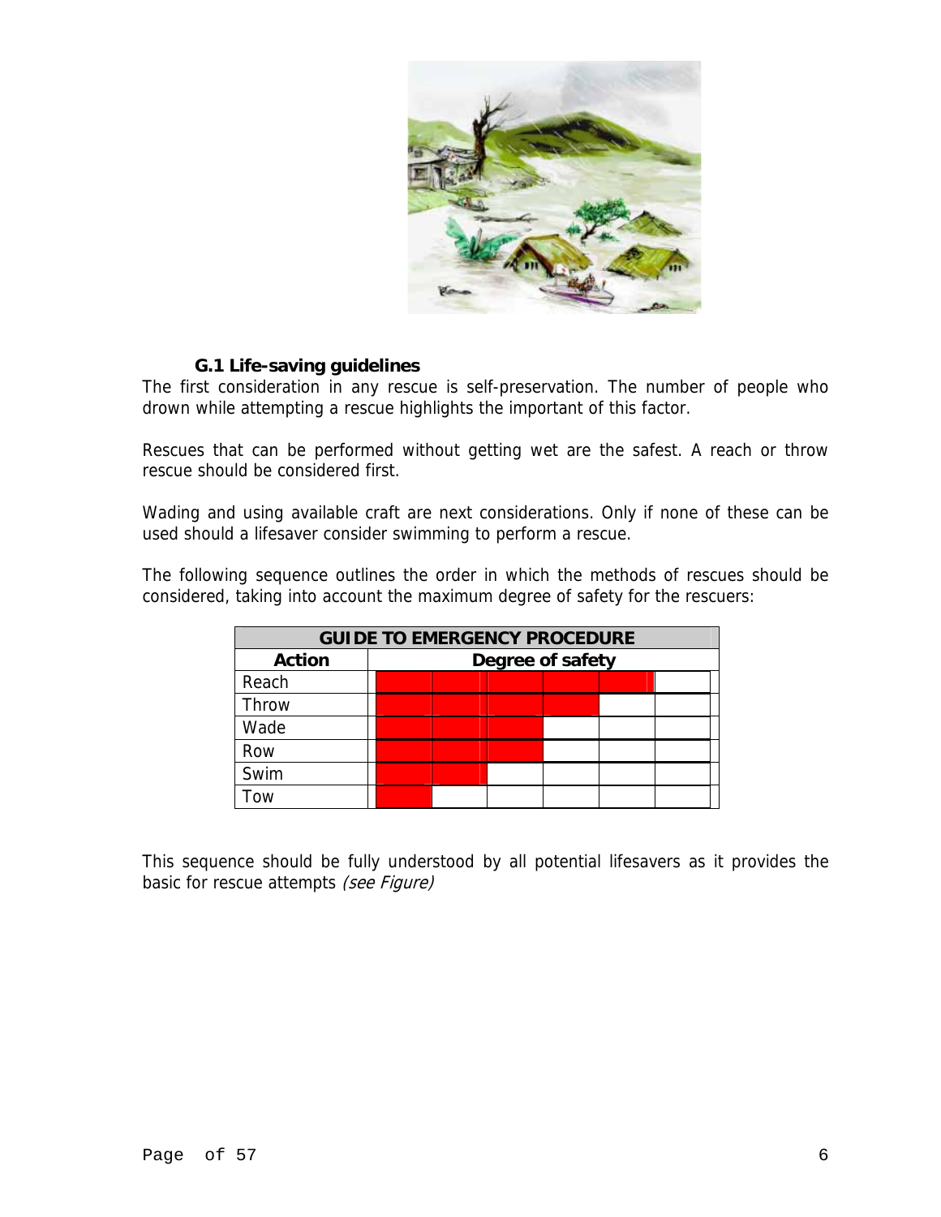### G.1 Life-saving guidelines

The first consideration in any rescue is self-preservation. The number of people who drown while attempting a rescue highlights the important of this factor.

Rescues that can be performed without getting wet are the safest. A reach or throw rescue should be considered first.

Wading and using available craft are next considerations. Only if none of these can be used should a lifesaver consider swimming to perform a rescue.

The following sequence outlines the order in which the methods of rescues should be considered, taking into account the maximum degree of safety for the rescuers:

| GUIDE TO EMERGENCY PROCEDURE | | | | | | |
|---|---|---|---|---|---|---|
| **Action** | **Degree of safety** | | | | | |
| Reach | ■ | ■ | ■ | ■ | ■ | |
| Throw | ■ | ■ | ■ | ■ | | |
| Wade | ■ | ■ | ■ | | | |
| Row | ■ | ■ | ■ | | | |
| Swim | ■ | ■ | | | | |
| Tow | ■ | | | | | |

This sequence should be fully understood by all potential lifesavers as it provides the basic for rescue attempts *(see Figure)*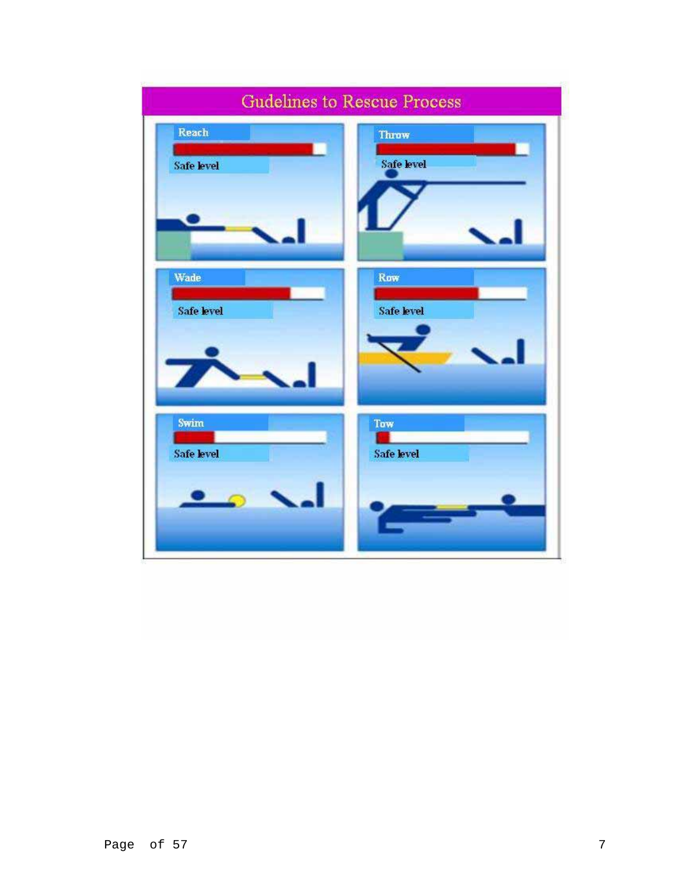## Gudelines to Rescue Process

**Reach**

Safe level

**Throw**

Safe level

**Wade**

Safe level

**Row**

Safe level

**Swim**

Safe level

**Tow**

Safe level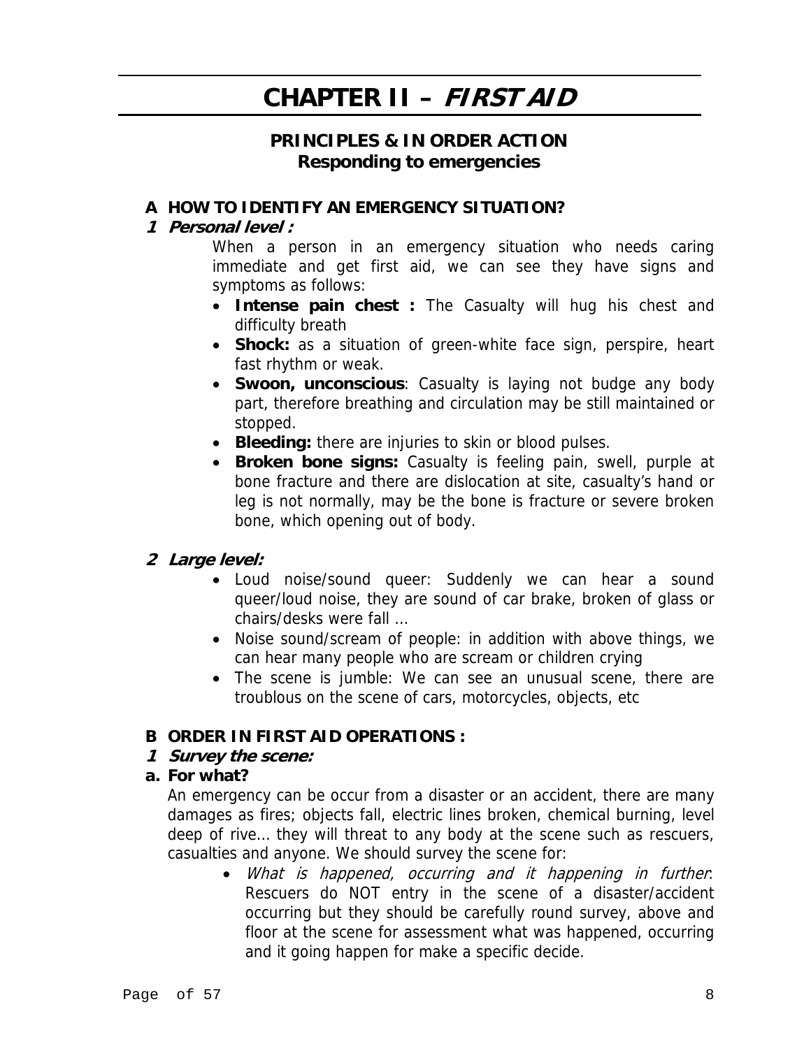# CHAPTER II – *FIRST AID*

## PRINCIPLES & IN ORDER ACTION
## Responding to emergencies

### A HOW TO IDENTIFY AN EMERGENCY SITUATION?

#### *1 Personal level :*

When a person in an emergency situation who needs caring immediate and get first aid, we can see they have signs and symptoms as follows:

- **Intense pain chest :** The Casualty will hug his chest and difficulty breath
- **Shock:** as a situation of green-white face sign, perspire, heart fast rhythm or weak.
- **Swoon, unconscious**: Casualty is laying not budge any body part, therefore breathing and circulation may be still maintained or stopped.
- **Bleeding:** there are injuries to skin or blood pulses.
- **Broken bone signs:** Casualty is feeling pain, swell, purple at bone fracture and there are dislocation at site, casualty's hand or leg is not normally, may be the bone is fracture or severe broken bone, which opening out of body.

#### *2 Large level:*

- Loud noise/sound queer: Suddenly we can hear a sound queer/loud noise, they are sound of car brake, broken of glass or chairs/desks were fall ...
- Noise sound/scream of people: in addition with above things, we can hear many people who are scream or children crying
- The scene is jumble: We can see an unusual scene, there are troublous on the scene of cars, motorcycles, objects, etc

### B ORDER IN FIRST AID OPERATIONS :

#### *1 Survey the scene:*

**a. For what?**

An emergency can be occur from a disaster or an accident, there are many damages as fires; objects fall, electric lines broken, chemical burning, level deep of rive... they will threat to any body at the scene such as rescuers, casualties and anyone. We should survey the scene for:

- *What is happened, occurring and it happening in further*: Rescuers do NOT entry in the scene of a disaster/accident occurring but they should be carefully round survey, above and floor at the scene for assessment what was happened, occurring and it going happen for make a specific decide.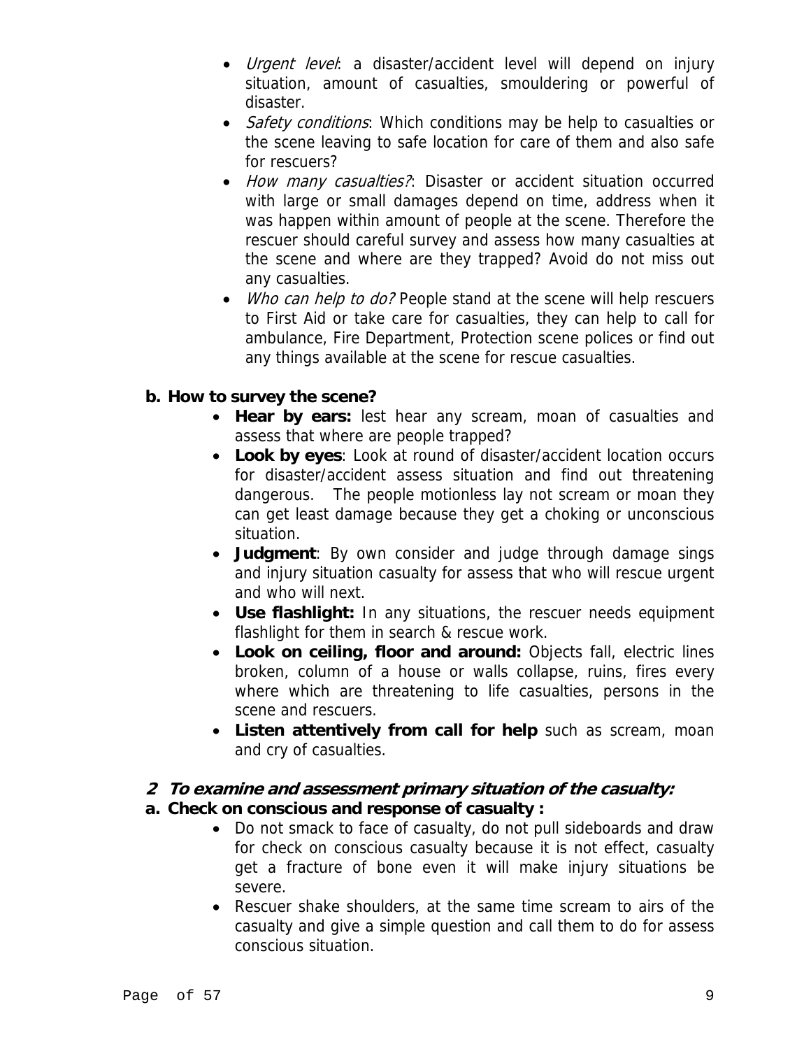- *Urgent level*: a disaster/accident level will depend on injury situation, amount of casualties, smouldering or powerful of disaster.
- *Safety conditions*: Which conditions may be help to casualties or the scene leaving to safe location for care of them and also safe for rescuers?
- *How many casualties?*: Disaster or accident situation occurred with large or small damages depend on time, address when it was happen within amount of people at the scene. Therefore the rescuer should careful survey and assess how many casualties at the scene and where are they trapped? Avoid do not miss out any casualties.
- *Who can help to do?* People stand at the scene will help rescuers to First Aid or take care for casualties, they can help to call for ambulance, Fire Department, Protection scene polices or find out any things available at the scene for rescue casualties.

**b. How to survey the scene?**

- **Hear by ears:** lest hear any scream, moan of casualties and assess that where are people trapped?
- **Look by eyes**: Look at round of disaster/accident location occurs for disaster/accident assess situation and find out threatening dangerous. The people motionless lay not scream or moan they can get least damage because they get a choking or unconscious situation.
- **Judgment**: By own consider and judge through damage sings and injury situation casualty for assess that who will rescue urgent and who will next.
- **Use flashlight:** In any situations, the rescuer needs equipment flashlight for them in search & rescue work.
- **Look on ceiling, floor and around:** Objects fall, electric lines broken, column of a house or walls collapse, ruins, fires every where which are threatening to life casualties, persons in the scene and rescuers.
- **Listen attentively from call for help** such as scream, moan and cry of casualties.

### *2 To examine and assessment primary situation of the casualty:*

**a. Check on conscious and response of casualty :**

- Do not smack to face of casualty, do not pull sideboards and draw for check on conscious casualty because it is not effect, casualty get a fracture of bone even it will make injury situations be severe.
- Rescuer shake shoulders, at the same time scream to airs of the casualty and give a simple question and call them to do for assess conscious situation.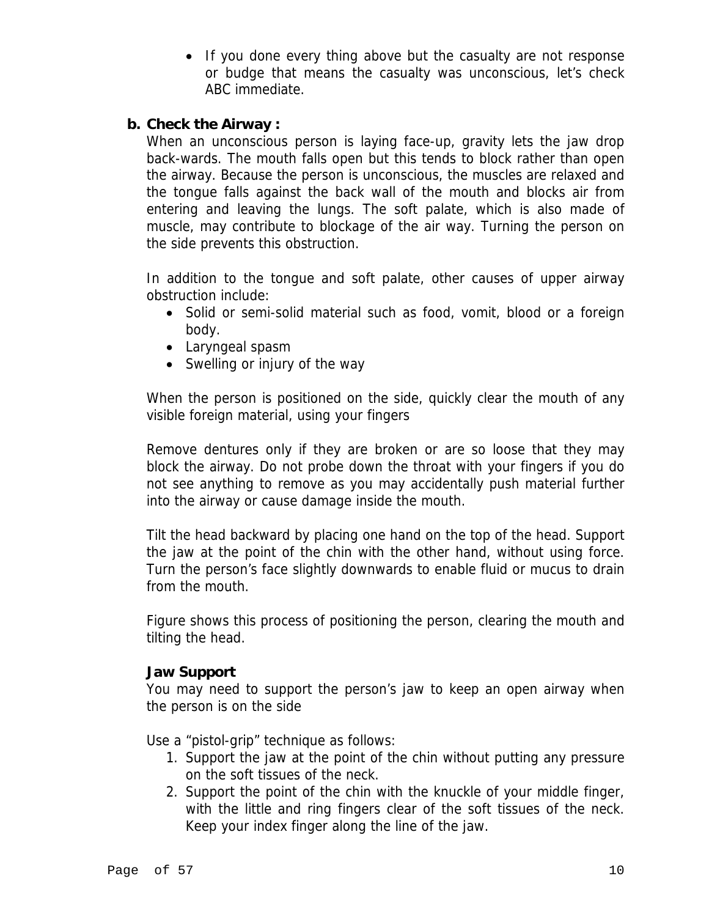- If you done every thing above but the casualty are not response or budge that means the casualty was unconscious, let's check ABC immediate.

**b. Check the Airway :**

When an unconscious person is laying face-up, gravity lets the jaw drop back-wards. The mouth falls open but this tends to block rather than open the airway. Because the person is unconscious, the muscles are relaxed and the tongue falls against the back wall of the mouth and blocks air from entering and leaving the lungs. The soft palate, which is also made of muscle, may contribute to blockage of the air way. Turning the person on the side prevents this obstruction.

In addition to the tongue and soft palate, other causes of upper airway obstruction include:

- Solid or semi-solid material such as food, vomit, blood or a foreign body.
- Laryngeal spasm
- Swelling or injury of the way

When the person is positioned on the side, quickly clear the mouth of any visible foreign material, using your fingers

Remove dentures only if they are broken or are so loose that they may block the airway. Do not probe down the throat with your fingers if you do not see anything to remove as you may accidentally push material further into the airway or cause damage inside the mouth.

Tilt the head backward by placing one hand on the top of the head. Support the jaw at the point of the chin with the other hand, without using force. Turn the person's face slightly downwards to enable fluid or mucus to drain from the mouth.

Figure shows this process of positioning the person, clearing the mouth and tilting the head.

**Jaw Support**

You may need to support the person's jaw to keep an open airway when the person is on the side

Use a "pistol-grip" technique as follows:

1. Support the jaw at the point of the chin without putting any pressure on the soft tissues of the neck.
2. Support the point of the chin with the knuckle of your middle finger, with the little and ring fingers clear of the soft tissues of the neck. Keep your index finger along the line of the jaw.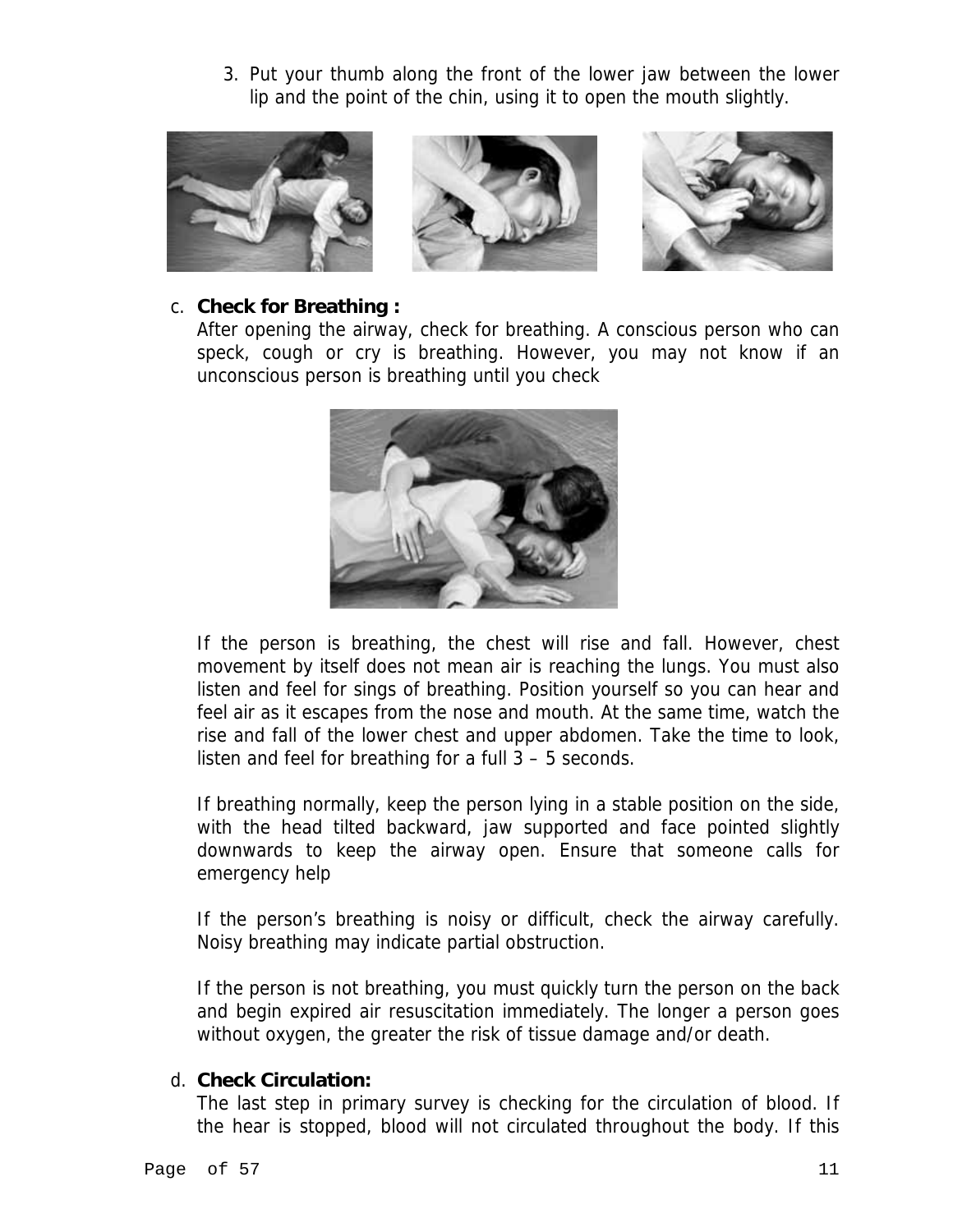3. Put your thumb along the front of the lower jaw between the lower lip and the point of the chin, using it to open the mouth slightly.

c. **Check for Breathing :**
After opening the airway, check for breathing. A conscious person who can speck, cough or cry is breathing. However, you may not know if an unconscious person is breathing until you check

If the person is breathing, the chest will rise and fall. However, chest movement by itself does not mean air is reaching the lungs. You must also listen and feel for sings of breathing. Position yourself so you can hear and feel air as it escapes from the nose and mouth. At the same time, watch the rise and fall of the lower chest and upper abdomen. Take the time to look, listen and feel for breathing for a full 3 – 5 seconds.

If breathing normally, keep the person lying in a stable position on the side, with the head tilted backward, jaw supported and face pointed slightly downwards to keep the airway open. Ensure that someone calls for emergency help

If the person's breathing is noisy or difficult, check the airway carefully. Noisy breathing may indicate partial obstruction.

If the person is not breathing, you must quickly turn the person on the back and begin expired air resuscitation immediately. The longer a person goes without oxygen, the greater the risk of tissue damage and/or death.

d. **Check Circulation:**
The last step in primary survey is checking for the circulation of blood. If the hear is stopped, blood will not circulated throughout the body. If this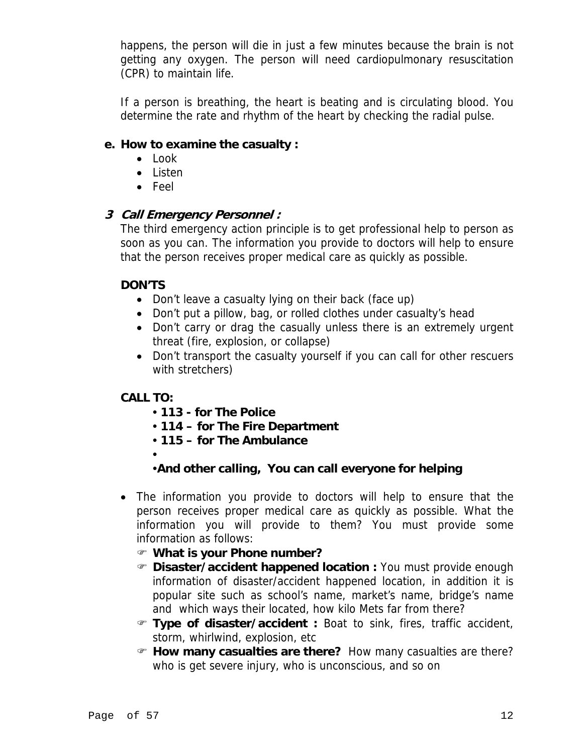happens, the person will die in just a few minutes because the brain is not getting any oxygen. The person will need cardiopulmonary resuscitation (CPR) to maintain life.

If a person is breathing, the heart is beating and is circulating blood. You determine the rate and rhythm of the heart by checking the radial pulse.

### e. How to examine the casualty :

- Look
- Listen
- Feel

### *3 Call Emergency Personnel :*

The third emergency action principle is to get professional help to person as soon as you can. The information you provide to doctors will help to ensure that the person receives proper medical care as quickly as possible.

**DON'TS**

- Don't leave a casualty lying on their back (face up)
- Don't put a pillow, bag, or rolled clothes under casualty's head
- Don't carry or drag the casually unless there is an extremely urgent threat (fire, explosion, or collapse)
- Don't transport the casualty yourself if you can call for other rescuers with stretchers)

**CALL TO:**

- **113 - for The Police**
- **114 – for The Fire Department**
- **115 – for The Ambulance**
- **And other calling, You can call everyone for helping**

- The information you provide to doctors will help to ensure that the person receives proper medical care as quickly as possible. What the information you will provide to them? You must provide some information as follows:
  - **What is your Phone number?**
  - **Disaster/accident happened location :** You must provide enough information of disaster/accident happened location, in addition it is popular site such as school's name, market's name, bridge's name and which ways their located, how kilo Mets far from there?
  - **Type of disaster/accident :** Boat to sink, fires, traffic accident, storm, whirlwind, explosion, etc
  - **How many casualties are there?** How many casualties are there? who is get severe injury, who is unconscious, and so on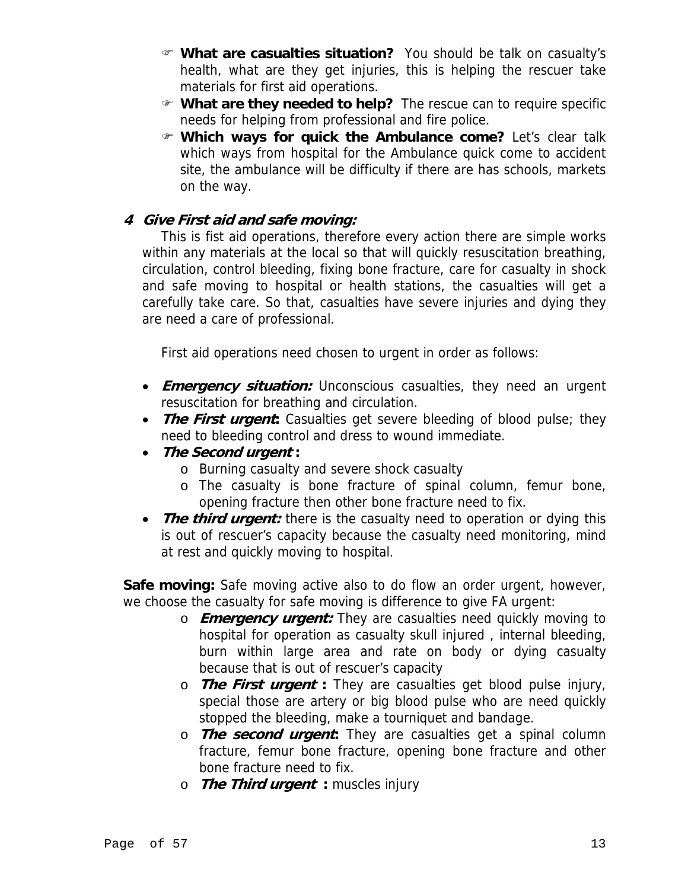- ☞ **What are casualties situation?** You should be talk on casualty's health, what are they get injuries, this is helping the rescuer take materials for first aid operations.
- ☞ **What are they needed to help?** The rescue can to require specific needs for helping from professional and fire police.
- ☞ **Which ways for quick the Ambulance come?** Let's clear talk which ways from hospital for the Ambulance quick come to accident site, the ambulance will be difficulty if there are has schools, markets on the way.

### *4 Give First aid and safe moving:*

This is fist aid operations, therefore every action there are simple works within any materials at the local so that will quickly resuscitation breathing, circulation, control bleeding, fixing bone fracture, care for casualty in shock and safe moving to hospital or health stations, the casualties will get a carefully take care. So that, casualties have severe injuries and dying they are need a care of professional.

First aid operations need chosen to urgent in order as follows:

- ***Emergency situation:*** Unconscious casualties, they need an urgent resuscitation for breathing and circulation.
- ***The First urgent*:** Casualties get severe bleeding of blood pulse; they need to bleeding control and dress to wound immediate.
- ***The Second urgent* :**
  - Burning casualty and severe shock casualty
  - The casualty is bone fracture of spinal column, femur bone, opening fracture then other bone fracture need to fix.
- ***The third urgent:*** there is the casualty need to operation or dying this is out of rescuer's capacity because the casualty need monitoring, mind at rest and quickly moving to hospital.

**Safe moving:** Safe moving active also to do flow an order urgent, however, we choose the casualty for safe moving is difference to give FA urgent:

- ***Emergency urgent:*** They are casualties need quickly moving to hospital for operation as casualty skull injured , internal bleeding, burn within large area and rate on body or dying casualty because that is out of rescuer's capacity
- ***The First urgent* :** They are casualties get blood pulse injury, special those are artery or big blood pulse who are need quickly stopped the bleeding, make a tourniquet and bandage.
- ***The second urgent*:** They are casualties get a spinal column fracture, femur bone fracture, opening bone fracture and other bone fracture need to fix.
- ***The Third urgent* :** muscles injury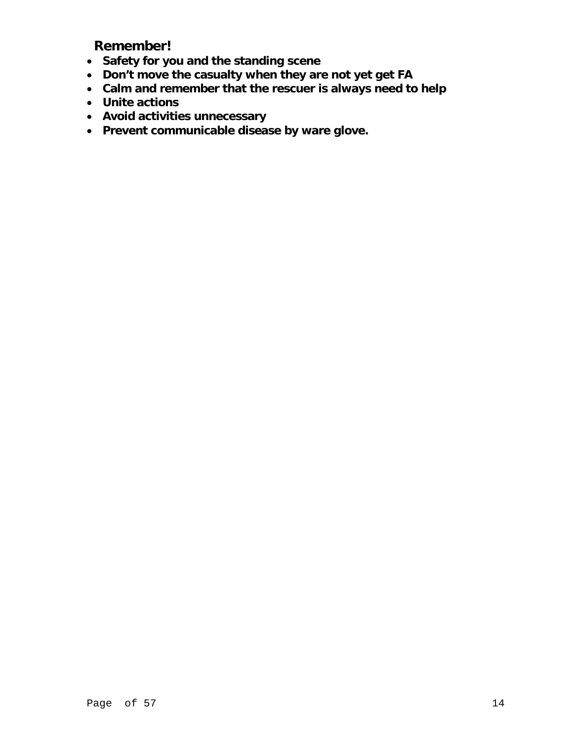**Remember!**

- **Safety for you and the standing scene**
- **Don't move the casualty when they are not yet get FA**
- **Calm and remember that the rescuer is always need to help**
- **Unite actions**
- **Avoid activities unnecessary**
- **Prevent communicable disease by ware glove.**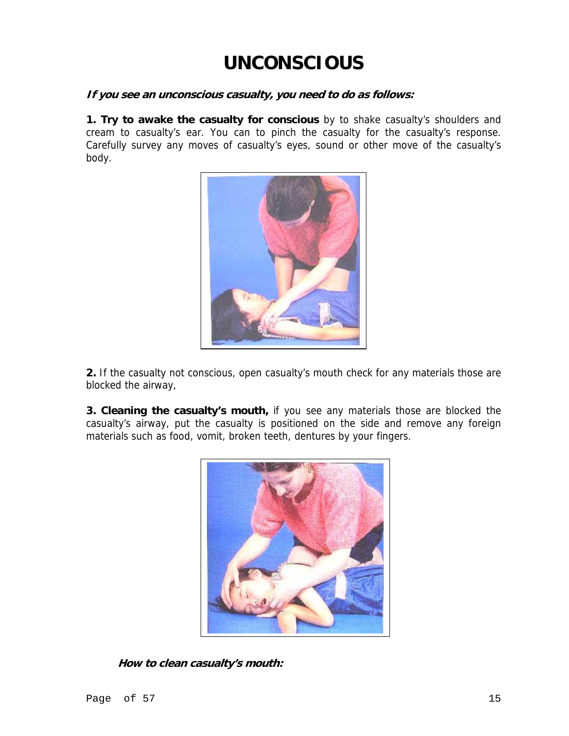# UNCONSCIOUS

***If you see an unconscious casualty, you need to do as follows:***

**1. Try to awake the casualty for conscious** by to shake casualty's shoulders and cream to casualty's ear. You can to pinch the casualty for the casualty's response. Carefully survey any moves of casualty's eyes, sound or other move of the casualty's body.

**2.** If the casualty not conscious, open casualty's mouth check for any materials those are blocked the airway,

**3. Cleaning the casualty's mouth,** if you see any materials those are blocked the casualty's airway, put the casualty is positioned on the side and remove any foreign materials such as food, vomit, broken teeth, dentures by your fingers.

***How to clean casualty's mouth:***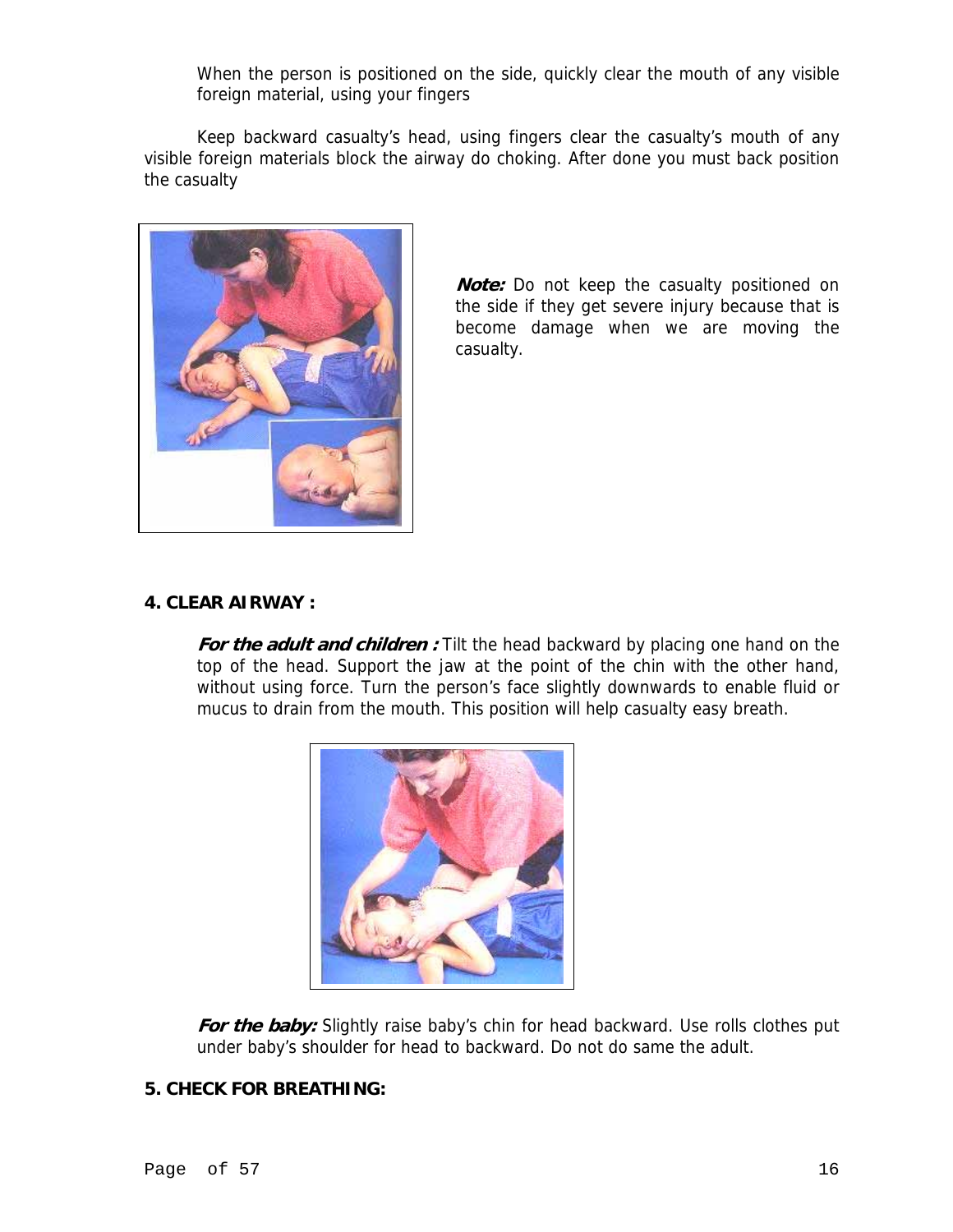When the person is positioned on the side, quickly clear the mouth of any visible foreign material, using your fingers

Keep backward casualty's head, using fingers clear the casualty's mouth of any visible foreign materials block the airway do choking. After done you must back position the casualty

***Note:*** Do not keep the casualty positioned on the side if they get severe injury because that is become damage when we are moving the casualty.

**4. CLEAR AIRWAY :**

***For the adult and children :*** Tilt the head backward by placing one hand on the top of the head. Support the jaw at the point of the chin with the other hand, without using force. Turn the person's face slightly downwards to enable fluid or mucus to drain from the mouth. This position will help casualty easy breath.

***For the baby:*** Slightly raise baby's chin for head backward. Use rolls clothes put under baby's shoulder for head to backward. Do not do same the adult.

**5. CHECK FOR BREATHING:**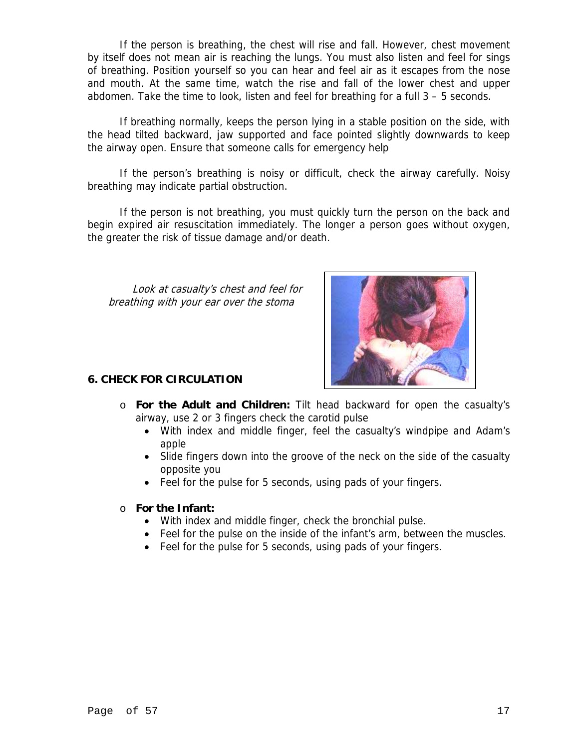If the person is breathing, the chest will rise and fall. However, chest movement by itself does not mean air is reaching the lungs. You must also listen and feel for sings of breathing. Position yourself so you can hear and feel air as it escapes from the nose and mouth. At the same time, watch the rise and fall of the lower chest and upper abdomen. Take the time to look, listen and feel for breathing for a full 3 – 5 seconds.

If breathing normally, keeps the person lying in a stable position on the side, with the head tilted backward, jaw supported and face pointed slightly downwards to keep the airway open. Ensure that someone calls for emergency help

If the person's breathing is noisy or difficult, check the airway carefully. Noisy breathing may indicate partial obstruction.

If the person is not breathing, you must quickly turn the person on the back and begin expired air resuscitation immediately. The longer a person goes without oxygen, the greater the risk of tissue damage and/or death.

*Look at casualty's chest and feel for breathing with your ear over the stoma*

**6. CHECK FOR CIRCULATION**

- **For the Adult and Children:** Tilt head backward for open the casualty's airway, use 2 or 3 fingers check the carotid pulse
  - With index and middle finger, feel the casualty's windpipe and Adam's apple
  - Slide fingers down into the groove of the neck on the side of the casualty opposite you
  - Feel for the pulse for 5 seconds, using pads of your fingers.
- **For the Infant:**
  - With index and middle finger, check the bronchial pulse.
  - Feel for the pulse on the inside of the infant's arm, between the muscles.
  - Feel for the pulse for 5 seconds, using pads of your fingers.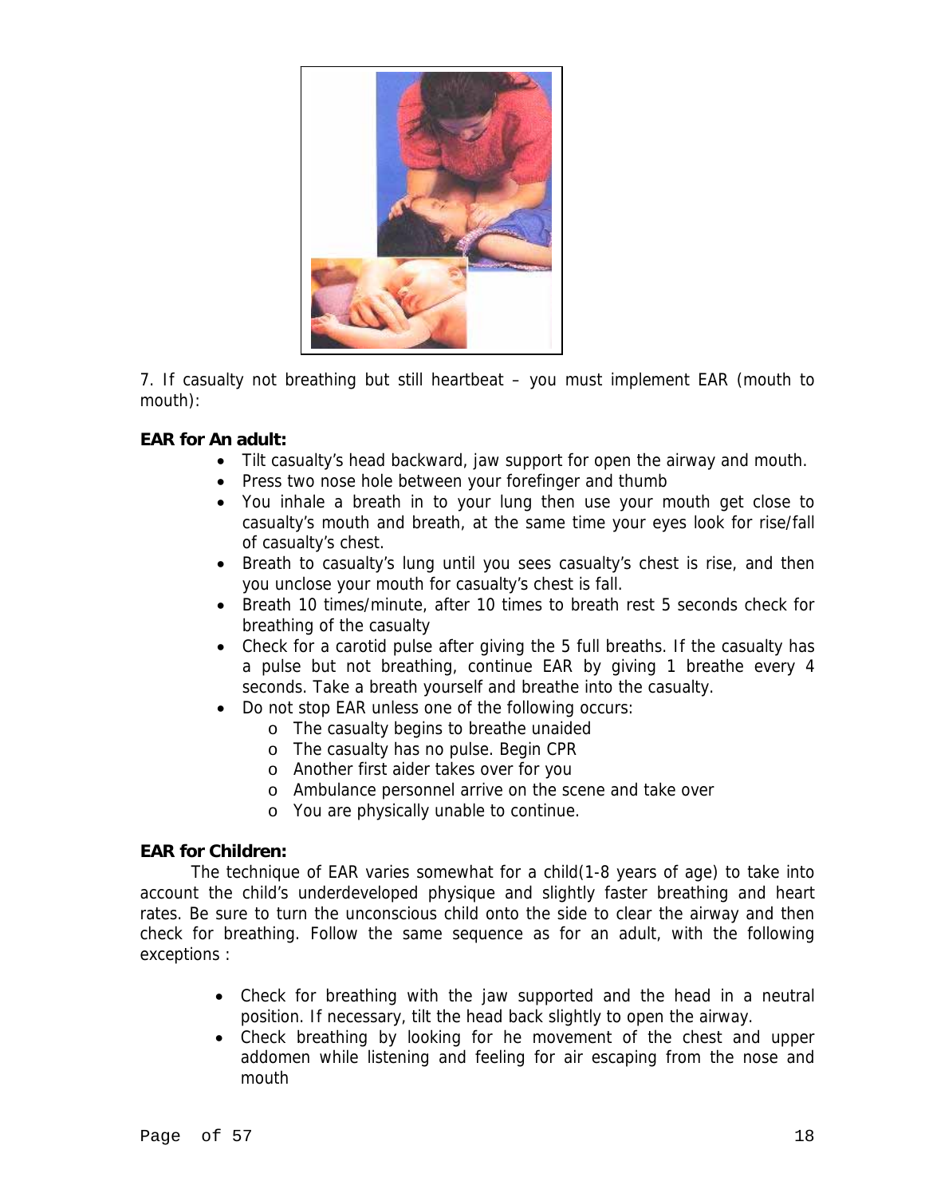7. If casualty not breathing but still heartbeat – you must implement EAR (mouth to mouth):

**EAR for An adult:**

- Tilt casualty's head backward, jaw support for open the airway and mouth.
- Press two nose hole between your forefinger and thumb
- You inhale a breath in to your lung then use your mouth get close to casualty's mouth and breath, at the same time your eyes look for rise/fall of casualty's chest.
- Breath to casualty's lung until you sees casualty's chest is rise, and then you unclose your mouth for casualty's chest is fall.
- Breath 10 times/minute, after 10 times to breath rest 5 seconds check for breathing of the casualty
- Check for a carotid pulse after giving the 5 full breaths. If the casualty has a pulse but not breathing, continue EAR by giving 1 breathe every 4 seconds. Take a breath yourself and breathe into the casualty.
- Do not stop EAR unless one of the following occurs:
  - The casualty begins to breathe unaided
  - The casualty has no pulse. Begin CPR
  - Another first aider takes over for you
  - Ambulance personnel arrive on the scene and take over
  - You are physically unable to continue.

**EAR for Children:**

The technique of EAR varies somewhat for a child(1-8 years of age) to take into account the child's underdeveloped physique and slightly faster breathing and heart rates. Be sure to turn the unconscious child onto the side to clear the airway and then check for breathing. Follow the same sequence as for an adult, with the following exceptions :

- Check for breathing with the jaw supported and the head in a neutral position. If necessary, tilt the head back slightly to open the airway.
- Check breathing by looking for he movement of the chest and upper addomen while listening and feeling for air escaping from the nose and mouth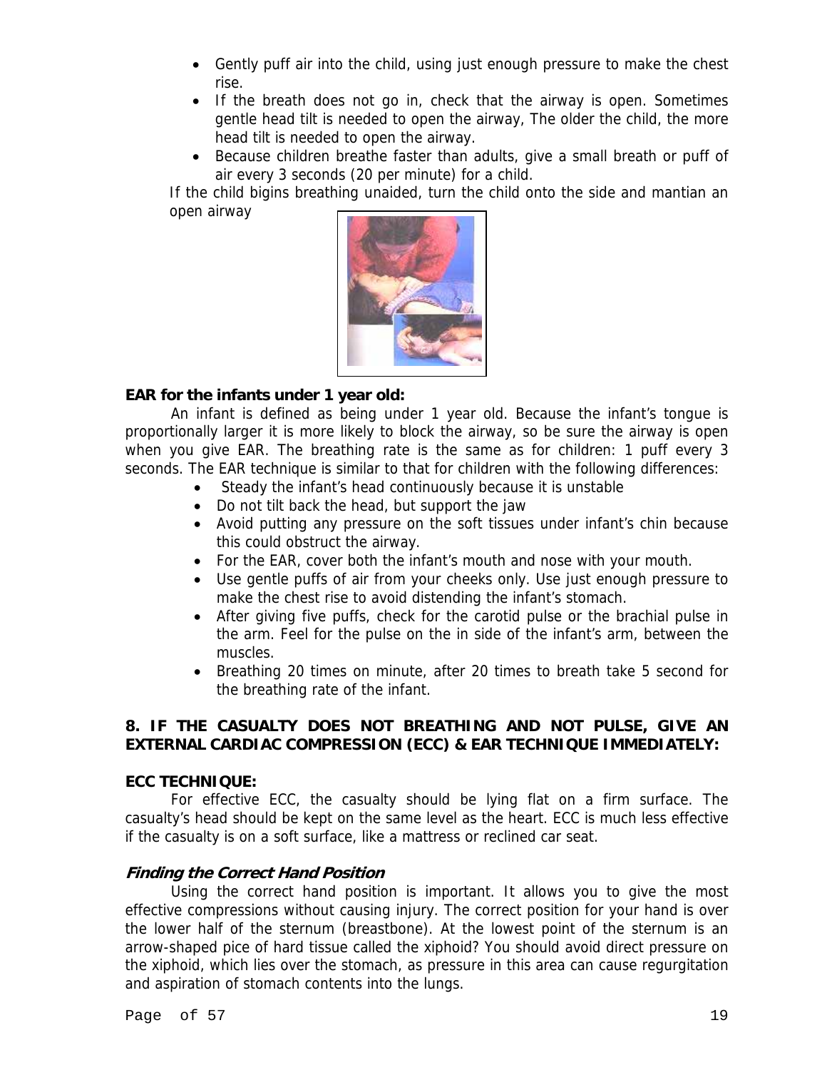- Gently puff air into the child, using just enough pressure to make the chest rise.
- If the breath does not go in, check that the airway is open. Sometimes gentle head tilt is needed to open the airway, The older the child, the more head tilt is needed to open the airway.
- Because children breathe faster than adults, give a small breath or puff of air every 3 seconds (20 per minute) for a child.

If the child bigins breathing unaided, turn the child onto the side and mantian an open airway

**EAR for the infants under 1 year old:**

An infant is defined as being under 1 year old. Because the infant's tongue is proportionally larger it is more likely to block the airway, so be sure the airway is open when you give EAR. The breathing rate is the same as for children: 1 puff every 3 seconds. The EAR technique is similar to that for children with the following differences:

- Steady the infant's head continuously because it is unstable
- Do not tilt back the head, but support the jaw
- Avoid putting any pressure on the soft tissues under infant's chin because this could obstruct the airway.
- For the EAR, cover both the infant's mouth and nose with your mouth.
- Use gentle puffs of air from your cheeks only. Use just enough pressure to make the chest rise to avoid distending the infant's stomach.
- After giving five puffs, check for the carotid pulse or the brachial pulse in the arm. Feel for the pulse on the in side of the infant's arm, between the muscles.
- Breathing 20 times on minute, after 20 times to breath take 5 second for the breathing rate of the infant.

**8. IF THE CASUALTY DOES NOT BREATHING AND NOT PULSE, GIVE AN EXTERNAL CARDIAC COMPRESSION (ECC) & EAR TECHNIQUE IMMEDIATELY:**

**ECC TECHNIQUE:**

For effective ECC, the casualty should be lying flat on a firm surface. The casualty's head should be kept on the same level as the heart. ECC is much less effective if the casualty is on a soft surface, like a mattress or reclined car seat.

***Finding the Correct Hand Position***

Using the correct hand position is important. It allows you to give the most effective compressions without causing injury. The correct position for your hand is over the lower half of the sternum (breastbone). At the lowest point of the sternum is an arrow-shaped pice of hard tissue called the xiphoid? You should avoid direct pressure on the xiphoid, which lies over the stomach, as pressure in this area can cause regurgitation and aspiration of stomach contents into the lungs.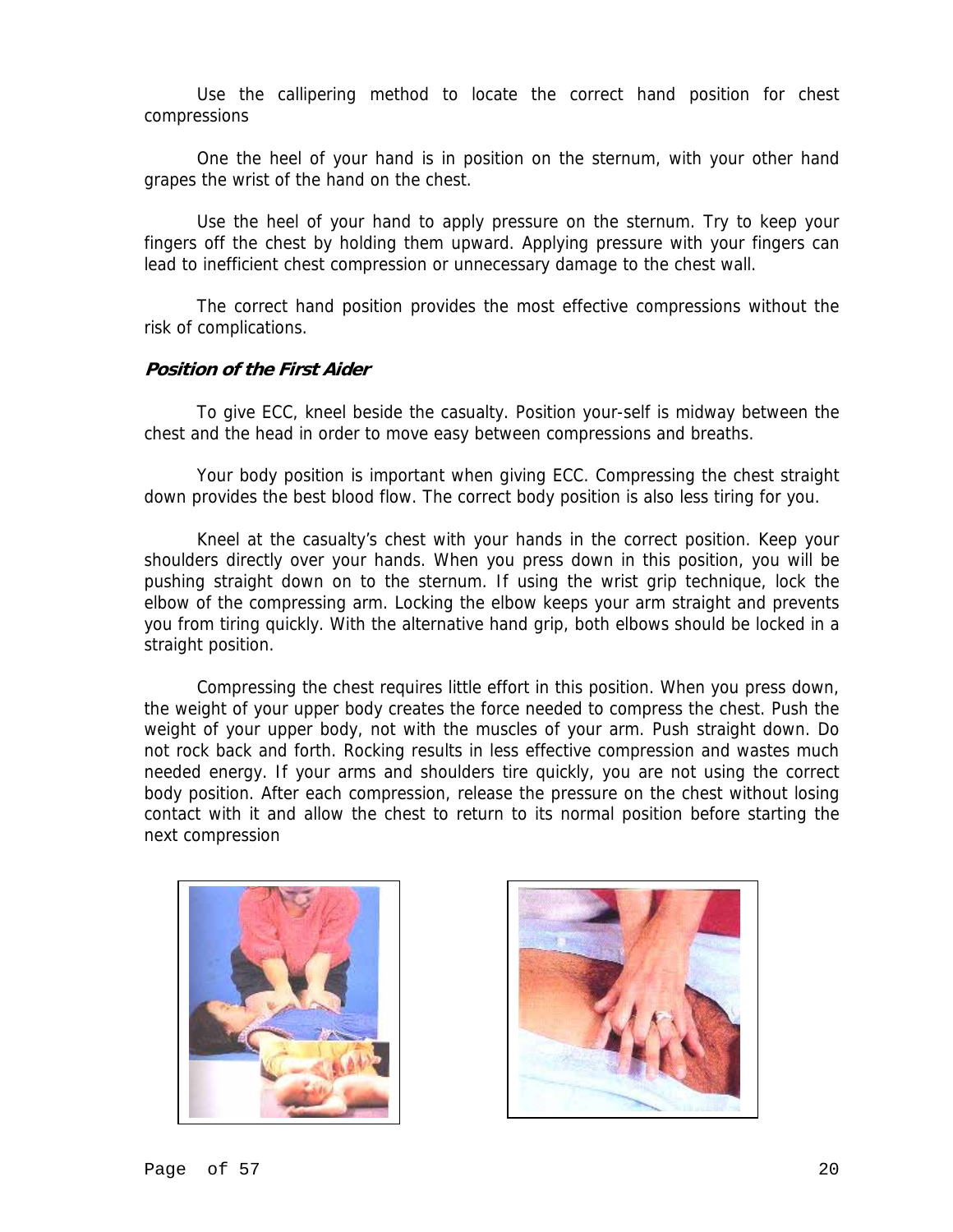Use the callipering method to locate the correct hand position for chest compressions

One the heel of your hand is in position on the sternum, with your other hand grapes the wrist of the hand on the chest.

Use the heel of your hand to apply pressure on the sternum. Try to keep your fingers off the chest by holding them upward. Applying pressure with your fingers can lead to inefficient chest compression or unnecessary damage to the chest wall.

The correct hand position provides the most effective compressions without the risk of complications.

### *Position of the First Aider*

To give ECC, kneel beside the casualty. Position your-self is midway between the chest and the head in order to move easy between compressions and breaths.

Your body position is important when giving ECC. Compressing the chest straight down provides the best blood flow. The correct body position is also less tiring for you.

Kneel at the casualty's chest with your hands in the correct position. Keep your shoulders directly over your hands. When you press down in this position, you will be pushing straight down on to the sternum. If using the wrist grip technique, lock the elbow of the compressing arm. Locking the elbow keeps your arm straight and prevents you from tiring quickly. With the alternative hand grip, both elbows should be locked in a straight position.

Compressing the chest requires little effort in this position. When you press down, the weight of your upper body creates the force needed to compress the chest. Push the weight of your upper body, not with the muscles of your arm. Push straight down. Do not rock back and forth. Rocking results in less effective compression and wastes much needed energy. If your arms and shoulders tire quickly, you are not using the correct body position. After each compression, release the pressure on the chest without losing contact with it and allow the chest to return to its normal position before starting the next compression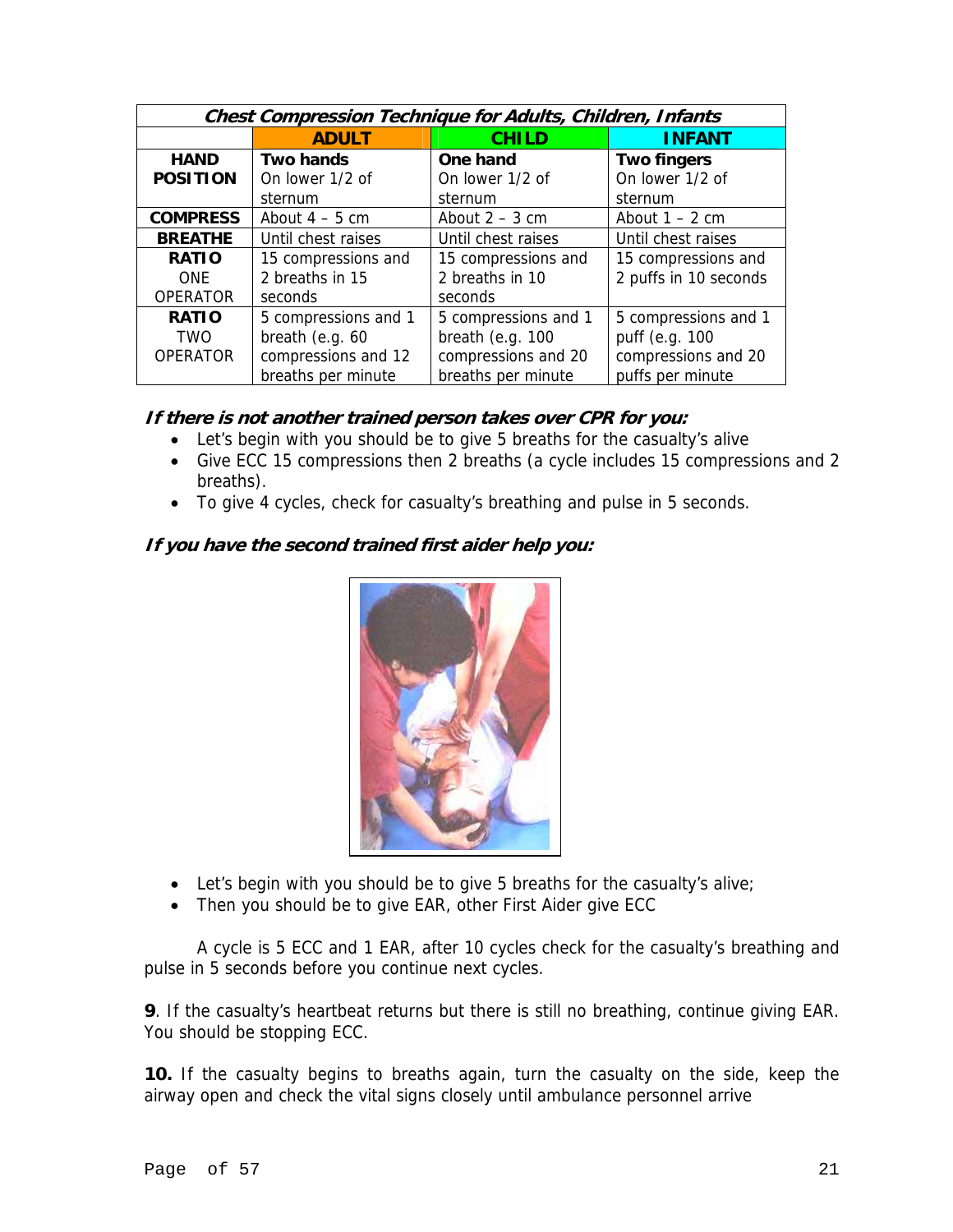| *Chest Compression Technique for Adults, Children, Infants* | | | |
|---|---|---|---|
| | **ADULT** | **CHILD** | **INFANT** |
| **HAND POSITION** | **Two hands** On lower 1/2 of sternum | **One hand** On lower 1/2 of sternum | **Two fingers** On lower 1/2 of sternum |
| **COMPRESS** | About 4 – 5 cm | About 2 – 3 cm | About 1 – 2 cm |
| **BREATHE** | Until chest raises | Until chest raises | Until chest raises |
| **RATIO** ONE OPERATOR | 15 compressions and 2 breaths in 15 seconds | 15 compressions and 2 breaths in 10 seconds | 15 compressions and 2 puffs in 10 seconds |
| **RATIO** TWO OPERATOR | 5 compressions and 1 breath (e.g. 60 compressions and 12 breaths per minute | 5 compressions and 1 breath (e.g. 100 compressions and 20 breaths per minute | 5 compressions and 1 puff (e.g. 100 compressions and 20 puffs per minute |

***If there is not another trained person takes over CPR for you:***

- Let's begin with you should be to give 5 breaths for the casualty's alive
- Give ECC 15 compressions then 2 breaths (a cycle includes 15 compressions and 2 breaths).
- To give 4 cycles, check for casualty's breathing and pulse in 5 seconds.

***If you have the second trained first aider help you:***

- Let's begin with you should be to give 5 breaths for the casualty's alive;
- Then you should be to give EAR, other First Aider give ECC

A cycle is 5 ECC and 1 EAR, after 10 cycles check for the casualty's breathing and pulse in 5 seconds before you continue next cycles.

**9**. If the casualty's heartbeat returns but there is still no breathing, continue giving EAR. You should be stopping ECC.

**10.** If the casualty begins to breaths again, turn the casualty on the side, keep the airway open and check the vital signs closely until ambulance personnel arrive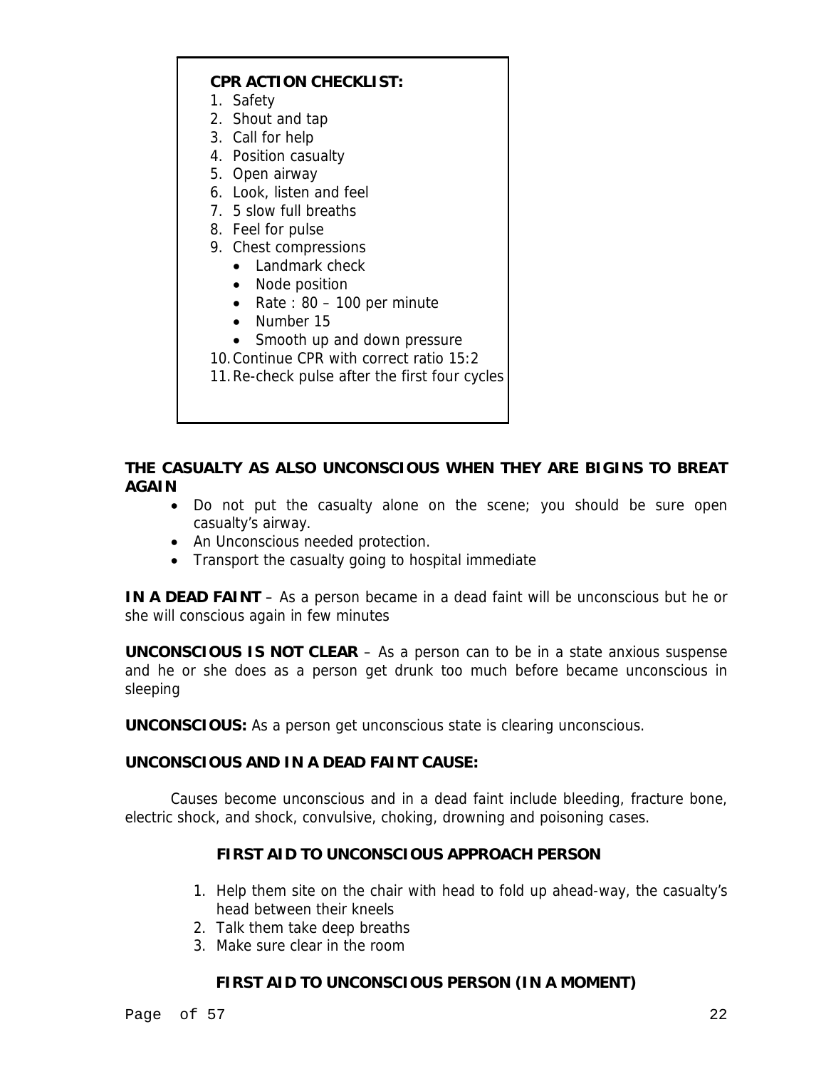**CPR ACTION CHECKLIST:**

1. Safety
2. Shout and tap
3. Call for help
4. Position casualty
5. Open airway
6. Look, listen and feel
7. 5 slow full breaths
8. Feel for pulse
9. Chest compressions
   - Landmark check
   - Node position
   - Rate : 80 – 100 per minute
   - Number 15
   - Smooth up and down pressure
10. Continue CPR with correct ratio 15:2
11. Re-check pulse after the first four cycles

**THE CASUALTY AS ALSO UNCONSCIOUS WHEN THEY ARE BIGINS TO BREAT AGAIN**

- Do not put the casualty alone on the scene; you should be sure open casualty's airway.
- An Unconscious needed protection.
- Transport the casualty going to hospital immediate

**IN A DEAD FAINT** – As a person became in a dead faint will be unconscious but he or she will conscious again in few minutes

**UNCONSCIOUS IS NOT CLEAR** – As a person can to be in a state anxious suspense and he or she does as a person get drunk too much before became unconscious in sleeping

**UNCONSCIOUS:** As a person get unconscious state is clearing unconscious.

**UNCONSCIOUS AND IN A DEAD FAINT CAUSE:**

Causes become unconscious and in a dead faint include bleeding, fracture bone, electric shock, and shock, convulsive, choking, drowning and poisoning cases.

**FIRST AID TO UNCONSCIOUS APPROACH PERSON**

1. Help them site on the chair with head to fold up ahead-way, the casualty's head between their kneels
2. Talk them take deep breaths
3. Make sure clear in the room

**FIRST AID TO UNCONSCIOUS PERSON (IN A MOMENT)**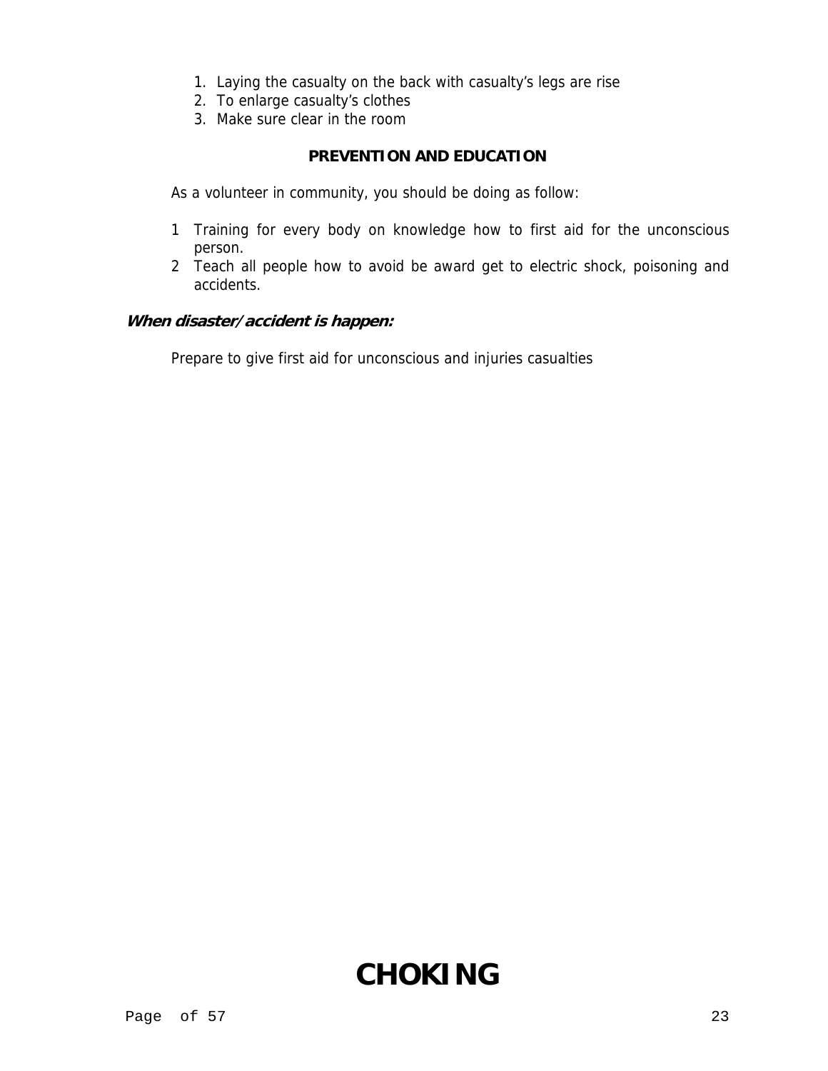1. Laying the casualty on the back with casualty's legs are rise
2. To enlarge casualty's clothes
3. Make sure clear in the room

## PREVENTION AND EDUCATION

As a volunteer in community, you should be doing as follow:

1 Training for every body on knowledge how to first aid for the unconscious person.
2 Teach all people how to avoid be award get to electric shock, poisoning and accidents.

***When disaster/accident is happen:***

Prepare to give first aid for unconscious and injuries casualties

# CHOKING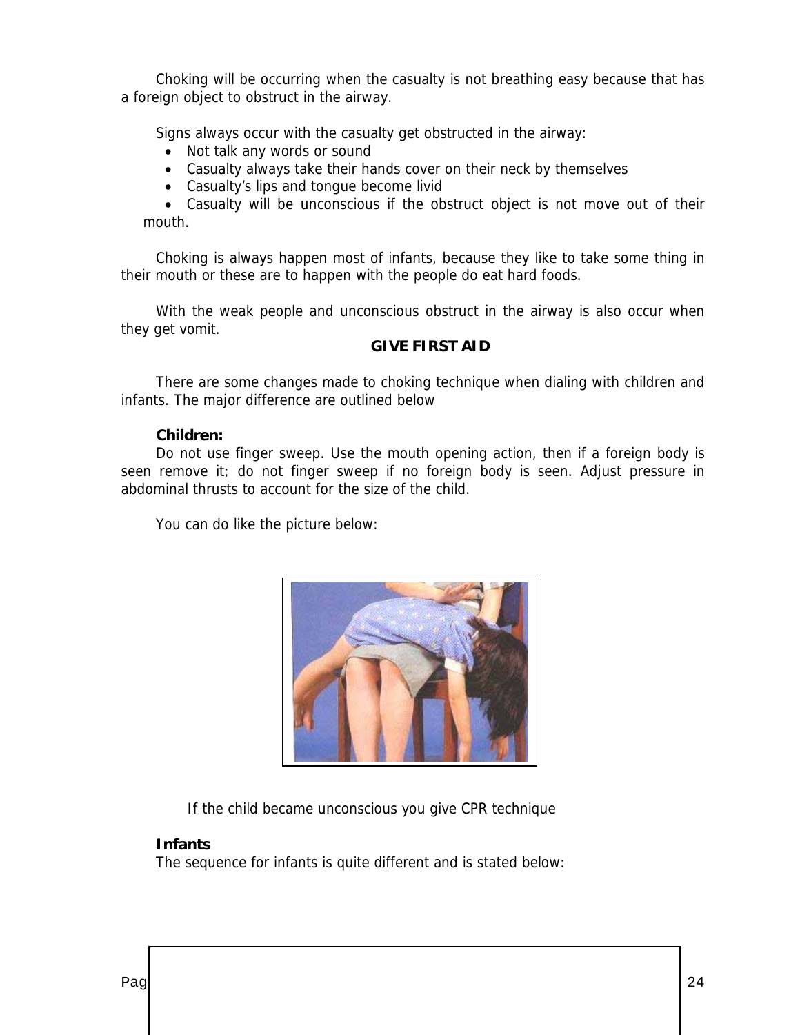Choking will be occurring when the casualty is not breathing easy because that has a foreign object to obstruct in the airway.

Signs always occur with the casualty get obstructed in the airway:

- Not talk any words or sound
- Casualty always take their hands cover on their neck by themselves
- Casualty's lips and tongue become livid
- Casualty will be unconscious if the obstruct object is not move out of their mouth.

Choking is always happen most of infants, because they like to take some thing in their mouth or these are to happen with the people do eat hard foods.

With the weak people and unconscious obstruct in the airway is also occur when they get vomit.

## GIVE FIRST AID

There are some changes made to choking technique when dialing with children and infants. The major difference are outlined below

**Children:**

Do not use finger sweep. Use the mouth opening action, then if a foreign body is seen remove it; do not finger sweep if no foreign body is seen. Adjust pressure in abdominal thrusts to account for the size of the child.

You can do like the picture below:

If the child became unconscious you give CPR technique

**Infants**

The sequence for infants is quite different and is stated below: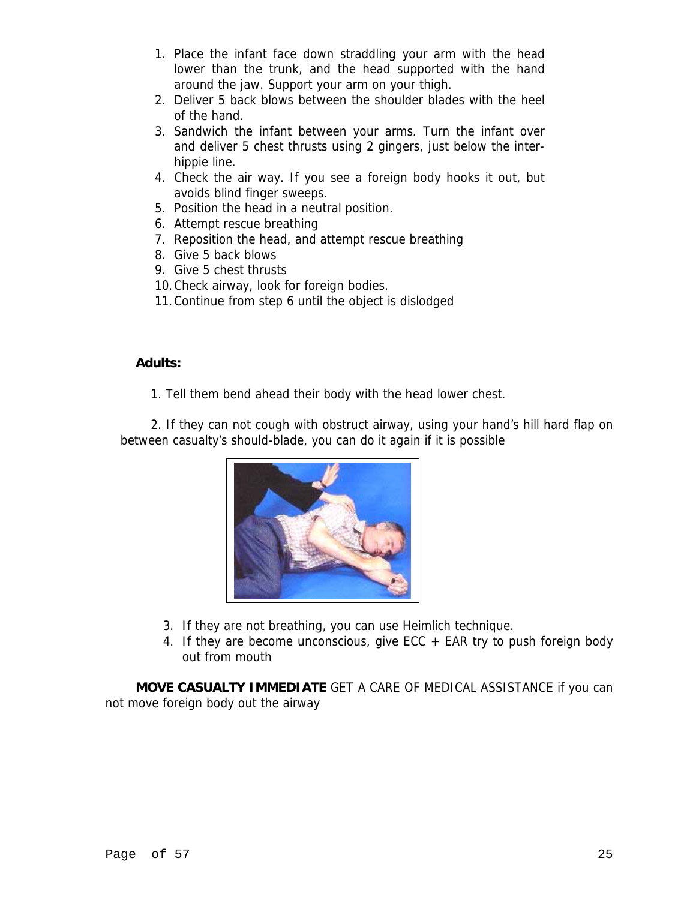1. Place the infant face down straddling your arm with the head lower than the trunk, and the head supported with the hand around the jaw. Support your arm on your thigh.
2. Deliver 5 back blows between the shoulder blades with the heel of the hand.
3. Sandwich the infant between your arms. Turn the infant over and deliver 5 chest thrusts using 2 gingers, just below the inter-hippie line.
4. Check the air way. If you see a foreign body hooks it out, but avoids blind finger sweeps.
5. Position the head in a neutral position.
6. Attempt rescue breathing
7. Reposition the head, and attempt rescue breathing
8. Give 5 back blows
9. Give 5 chest thrusts
10. Check airway, look for foreign bodies.
11. Continue from step 6 until the object is dislodged

**Adults:**

1. Tell them bend ahead their body with the head lower chest.

2. If they can not cough with obstruct airway, using your hand's hill hard flap on between casualty's should-blade, you can do it again if it is possible

3. If they are not breathing, you can use Heimlich technique.
4. If they are become unconscious, give ECC + EAR try to push foreign body out from mouth

**MOVE CASUALTY IMMEDIATE** GET A CARE OF MEDICAL ASSISTANCE if you can not move foreign body out the airway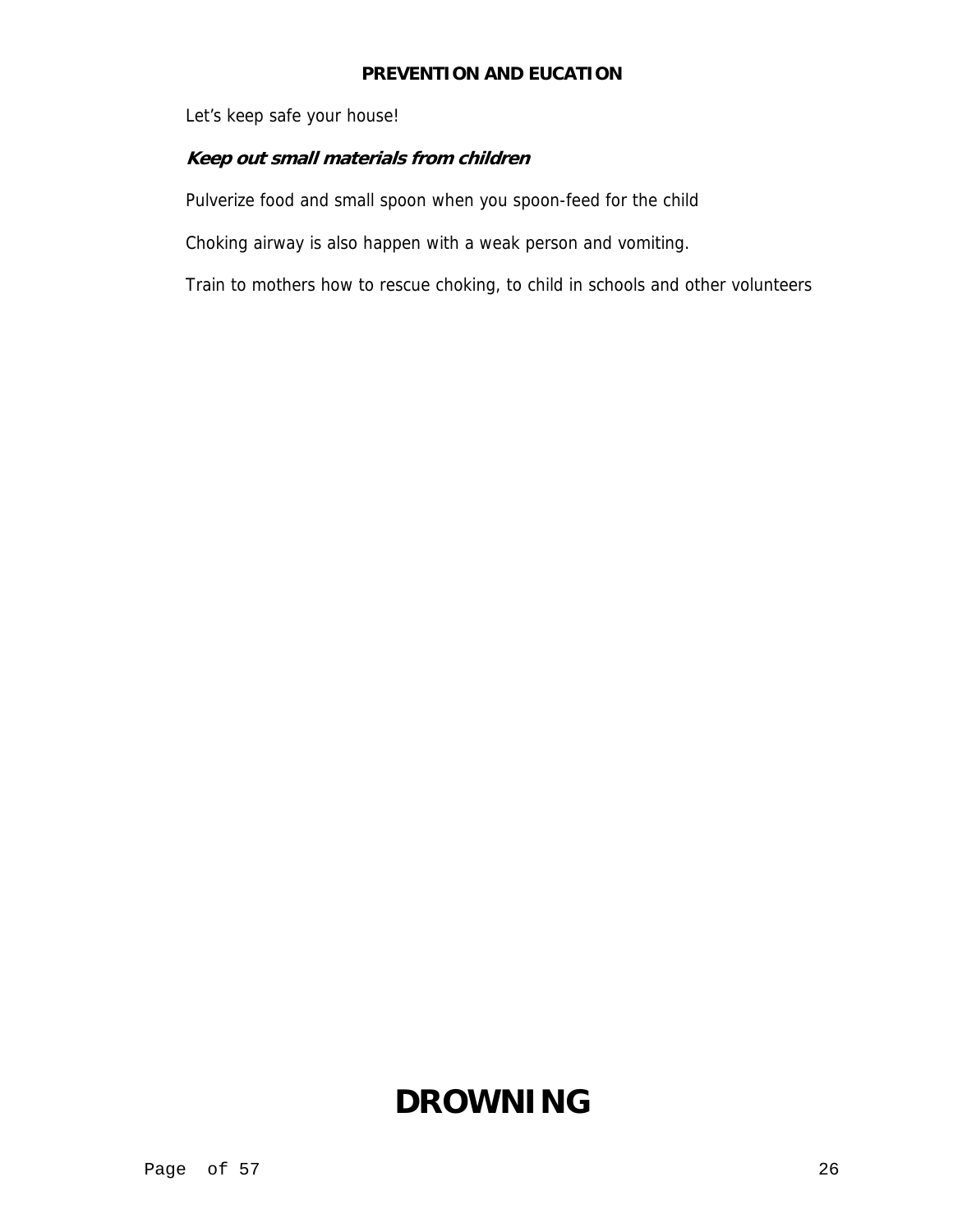**PREVENTION AND EUCATION**

Let's keep safe your house!

***Keep out small materials from children***

Pulverize food and small spoon when you spoon-feed for the child

Choking airway is also happen with a weak person and vomiting.

Train to mothers how to rescue choking, to child in schools and other volunteers

# DROWNING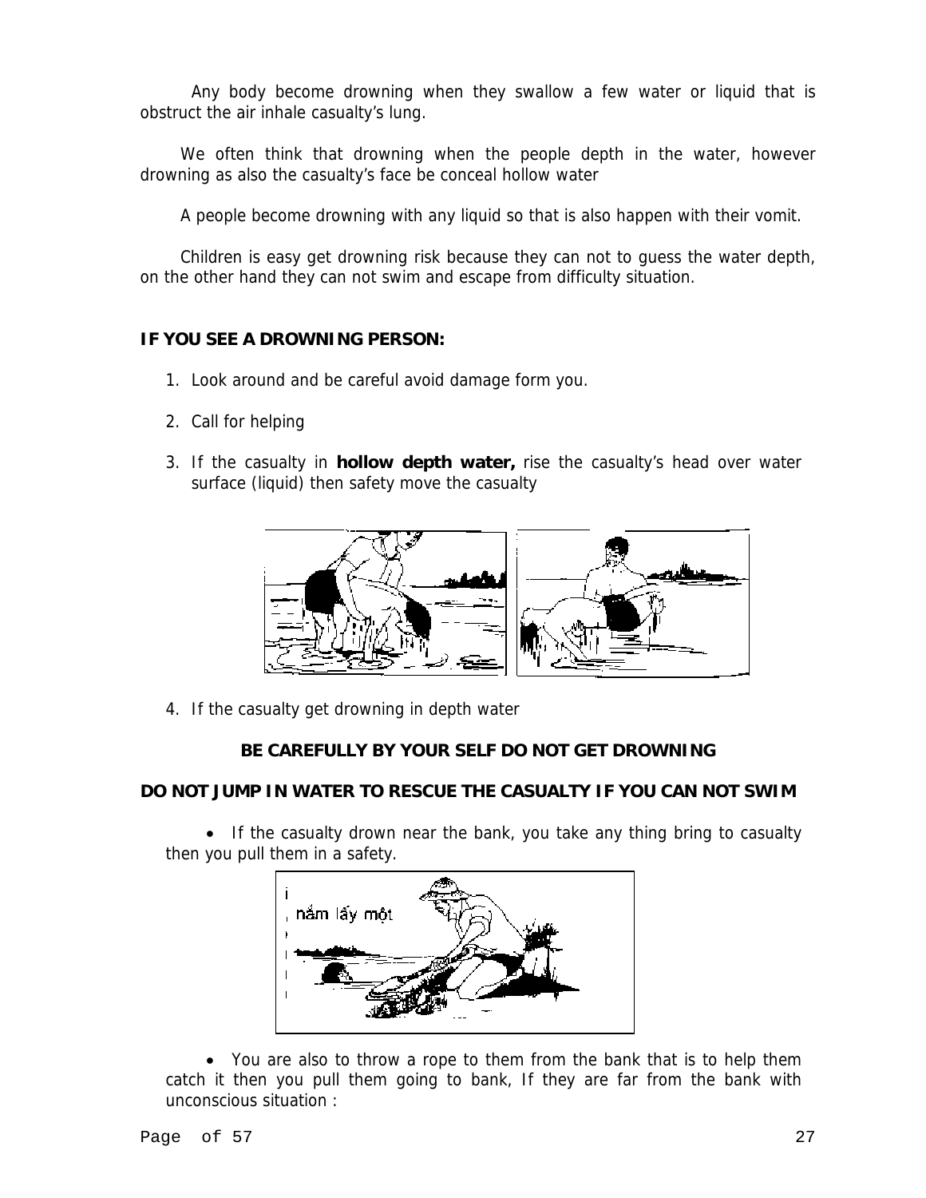Any body become drowning when they swallow a few water or liquid that is obstruct the air inhale casualty's lung.

We often think that drowning when the people depth in the water, however drowning as also the casualty's face be conceal hollow water

A people become drowning with any liquid so that is also happen with their vomit.

Children is easy get drowning risk because they can not to guess the water depth, on the other hand they can not swim and escape from difficulty situation.

**IF YOU SEE A DROWNING PERSON:**

1. Look around and be careful avoid damage form you.
2. Call for helping
3. If the casualty in **hollow depth water,** rise the casualty's head over water surface (liquid) then safety move the casualty
4. If the casualty get drowning in depth water

**BE CAREFULLY BY YOUR SELF DO NOT GET DROWNING**

**DO NOT JUMP IN WATER TO RESCUE THE CASUALTY IF YOU CAN NOT SWIM**

- If the casualty drown near the bank, you take any thing bring to casualty then you pull them in a safety.

- You are also to throw a rope to them from the bank that is to help them catch it then you pull them going to bank, If they are far from the bank with unconscious situation :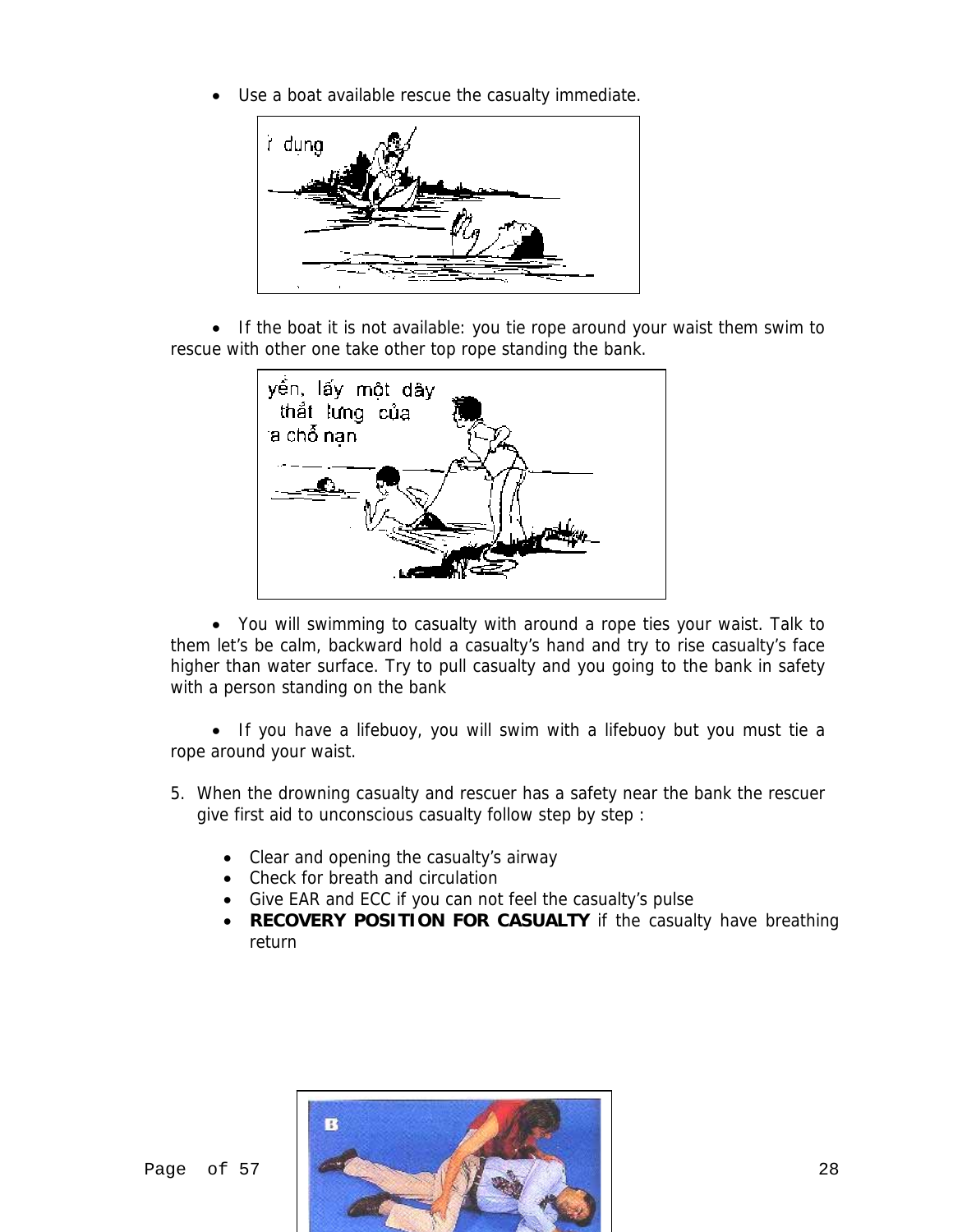- Use a boat available rescue the casualty immediate.

- If the boat it is not available: you tie rope around your waist them swim to rescue with other one take other top rope standing the bank.

- You will swimming to casualty with around a rope ties your waist. Talk to them let's be calm, backward hold a casualty's hand and try to rise casualty's face higher than water surface. Try to pull casualty and you going to the bank in safety with a person standing on the bank

- If you have a lifebuoy, you will swim with a lifebuoy but you must tie a rope around your waist.

5. When the drowning casualty and rescuer has a safety near the bank the rescuer give first aid to unconscious casualty follow step by step :

   - Clear and opening the casualty's airway
   - Check for breath and circulation
   - Give EAR and ECC if you can not feel the casualty's pulse
   - **RECOVERY POSITION FOR CASUALTY** if the casualty have breathing return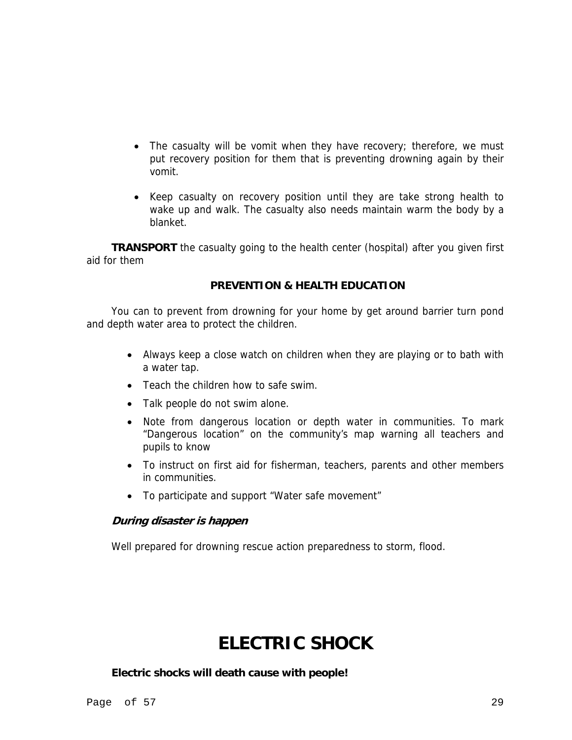- The casualty will be vomit when they have recovery; therefore, we must put recovery position for them that is preventing drowning again by their vomit.

- Keep casualty on recovery position until they are take strong health to wake up and walk. The casualty also needs maintain warm the body by a blanket.

**TRANSPORT** the casualty going to the health center (hospital) after you given first aid for them

### PREVENTION & HEALTH EDUCATION

You can to prevent from drowning for your home by get around barrier turn pond and depth water area to protect the children.

- Always keep a close watch on children when they are playing or to bath with a water tap.
- Teach the children how to safe swim.
- Talk people do not swim alone.
- Note from dangerous location or depth water in communities. To mark "Dangerous location" on the community's map warning all teachers and pupils to know
- To instruct on first aid for fisherman, teachers, parents and other members in communities.
- To participate and support "Water safe movement"

***During disaster is happen***

Well prepared for drowning rescue action preparedness to storm, flood.

# ELECTRIC SHOCK

**Electric shocks will death cause with people!**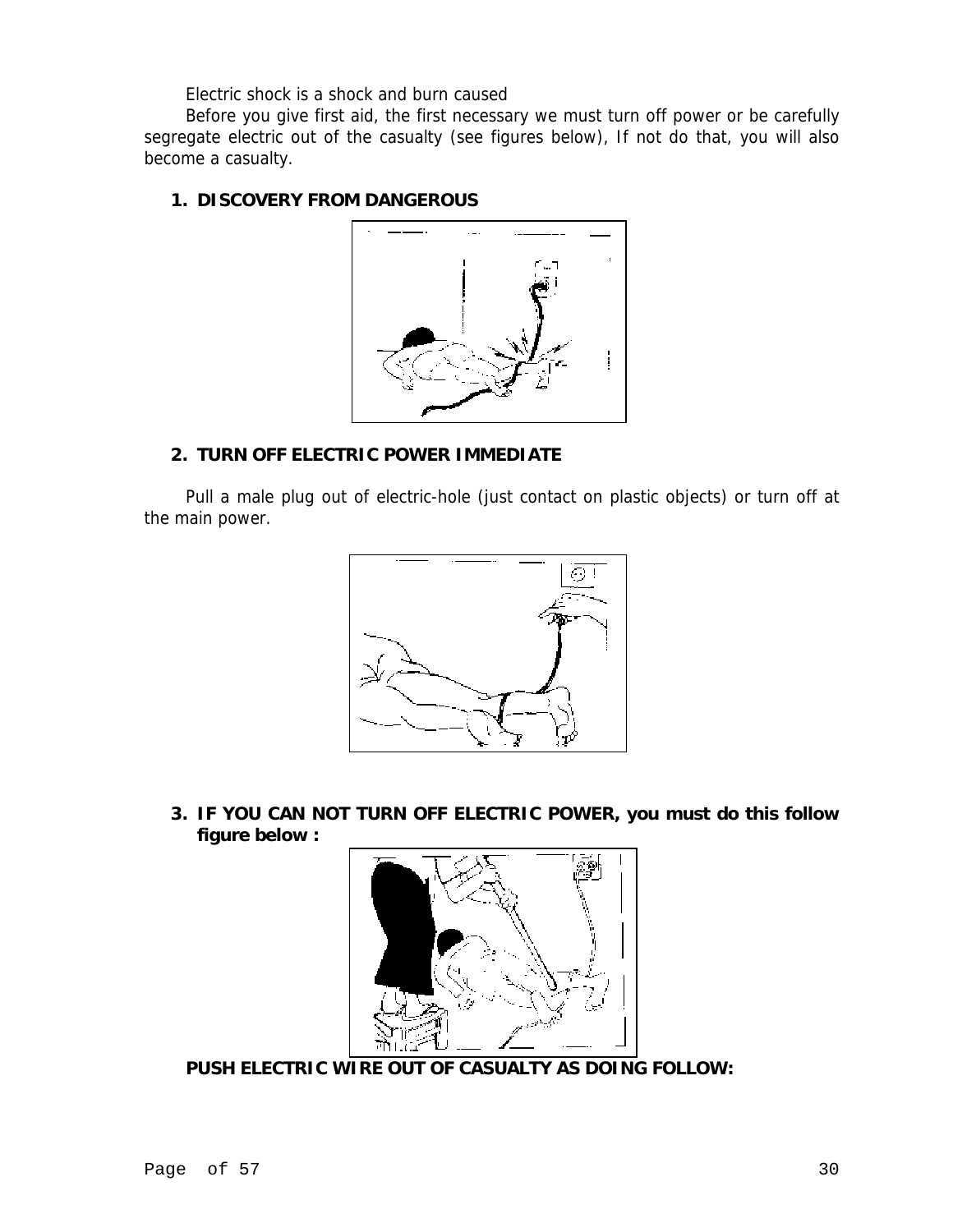Electric shock is a shock and burn caused

Before you give first aid, the first necessary we must turn off power or be carefully segregate electric out of the casualty (see figures below), If not do that, you will also become a casualty.

1. **DISCOVERY FROM DANGEROUS**

2. **TURN OFF ELECTRIC POWER IMMEDIATE**

Pull a male plug out of electric-hole (just contact on plastic objects) or turn off at the main power.

3. **IF YOU CAN NOT TURN OFF ELECTRIC POWER, you must do this follow figure below :**

**PUSH ELECTRIC WIRE OUT OF CASUALTY AS DOING FOLLOW:**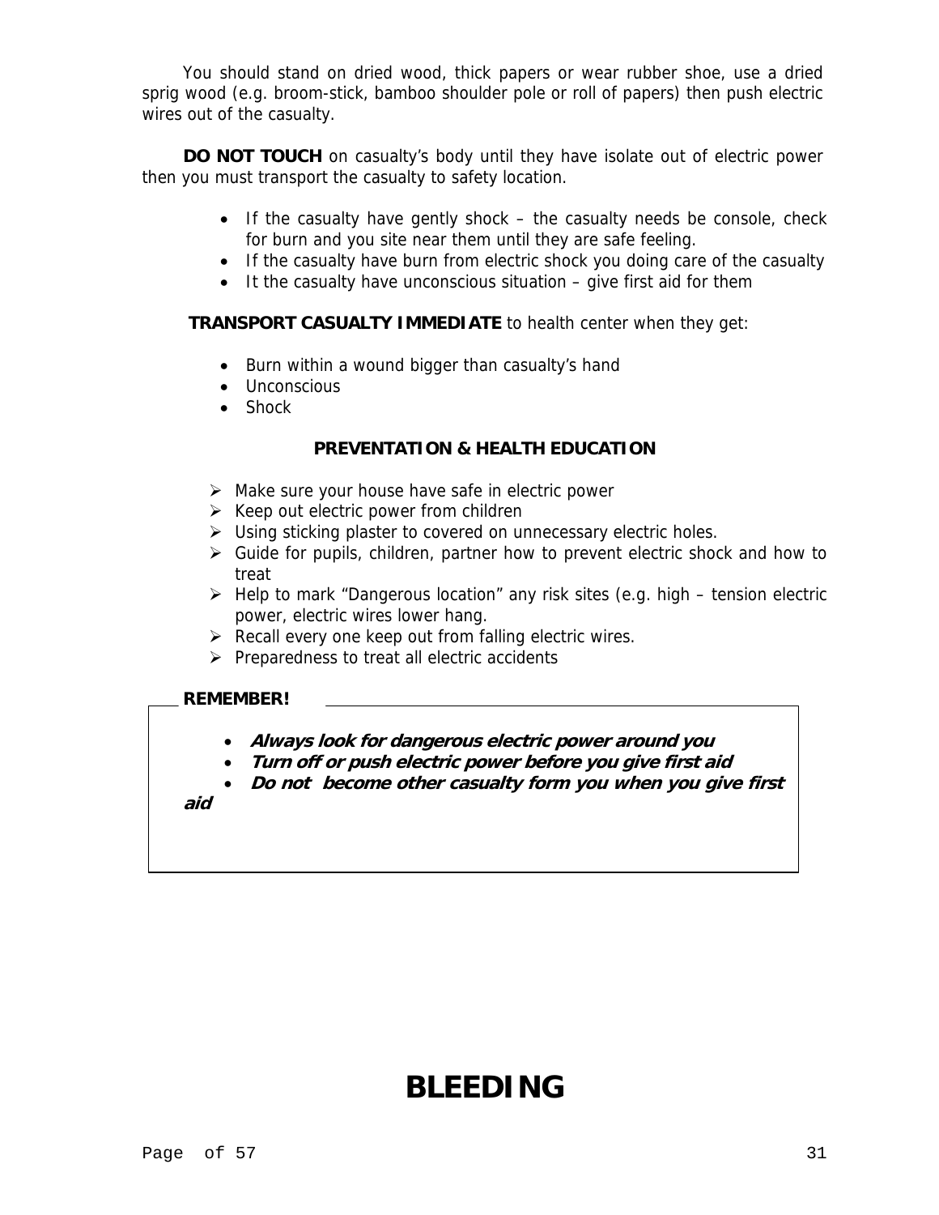You should stand on dried wood, thick papers or wear rubber shoe, use a dried sprig wood (e.g. broom-stick, bamboo shoulder pole or roll of papers) then push electric wires out of the casualty.

**DO NOT TOUCH** on casualty's body until they have isolate out of electric power then you must transport the casualty to safety location.

- If the casualty have gently shock – the casualty needs be console, check for burn and you site near them until they are safe feeling.
- If the casualty have burn from electric shock you doing care of the casualty
- It the casualty have unconscious situation – give first aid for them

**TRANSPORT CASUALTY IMMEDIATE** to health center when they get:

- Burn within a wound bigger than casualty's hand
- Unconscious
- Shock

### PREVENTATION & HEALTH EDUCATION

- Make sure your house have safe in electric power
- Keep out electric power from children
- Using sticking plaster to covered on unnecessary electric holes.
- Guide for pupils, children, partner how to prevent electric shock and how to treat
- Help to mark "Dangerous location" any risk sites (e.g. high – tension electric power, electric wires lower hang.
- Recall every one keep out from falling electric wires.
- Preparedness to treat all electric accidents

**REMEMBER!**

- ***Always look for dangerous electric power around you***
- ***Turn off or push electric power before you give first aid***
- ***Do not become other casualty form you when you give first aid***

# BLEEDING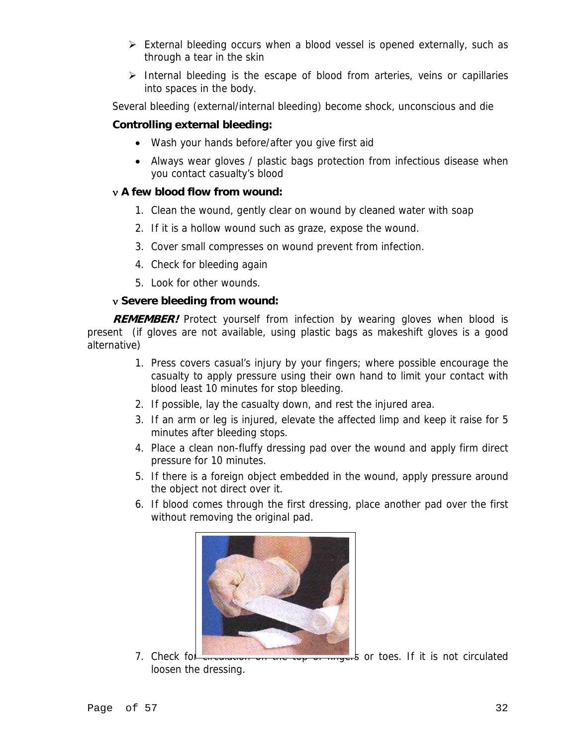- External bleeding occurs when a blood vessel is opened externally, such as through a tear in the skin
- Internal bleeding is the escape of blood from arteries, veins or capillaries into spaces in the body.

Several bleeding (external/internal bleeding) become shock, unconscious and die

**Controlling external bleeding:**

- Wash your hands before/after you give first aid
- Always wear gloves / plastic bags protection from infectious disease when you contact casualty's blood

ν **A few blood flow from wound:**

1. Clean the wound, gently clear on wound by cleaned water with soap
2. If it is a hollow wound such as graze, expose the wound.
3. Cover small compresses on wound prevent from infection.
4. Check for bleeding again
5. Look for other wounds.

ν **Severe bleeding from wound:**

***REMEMBER!*** Protect yourself from infection by wearing gloves when blood is present (if gloves are not available, using plastic bags as makeshift gloves is a good alternative)

1. Press covers casual's injury by your fingers; where possible encourage the casualty to apply pressure using their own hand to limit your contact with blood least 10 minutes for stop bleeding.
2. If possible, lay the casualty down, and rest the injured area.
3. If an arm or leg is injured, elevate the affected limp and keep it raise for 5 minutes after bleeding stops.
4. Place a clean non-fluffy dressing pad over the wound and apply firm direct pressure for 10 minutes.
5. If there is a foreign object embedded in the wound, apply pressure around the object not direct over it.
6. If blood comes through the first dressing, place another pad over the first without removing the original pad.
7. Check for circulation on the top of fingers or toes. If it is not circulated loosen the dressing.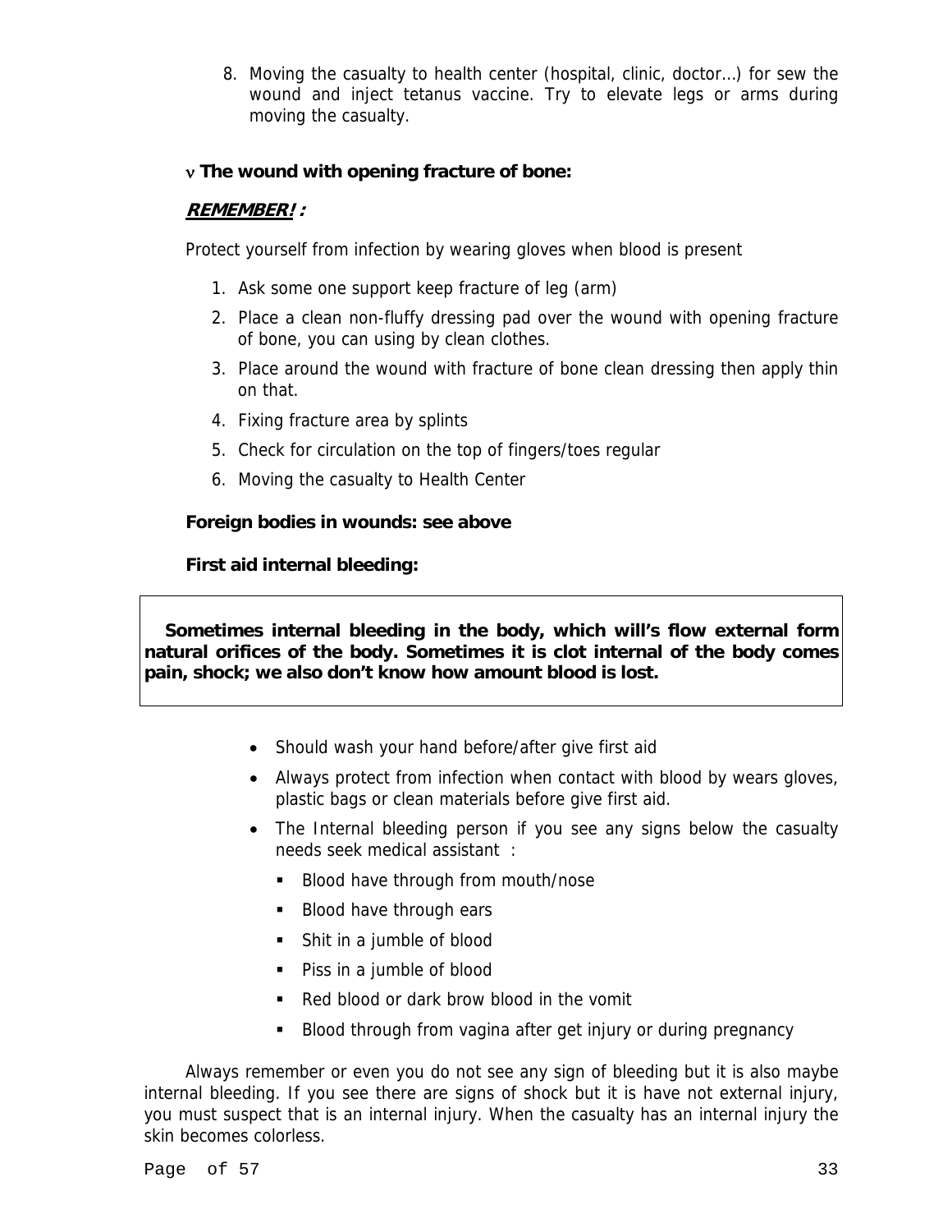8. Moving the casualty to health center (hospital, clinic, doctor…) for sew the wound and inject tetanus vaccine. Try to elevate legs or arms during moving the casualty.

**ν The wound with opening fracture of bone:**

***REMEMBER!*** **:**

Protect yourself from infection by wearing gloves when blood is present

1. Ask some one support keep fracture of leg (arm)
2. Place a clean non-fluffy dressing pad over the wound with opening fracture of bone, you can using by clean clothes.
3. Place around the wound with fracture of bone clean dressing then apply thin on that.
4. Fixing fracture area by splints
5. Check for circulation on the top of fingers/toes regular
6. Moving the casualty to Health Center

**Foreign bodies in wounds: see above**

**First aid internal bleeding:**

**Sometimes internal bleeding in the body, which will's flow external form natural orifices of the body. Sometimes it is clot internal of the body comes pain, shock; we also don't know how amount blood is lost.**

- Should wash your hand before/after give first aid
- Always protect from infection when contact with blood by wears gloves, plastic bags or clean materials before give first aid.
- The Internal bleeding person if you see any signs below the casualty needs seek medical assistant :
  - Blood have through from mouth/nose
  - Blood have through ears
  - Shit in a jumble of blood
  - Piss in a jumble of blood
  - Red blood or dark brow blood in the vomit
  - Blood through from vagina after get injury or during pregnancy

Always remember or even you do not see any sign of bleeding but it is also maybe internal bleeding. If you see there are signs of shock but it is have not external injury, you must suspect that is an internal injury. When the casualty has an internal injury the skin becomes colorless.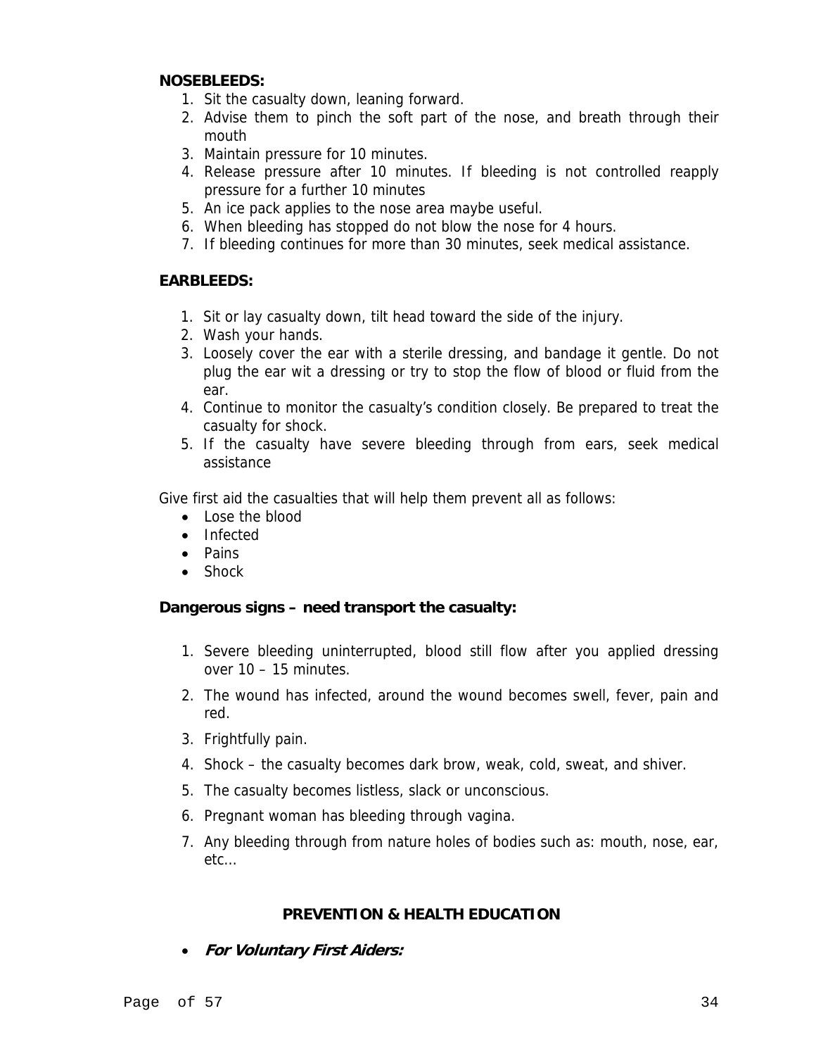**NOSEBLEEDS:**

1. Sit the casualty down, leaning forward.
2. Advise them to pinch the soft part of the nose, and breath through their mouth
3. Maintain pressure for 10 minutes.
4. Release pressure after 10 minutes. If bleeding is not controlled reapply pressure for a further 10 minutes
5. An ice pack applies to the nose area maybe useful.
6. When bleeding has stopped do not blow the nose for 4 hours.
7. If bleeding continues for more than 30 minutes, seek medical assistance.

**EARBLEEDS:**

1. Sit or lay casualty down, tilt head toward the side of the injury.
2. Wash your hands.
3. Loosely cover the ear with a sterile dressing, and bandage it gentle. Do not plug the ear wit a dressing or try to stop the flow of blood or fluid from the ear.
4. Continue to monitor the casualty's condition closely. Be prepared to treat the casualty for shock.
5. If the casualty have severe bleeding through from ears, seek medical assistance

Give first aid the casualties that will help them prevent all as follows:

- Lose the blood
- Infected
- Pains
- Shock

**Dangerous signs – need transport the casualty:**

1. Severe bleeding uninterrupted, blood still flow after you applied dressing over 10 – 15 minutes.
2. The wound has infected, around the wound becomes swell, fever, pain and red.
3. Frightfully pain.
4. Shock – the casualty becomes dark brow, weak, cold, sweat, and shiver.
5. The casualty becomes listless, slack or unconscious.
6. Pregnant woman has bleeding through vagina.
7. Any bleeding through from nature holes of bodies such as: mouth, nose, ear, etc…

**PREVENTION & HEALTH EDUCATION**

- ***For Voluntary First Aiders:***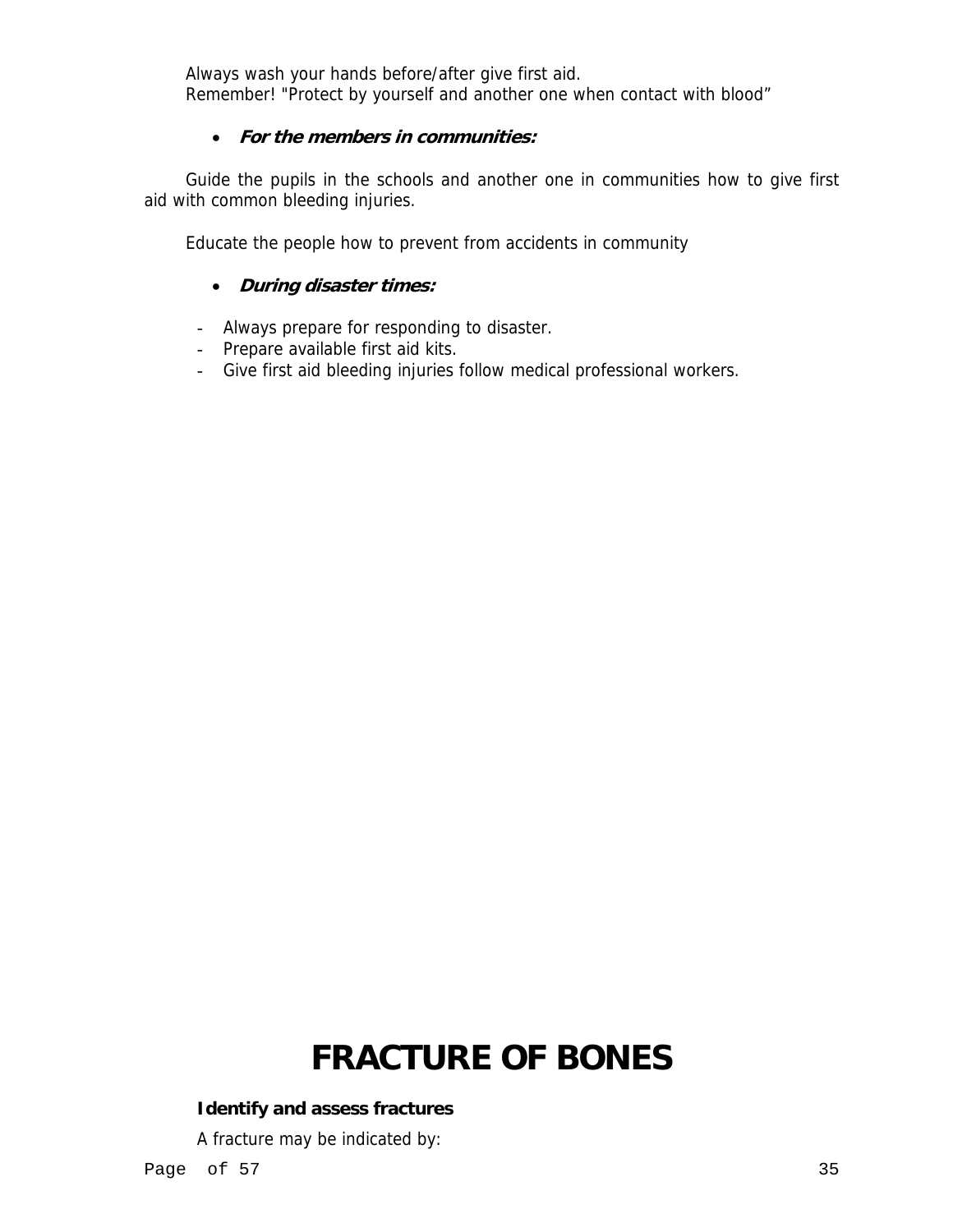Always wash your hands before/after give first aid.
Remember! "Protect by yourself and another one when contact with blood"

- ***For the members in communities:***

Guide the pupils in the schools and another one in communities how to give first aid with common bleeding injuries.

Educate the people how to prevent from accidents in community

- ***During disaster times:***

- Always prepare for responding to disaster.
- Prepare available first aid kits.
- Give first aid bleeding injuries follow medical professional workers.

# FRACTURE OF BONES

**Identify and assess fractures**

A fracture may be indicated by: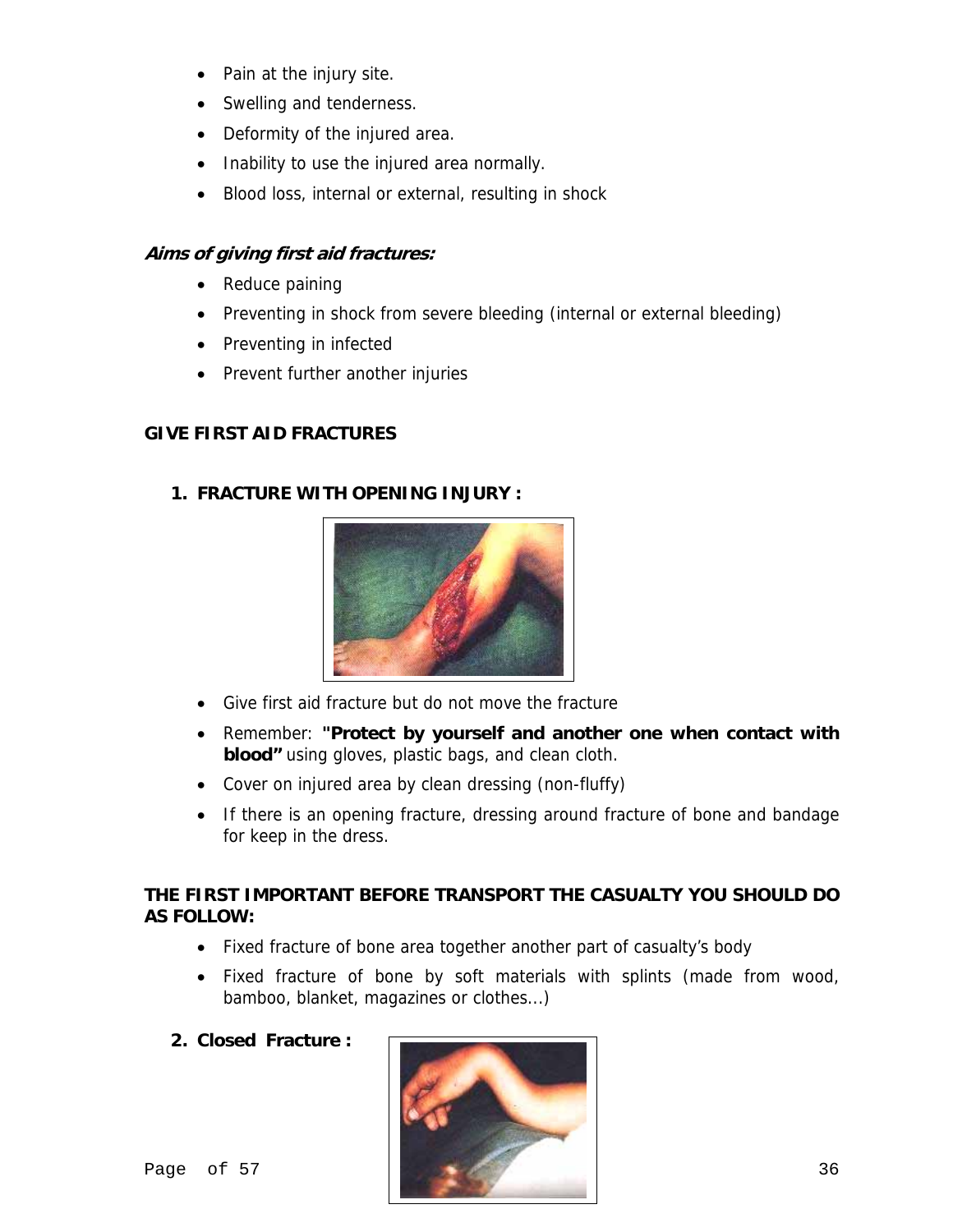- Pain at the injury site.
- Swelling and tenderness.
- Deformity of the injured area.
- Inability to use the injured area normally.
- Blood loss, internal or external, resulting in shock

***Aims of giving first aid fractures:***

- Reduce paining
- Preventing in shock from severe bleeding (internal or external bleeding)
- Preventing in infected
- Prevent further another injuries

**GIVE FIRST AID FRACTURES**

1. **FRACTURE WITH OPENING INJURY :**

- Give first aid fracture but do not move the fracture
- Remember: **"Protect by yourself and another one when contact with blood"** using gloves, plastic bags, and clean cloth.
- Cover on injured area by clean dressing (non-fluffy)
- If there is an opening fracture, dressing around fracture of bone and bandage for keep in the dress.

**THE FIRST IMPORTANT BEFORE TRANSPORT THE CASUALTY YOU SHOULD DO AS FOLLOW:**

- Fixed fracture of bone area together another part of casualty's body
- Fixed fracture of bone by soft materials with splints (made from wood, bamboo, blanket, magazines or clothes...)

2. **Closed Fracture :**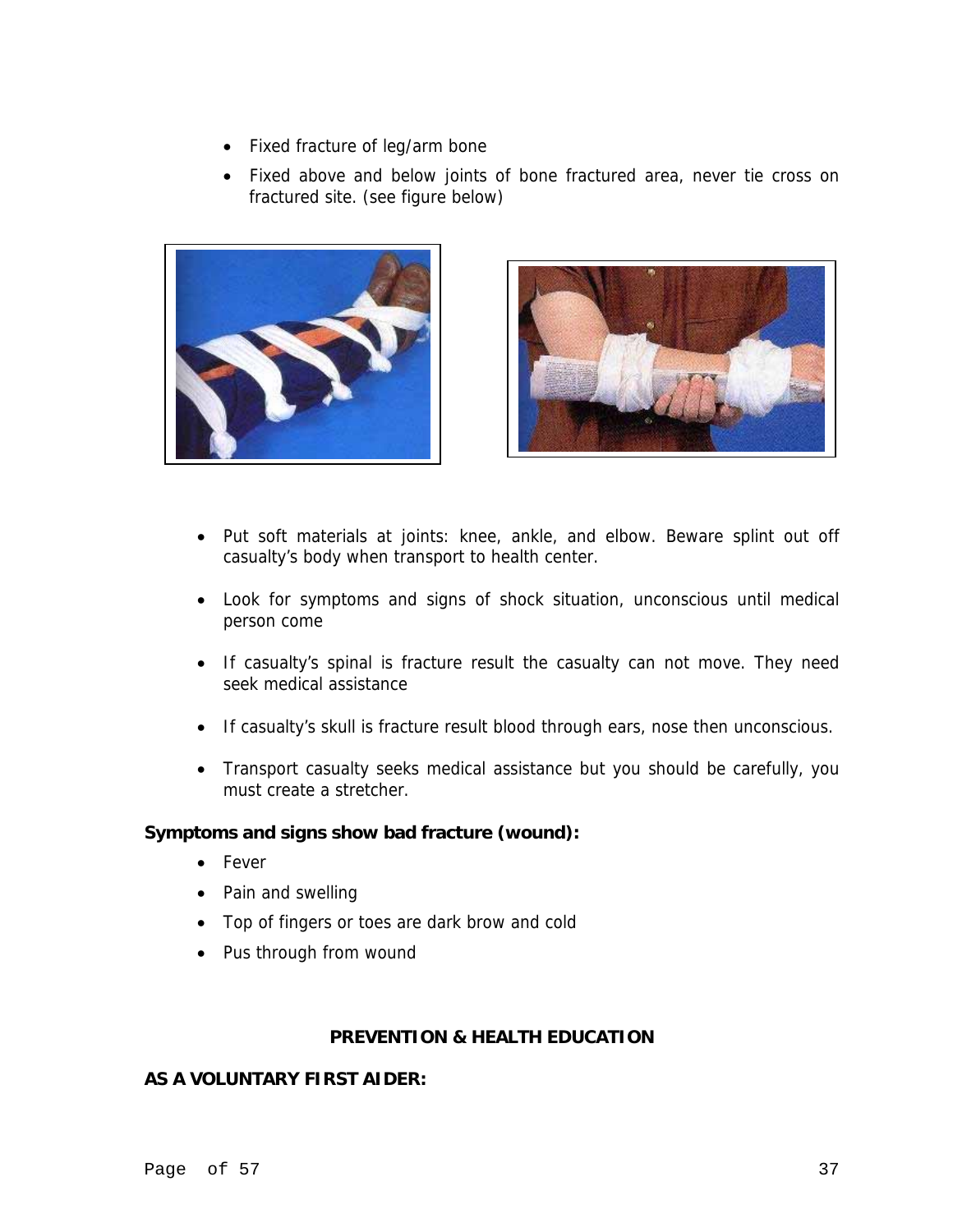- Fixed fracture of leg/arm bone
- Fixed above and below joints of bone fractured area, never tie cross on fractured site. (see figure below)

- Put soft materials at joints: knee, ankle, and elbow. Beware splint out off casualty's body when transport to health center.
- Look for symptoms and signs of shock situation, unconscious until medical person come
- If casualty's spinal is fracture result the casualty can not move. They need seek medical assistance
- If casualty's skull is fracture result blood through ears, nose then unconscious.
- Transport casualty seeks medical assistance but you should be carefully, you must create a stretcher.

**Symptoms and signs show bad fracture (wound):**

- Fever
- Pain and swelling
- Top of fingers or toes are dark brow and cold
- Pus through from wound

## PREVENTION & HEALTH EDUCATION

**AS A VOLUNTARY FIRST AIDER:**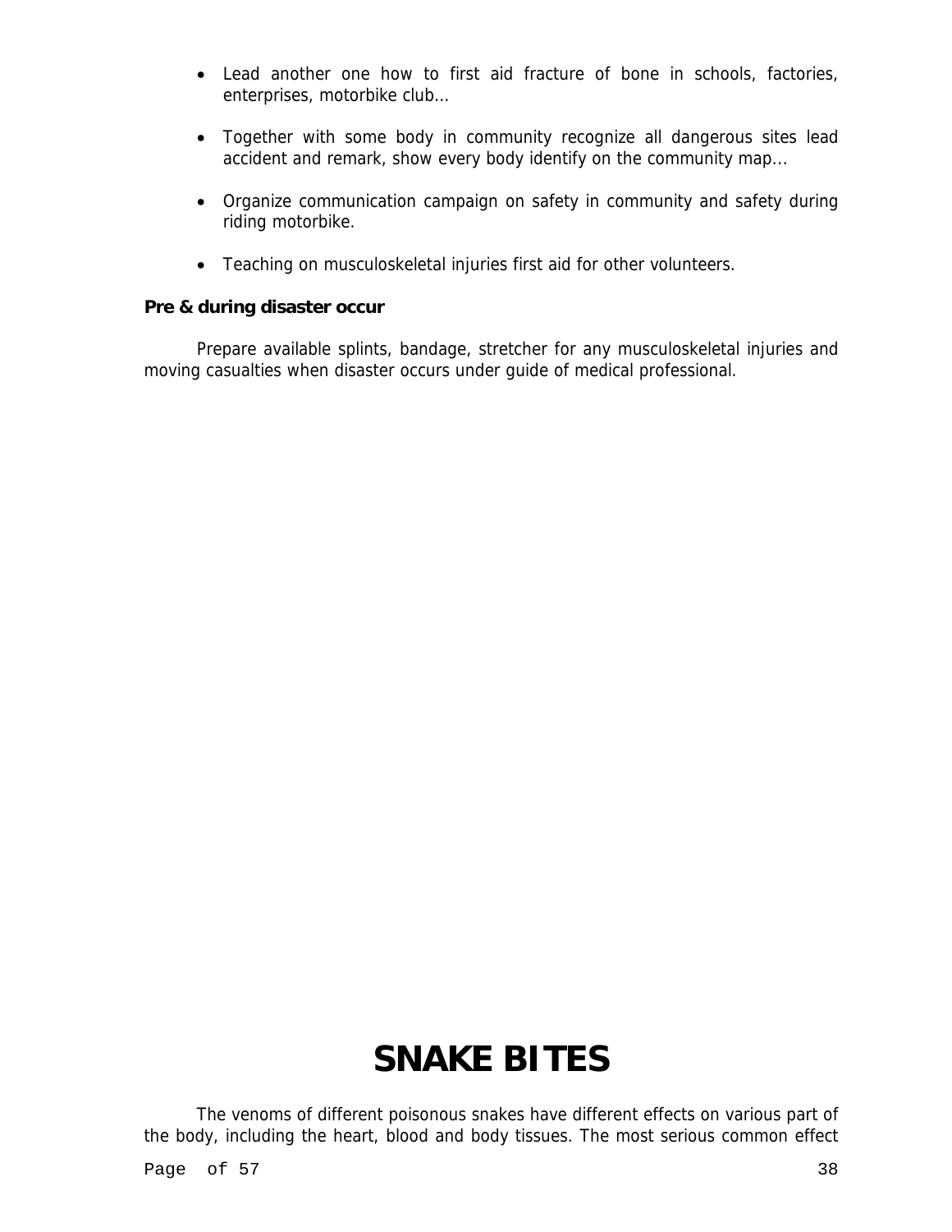- Lead another one how to first aid fracture of bone in schools, factories, enterprises, motorbike club...

- Together with some body in community recognize all dangerous sites lead accident and remark, show every body identify on the community map...

- Organize communication campaign on safety in community and safety during riding motorbike.

- Teaching on musculoskeletal injuries first aid for other volunteers.

**Pre & during disaster occur**

Prepare available splints, bandage, stretcher for any musculoskeletal injuries and moving casualties when disaster occurs under guide of medical professional.

# SNAKE BITES

The venoms of different poisonous snakes have different effects on various part of the body, including the heart, blood and body tissues. The most serious common effect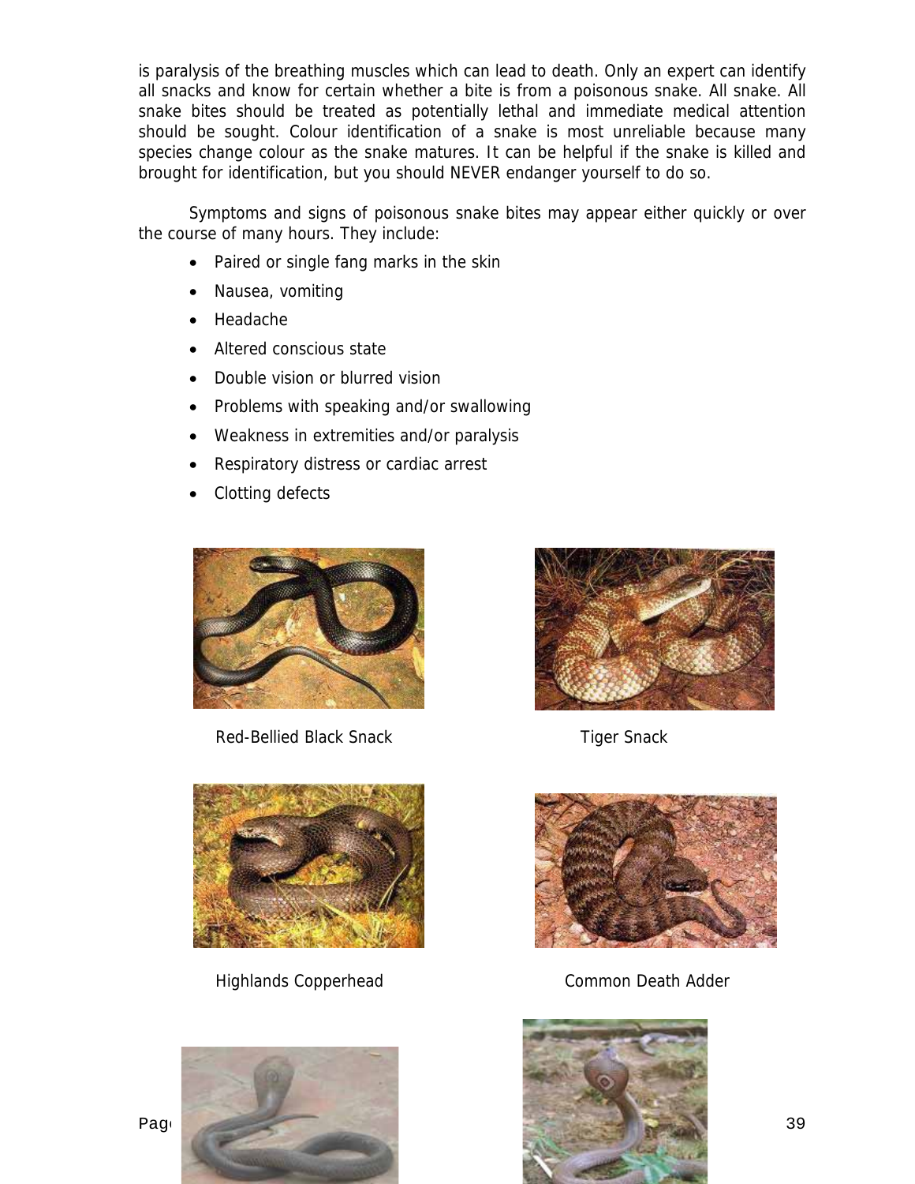is paralysis of the breathing muscles which can lead to death. Only an expert can identify all snacks and know for certain whether a bite is from a poisonous snake. All snake. All snake bites should be treated as potentially lethal and immediate medical attention should be sought. Colour identification of a snake is most unreliable because many species change colour as the snake matures. It can be helpful if the snake is killed and brought for identification, but you should NEVER endanger yourself to do so.

Symptoms and signs of poisonous snake bites may appear either quickly or over the course of many hours. They include:

- Paired or single fang marks in the skin
- Nausea, vomiting
- Headache
- Altered conscious state
- Double vision or blurred vision
- Problems with speaking and/or swallowing
- Weakness in extremities and/or paralysis
- Respiratory distress or cardiac arrest
- Clotting defects

Red-Bellied Black Snack

Tiger Snack

Highlands Copperhead

Common Death Adder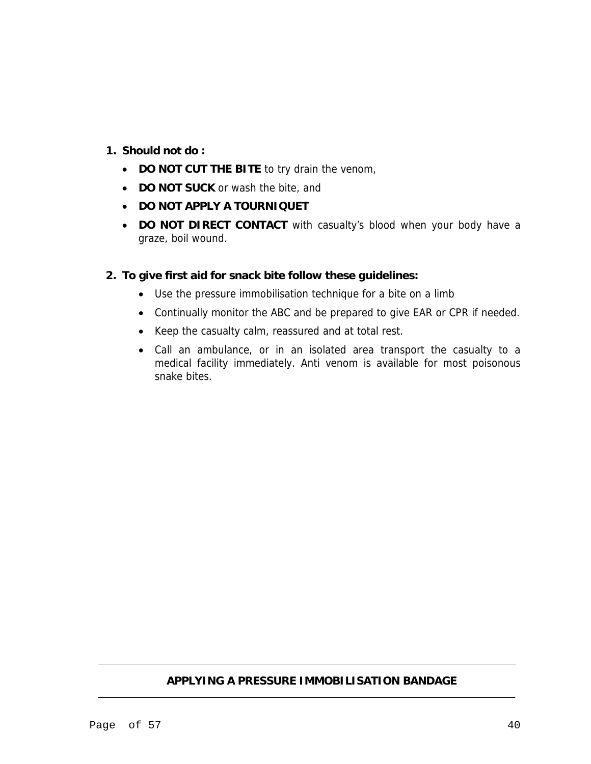1. **Should not do :**
   - **DO NOT CUT THE BITE** to try drain the venom,
   - **DO NOT SUCK** or wash the bite, and
   - **DO NOT APPLY A TOURNIQUET**
   - **DO NOT DIRECT CONTACT** with casualty's blood when your body have a graze, boil wound.

2. **To give first aid for snack bite follow these guidelines:**
   - Use the pressure immobilisation technique for a bite on a limb
   - Continually monitor the ABC and be prepared to give EAR or CPR if needed.
   - Keep the casualty calm, reassured and at total rest.
   - Call an ambulance, or in an isolated area transport the casualty to a medical facility immediately. Anti venom is available for most poisonous snake bites.

---

**APPLYING A PRESSURE IMMOBILISATION BANDAGE**

---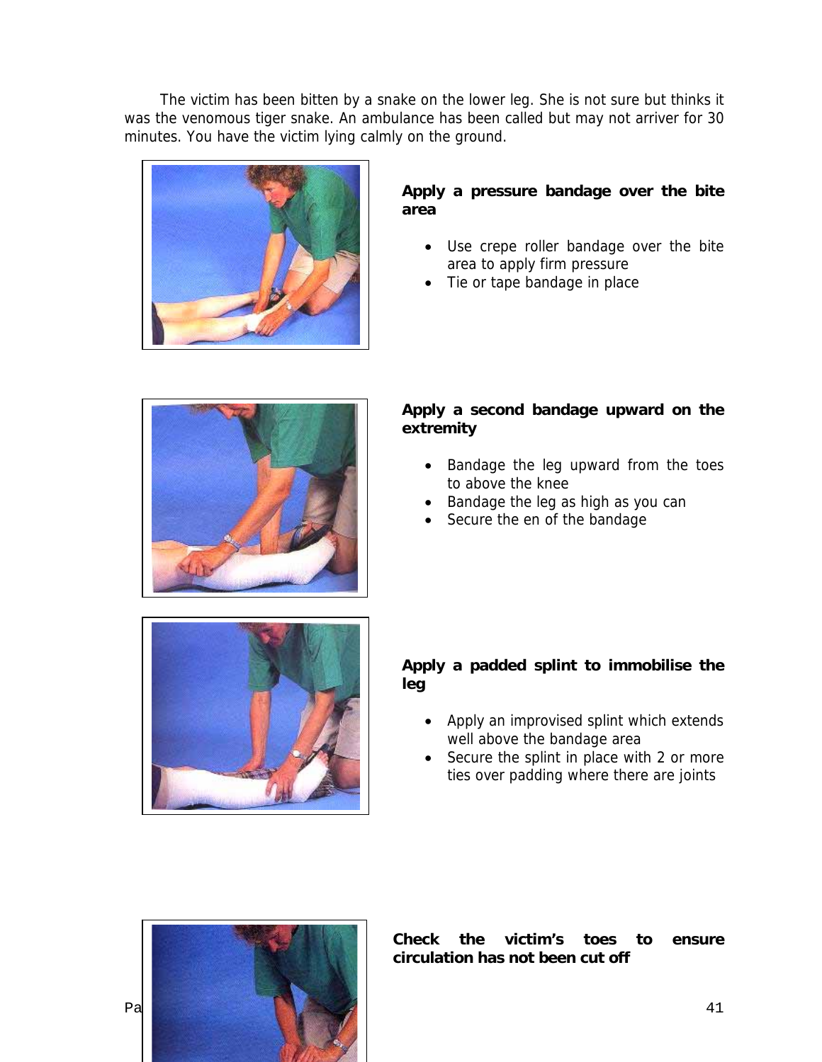The victim has been bitten by a snake on the lower leg. She is not sure but thinks it was the venomous tiger snake. An ambulance has been called but may not arriver for 30 minutes. You have the victim lying calmly on the ground.

**Apply a pressure bandage over the bite area**

- Use crepe roller bandage over the bite area to apply firm pressure
- Tie or tape bandage in place

**Apply a second bandage upward on the extremity**

- Bandage the leg upward from the toes to above the knee
- Bandage the leg as high as you can
- Secure the en of the bandage

**Apply a padded splint to immobilise the leg**

- Apply an improvised splint which extends well above the bandage area
- Secure the splint in place with 2 or more ties over padding where there are joints

**Check the victim's toes to ensure circulation has not been cut off**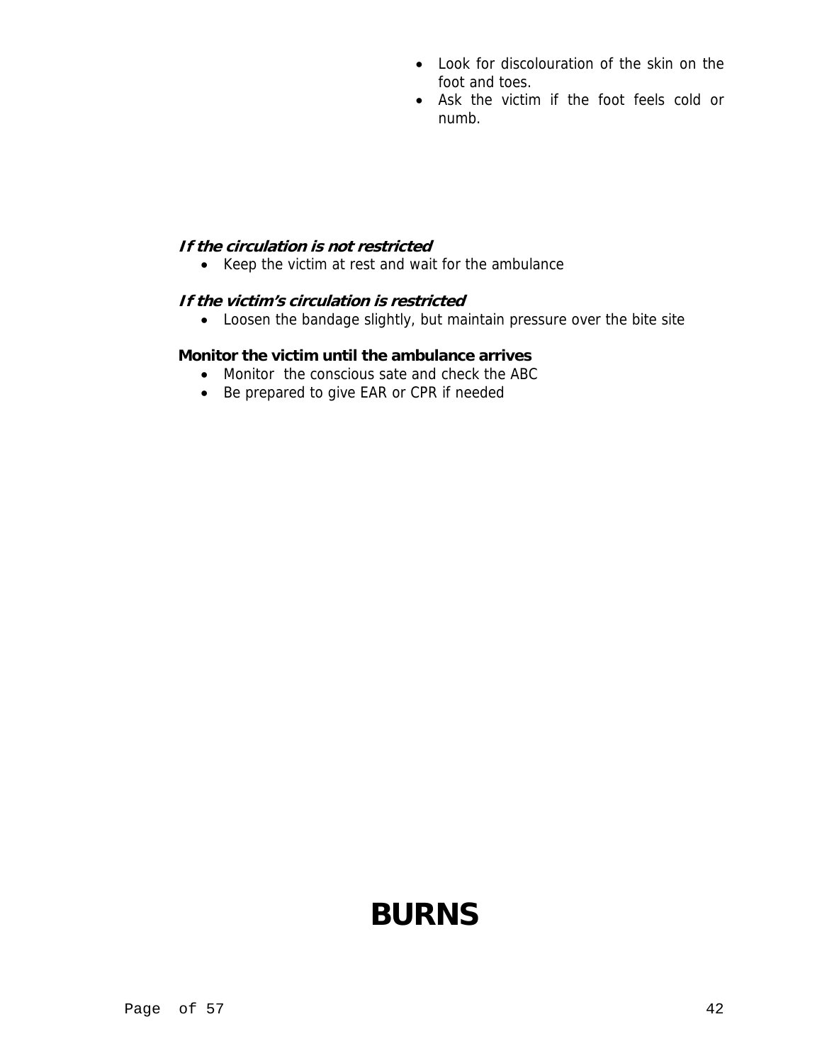- Look for discolouration of the skin on the foot and toes.
- Ask the victim if the foot feels cold or numb.

***If the circulation is not restricted***

- Keep the victim at rest and wait for the ambulance

***If the victim's circulation is restricted***

- Loosen the bandage slightly, but maintain pressure over the bite site

**Monitor the victim until the ambulance arrives**

- Monitor  the conscious sate and check the ABC
- Be prepared to give EAR or CPR if needed

# BURNS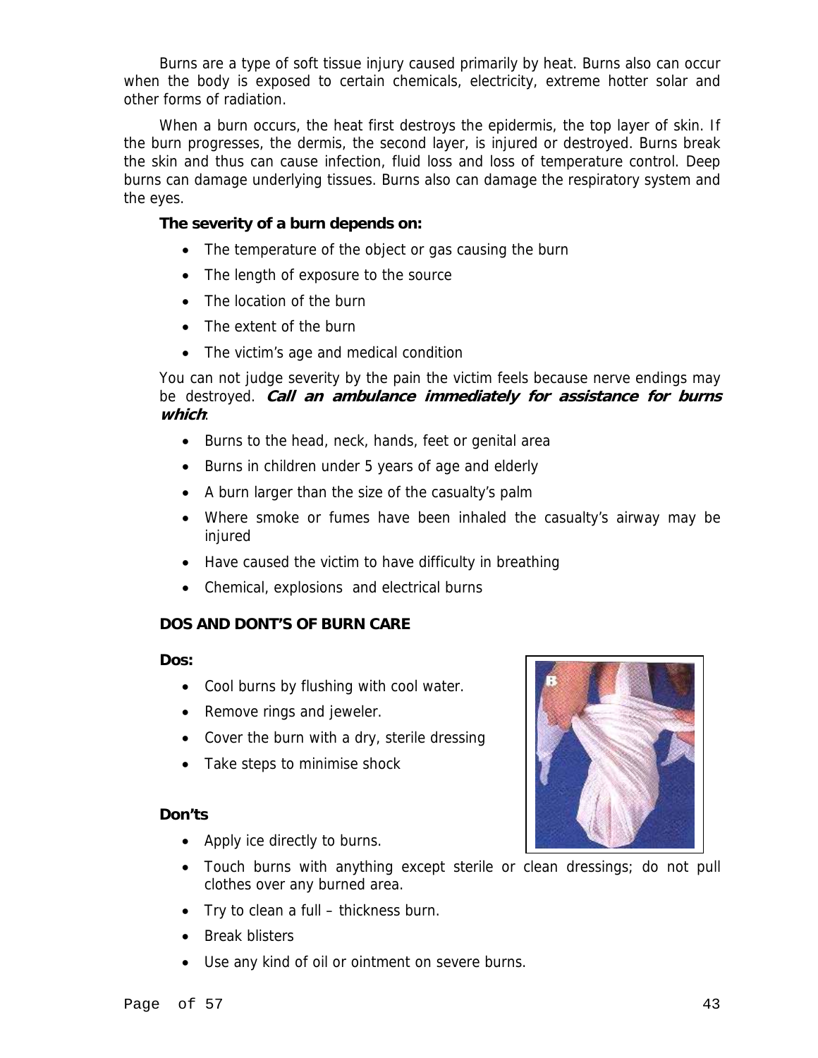Burns are a type of soft tissue injury caused primarily by heat. Burns also can occur when the body is exposed to certain chemicals, electricity, extreme hotter solar and other forms of radiation.

When a burn occurs, the heat first destroys the epidermis, the top layer of skin. If the burn progresses, the dermis, the second layer, is injured or destroyed. Burns break the skin and thus can cause infection, fluid loss and loss of temperature control. Deep burns can damage underlying tissues. Burns also can damage the respiratory system and the eyes.

**The severity of a burn depends on:**

- The temperature of the object or gas causing the burn
- The length of exposure to the source
- The location of the burn
- The extent of the burn
- The victim's age and medical condition

You can not judge severity by the pain the victim feels because nerve endings may be destroyed. ***Call an ambulance immediately for assistance for burns which***:

- Burns to the head, neck, hands, feet or genital area
- Burns in children under 5 years of age and elderly
- A burn larger than the size of the casualty's palm
- Where smoke or fumes have been inhaled the casualty's airway may be injured
- Have caused the victim to have difficulty in breathing
- Chemical, explosions and electrical burns

**DOS AND DONT'S OF BURN CARE**

**Dos:**

- Cool burns by flushing with cool water.
- Remove rings and jeweler.
- Cover the burn with a dry, sterile dressing
- Take steps to minimise shock

**Don'ts**

- Apply ice directly to burns.
- Touch burns with anything except sterile or clean dressings; do not pull clothes over any burned area.
- Try to clean a full – thickness burn.
- Break blisters
- Use any kind of oil or ointment on severe burns.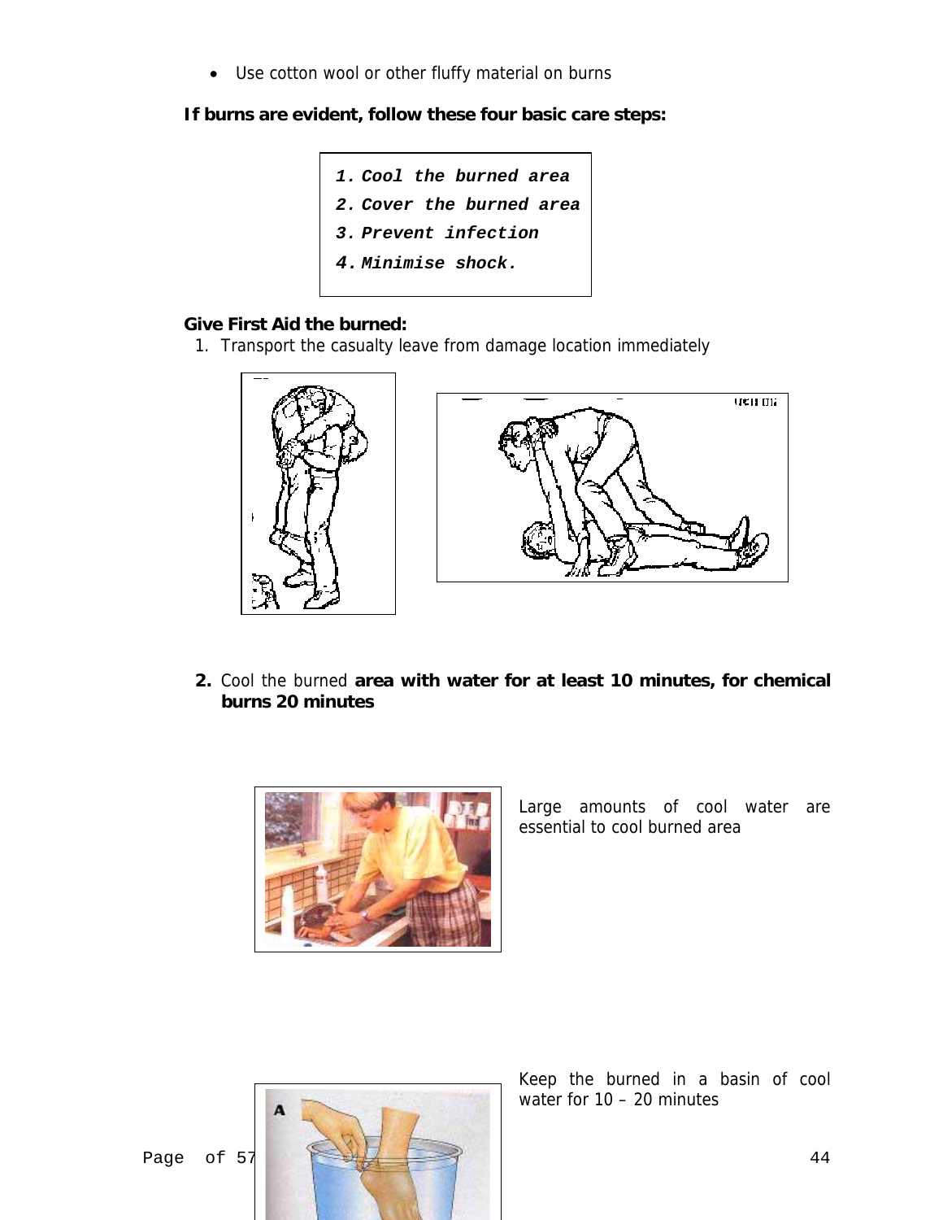- Use cotton wool or other fluffy material on burns

**If burns are evident, follow these four basic care steps:**

> ***1. Cool the burned area***
> ***2. Cover the burned area***
> ***3. Prevent infection***
> ***4. Minimise shock.***

**Give First Aid the burned:**

1. Transport the casualty leave from damage location immediately

2. Cool the burned **area with water for at least 10 minutes, for chemical burns 20 minutes**

Large amounts of cool water are essential to cool burned area

Keep the burned in a basin of cool water for 10 – 20 minutes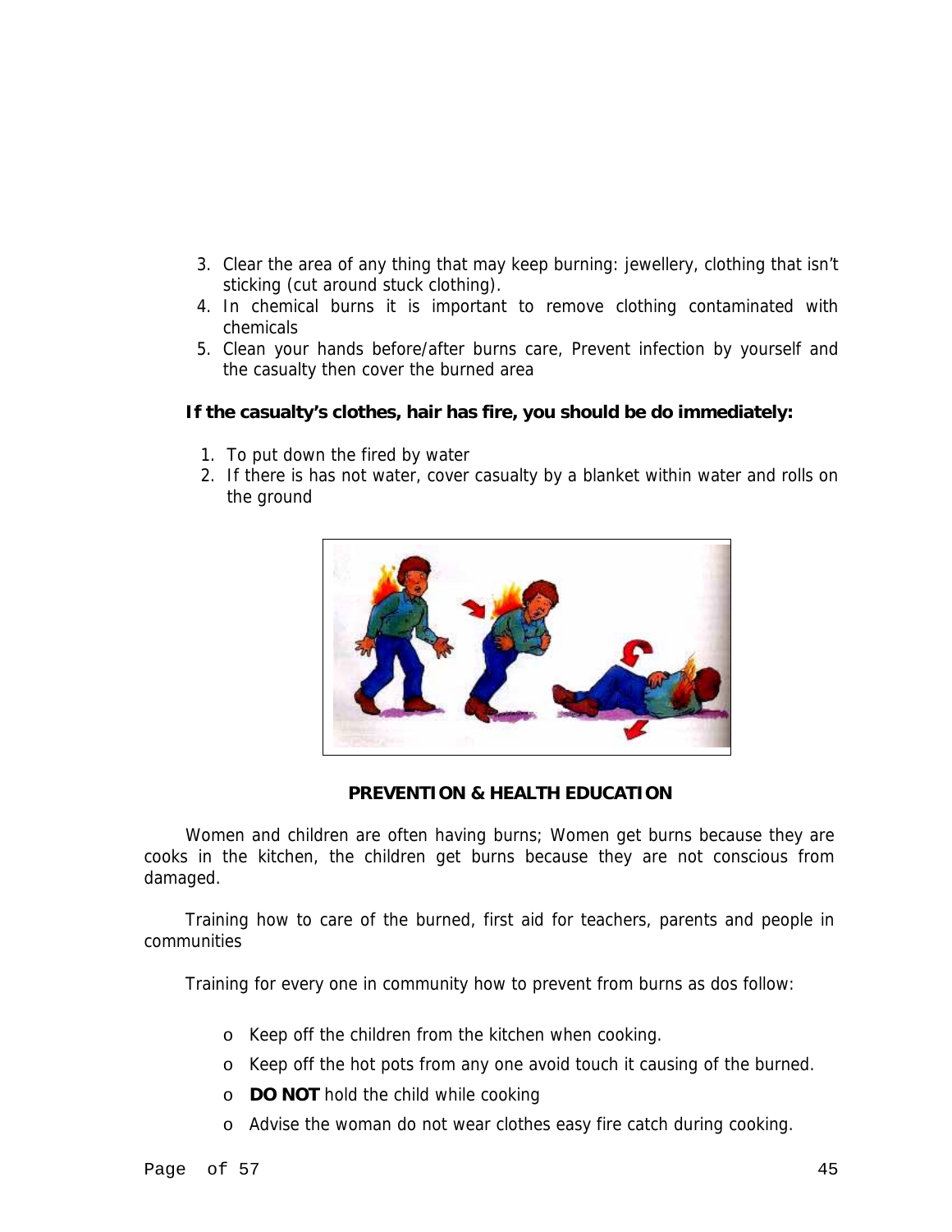3. Clear the area of any thing that may keep burning: jewellery, clothing that isn't sticking (cut around stuck clothing).
4. In chemical burns it is important to remove clothing contaminated with chemicals
5. Clean your hands before/after burns care, Prevent infection by yourself and the casualty then cover the burned area

**If the casualty's clothes, hair has fire, you should be do immediately:**

1. To put down the fired by water
2. If there is has not water, cover casualty by a blanket within water and rolls on the ground

**PREVENTION & HEALTH EDUCATION**

Women and children are often having burns; Women get burns because they are cooks in the kitchen, the children get burns because they are not conscious from damaged.

Training how to care of the burned, first aid for teachers, parents and people in communities

Training for every one in community how to prevent from burns as dos follow:

- Keep off the children from the kitchen when cooking.
- Keep off the hot pots from any one avoid touch it causing of the burned.
- **DO NOT** hold the child while cooking
- Advise the woman do not wear clothes easy fire catch during cooking.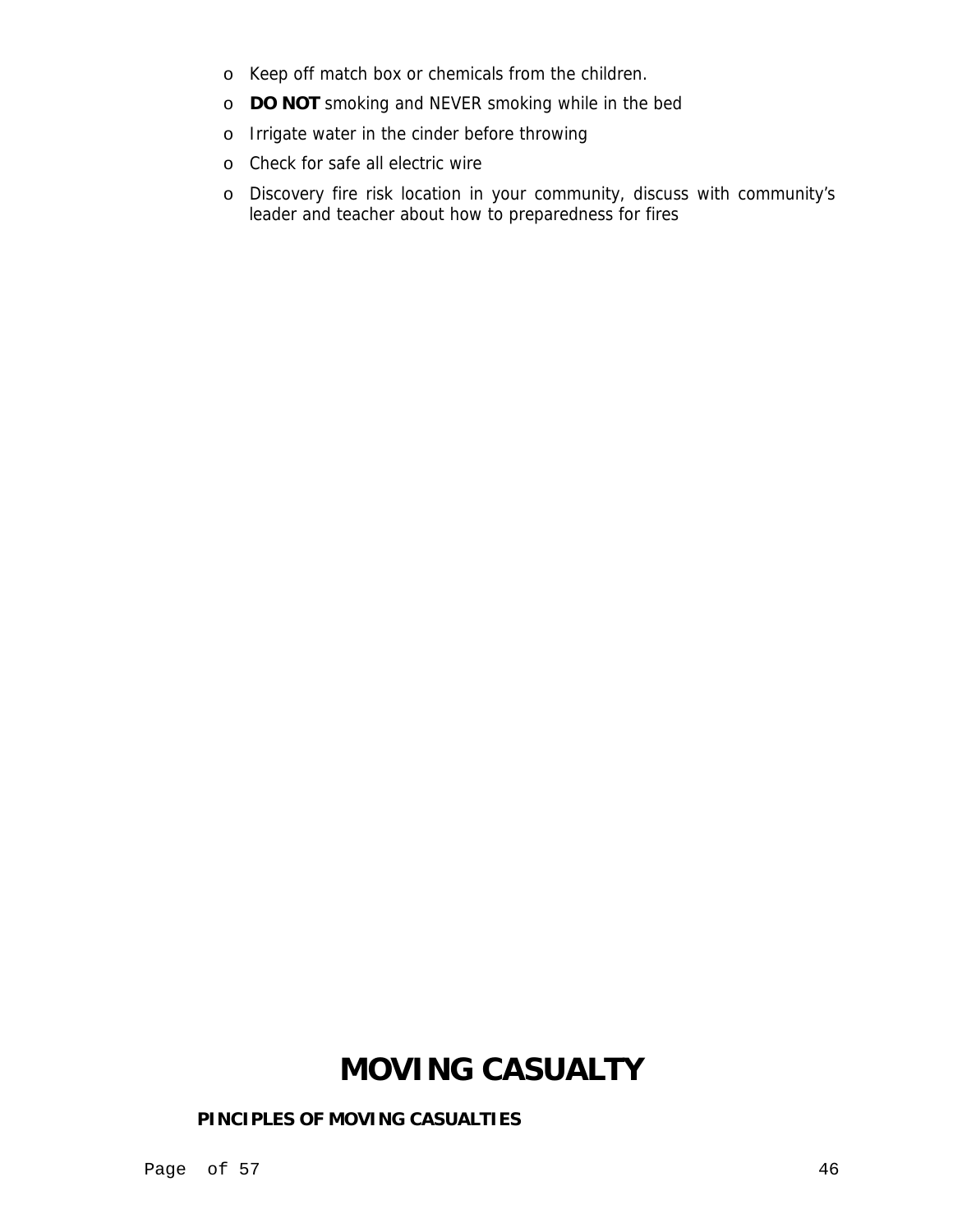- Keep off match box or chemicals from the children.
- **DO NOT** smoking and NEVER smoking while in the bed
- Irrigate water in the cinder before throwing
- Check for safe all electric wire
- Discovery fire risk location in your community, discuss with community's leader and teacher about how to preparedness for fires

# MOVING CASUALTY

**PINCIPLES OF MOVING CASUALTIES**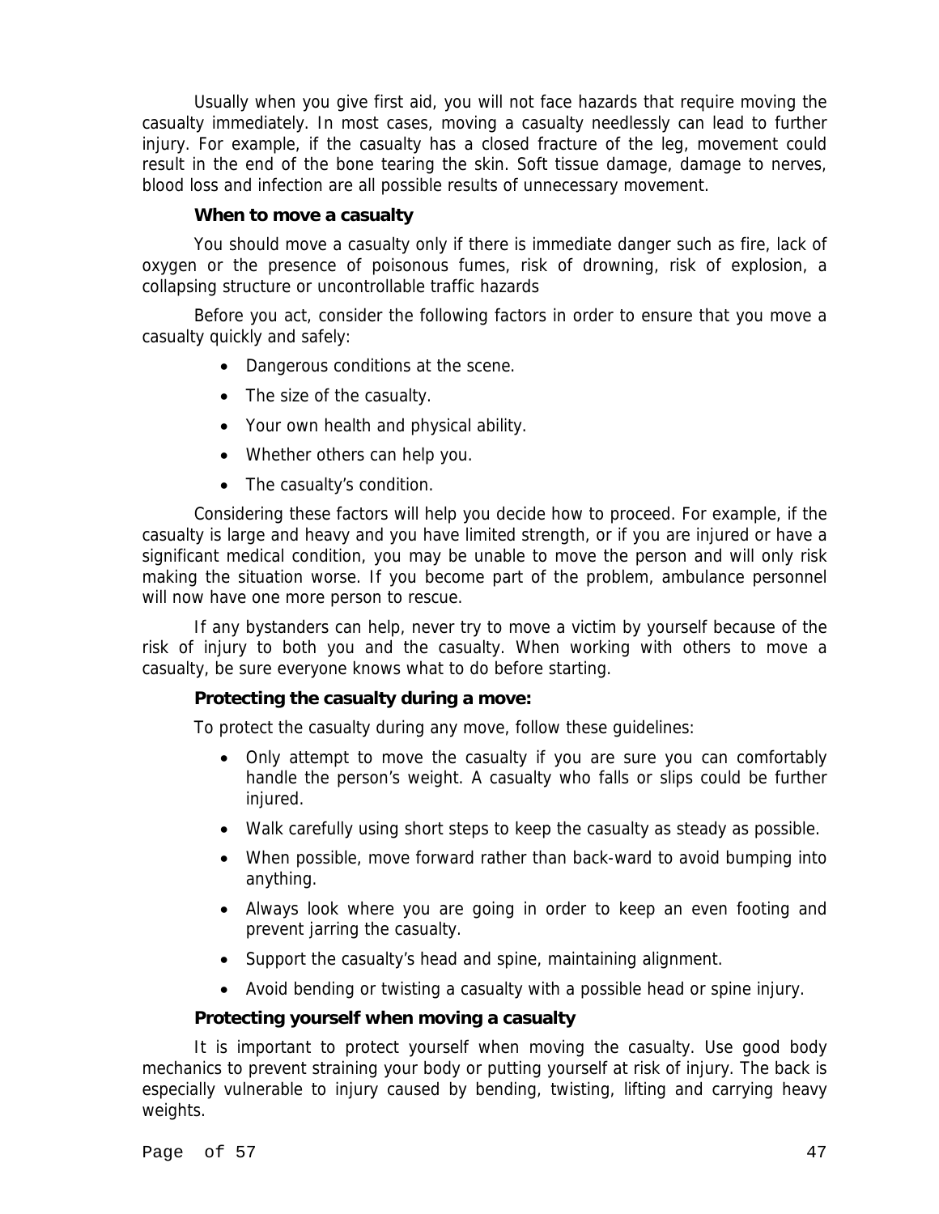Usually when you give first aid, you will not face hazards that require moving the casualty immediately. In most cases, moving a casualty needlessly can lead to further injury. For example, if the casualty has a closed fracture of the leg, movement could result in the end of the bone tearing the skin. Soft tissue damage, damage to nerves, blood loss and infection are all possible results of unnecessary movement.

**When to move a casualty**

You should move a casualty only if there is immediate danger such as fire, lack of oxygen or the presence of poisonous fumes, risk of drowning, risk of explosion, a collapsing structure or uncontrollable traffic hazards

Before you act, consider the following factors in order to ensure that you move a casualty quickly and safely:

- Dangerous conditions at the scene.
- The size of the casualty.
- Your own health and physical ability.
- Whether others can help you.
- The casualty's condition.

Considering these factors will help you decide how to proceed. For example, if the casualty is large and heavy and you have limited strength, or if you are injured or have a significant medical condition, you may be unable to move the person and will only risk making the situation worse. If you become part of the problem, ambulance personnel will now have one more person to rescue.

If any bystanders can help, never try to move a victim by yourself because of the risk of injury to both you and the casualty. When working with others to move a casualty, be sure everyone knows what to do before starting.

**Protecting the casualty during a move:**

To protect the casualty during any move, follow these guidelines:

- Only attempt to move the casualty if you are sure you can comfortably handle the person's weight. A casualty who falls or slips could be further injured.
- Walk carefully using short steps to keep the casualty as steady as possible.
- When possible, move forward rather than back-ward to avoid bumping into anything.
- Always look where you are going in order to keep an even footing and prevent jarring the casualty.
- Support the casualty's head and spine, maintaining alignment.
- Avoid bending or twisting a casualty with a possible head or spine injury.

**Protecting yourself when moving a casualty**

It is important to protect yourself when moving the casualty. Use good body mechanics to prevent straining your body or putting yourself at risk of injury. The back is especially vulnerable to injury caused by bending, twisting, lifting and carrying heavy weights.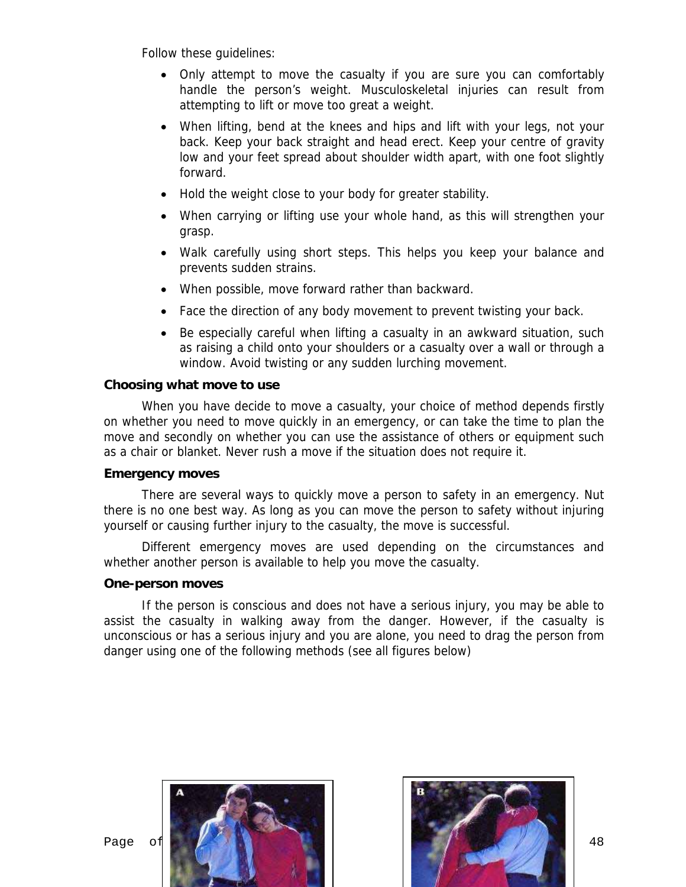Follow these guidelines:

- Only attempt to move the casualty if you are sure you can comfortably handle the person's weight. Musculoskeletal injuries can result from attempting to lift or move too great a weight.
- When lifting, bend at the knees and hips and lift with your legs, not your back. Keep your back straight and head erect. Keep your centre of gravity low and your feet spread about shoulder width apart, with one foot slightly forward.
- Hold the weight close to your body for greater stability.
- When carrying or lifting use your whole hand, as this will strengthen your grasp.
- Walk carefully using short steps. This helps you keep your balance and prevents sudden strains.
- When possible, move forward rather than backward.
- Face the direction of any body movement to prevent twisting your back.
- Be especially careful when lifting a casualty in an awkward situation, such as raising a child onto your shoulders or a casualty over a wall or through a window. Avoid twisting or any sudden lurching movement.

**Choosing what move to use**

When you have decide to move a casualty, your choice of method depends firstly on whether you need to move quickly in an emergency, or can take the time to plan the move and secondly on whether you can use the assistance of others or equipment such as a chair or blanket. Never rush a move if the situation does not require it.

**Emergency moves**

There are several ways to quickly move a person to safety in an emergency. Nut there is no one best way. As long as you can move the person to safety without injuring yourself or causing further injury to the casualty, the move is successful.

Different emergency moves are used depending on the circumstances and whether another person is available to help you move the casualty.

**One-person moves**

If the person is conscious and does not have a serious injury, you may be able to assist the casualty in walking away from the danger. However, if the casualty is unconscious or has a serious injury and you are alone, you need to drag the person from danger using one of the following methods (see all figures below)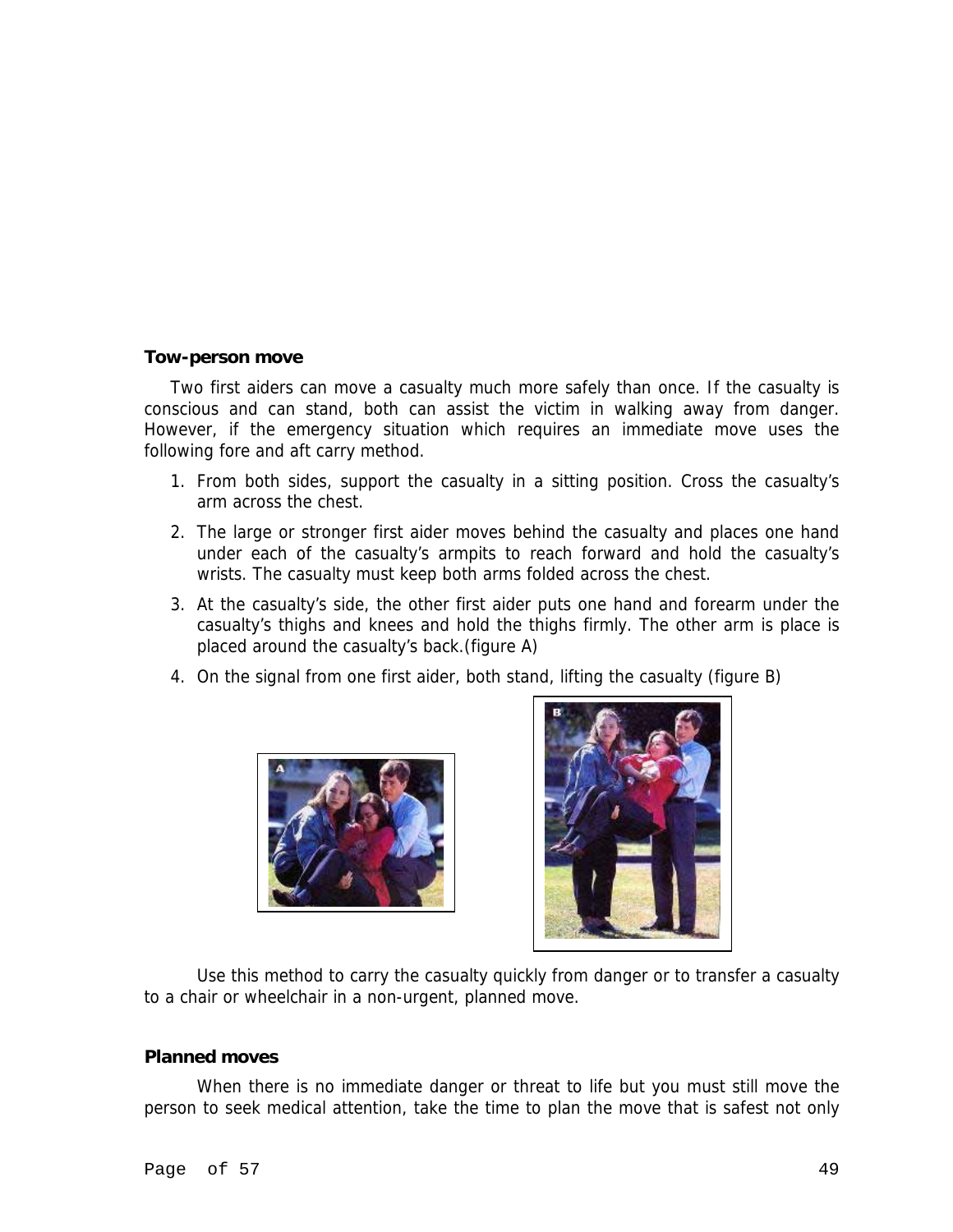**Tow-person move**

Two first aiders can move a casualty much more safely than once. If the casualty is conscious and can stand, both can assist the victim in walking away from danger. However, if the emergency situation which requires an immediate move uses the following fore and aft carry method.

1. From both sides, support the casualty in a sitting position. Cross the casualty's arm across the chest.
2. The large or stronger first aider moves behind the casualty and places one hand under each of the casualty's armpits to reach forward and hold the casualty's wrists. The casualty must keep both arms folded across the chest.
3. At the casualty's side, the other first aider puts one hand and forearm under the casualty's thighs and knees and hold the thighs firmly. The other arm is place is placed around the casualty's back.(figure A)
4. On the signal from one first aider, both stand, lifting the casualty (figure B)

Use this method to carry the casualty quickly from danger or to transfer a casualty to a chair or wheelchair in a non-urgent, planned move.

**Planned moves**

When there is no immediate danger or threat to life but you must still move the person to seek medical attention, take the time to plan the move that is safest not only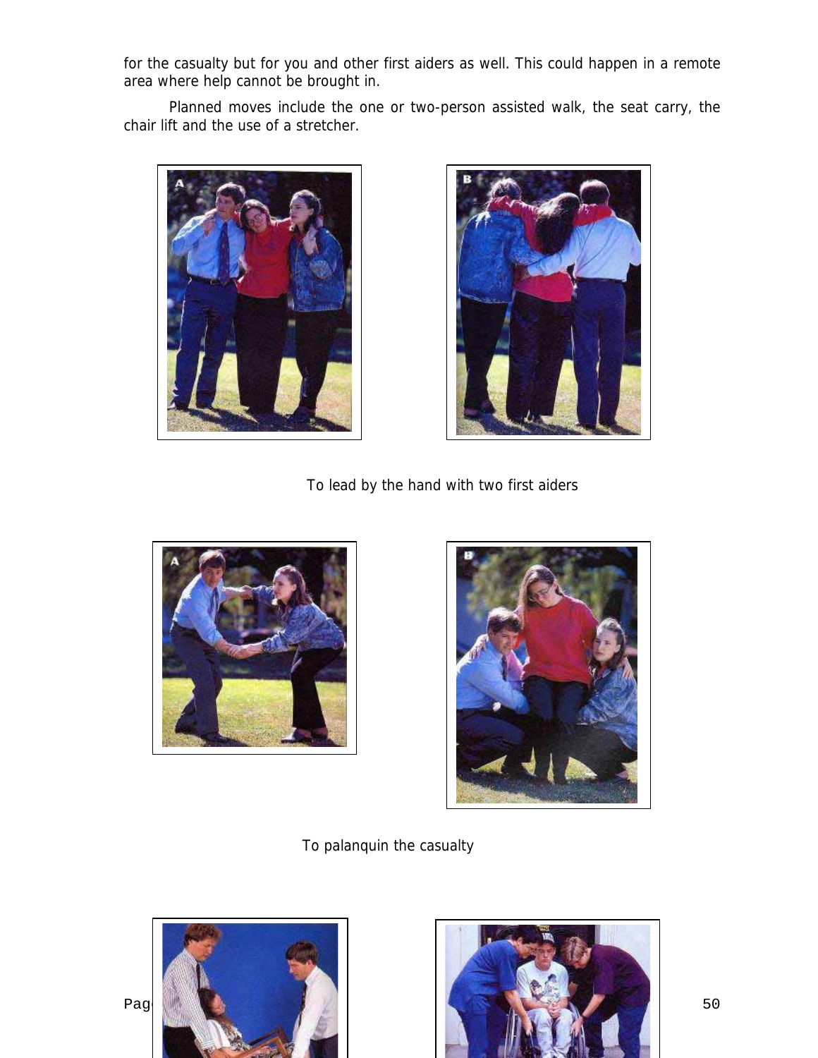for the casualty but for you and other first aiders as well. This could happen in a remote area where help cannot be brought in.

Planned moves include the one or two-person assisted walk, the seat carry, the chair lift and the use of a stretcher.

To lead by the hand with two first aiders

To palanquin the casualty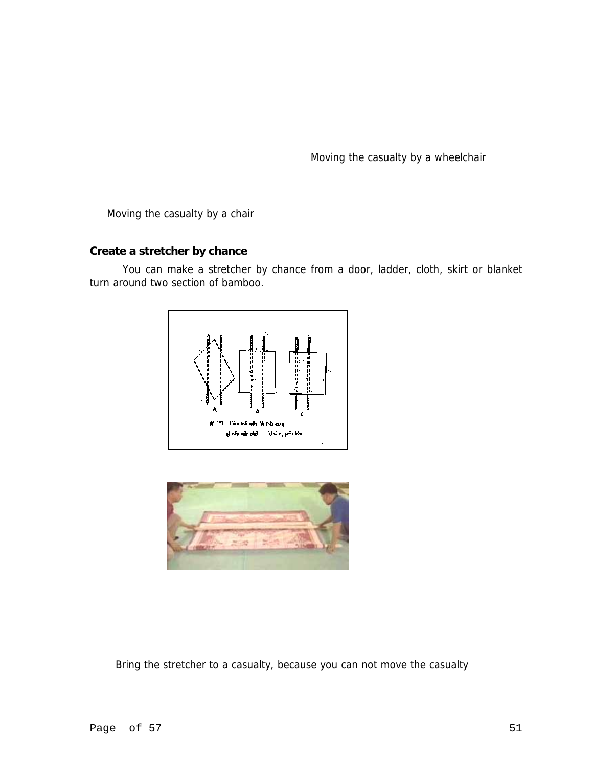Moving the casualty by a wheelchair

Moving the casualty by a chair

**Create a stretcher by chance**

You can make a stretcher by chance from a door, ladder, cloth, skirt or blanket turn around two section of bamboo.

Bring the stretcher to a casualty, because you can not move the casualty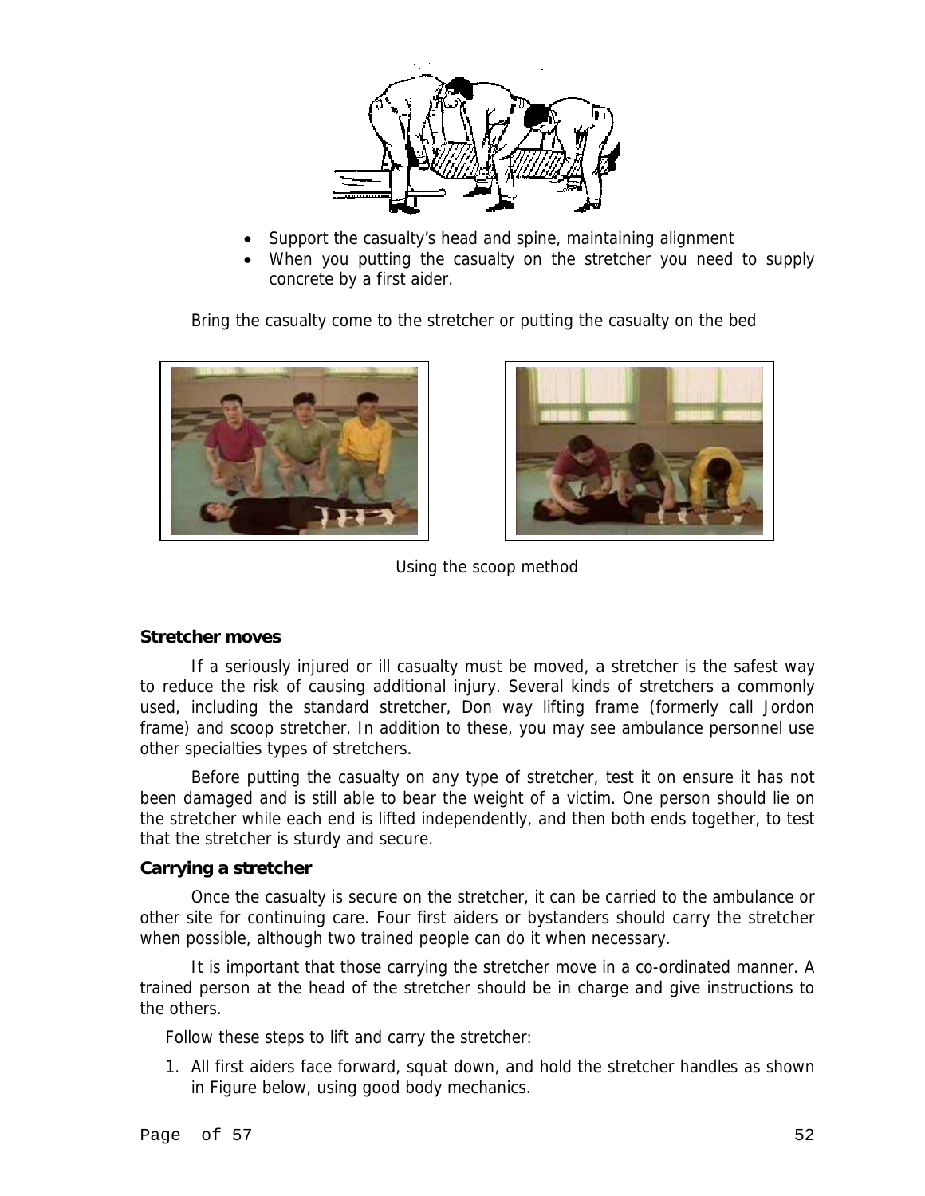- Support the casualty's head and spine, maintaining alignment
- When you putting the casualty on the stretcher you need to supply concrete by a first aider.

Bring the casualty come to the stretcher or putting the casualty on the bed

Using the scoop method

### Stretcher moves

If a seriously injured or ill casualty must be moved, a stretcher is the safest way to reduce the risk of causing additional injury. Several kinds of stretchers a commonly used, including the standard stretcher, Don way lifting frame (formerly call Jordon frame) and scoop stretcher. In addition to these, you may see ambulance personnel use other specialties types of stretchers.

Before putting the casualty on any type of stretcher, test it on ensure it has not been damaged and is still able to bear the weight of a victim. One person should lie on the stretcher while each end is lifted independently, and then both ends together, to test that the stretcher is sturdy and secure.

### Carrying a stretcher

Once the casualty is secure on the stretcher, it can be carried to the ambulance or other site for continuing care. Four first aiders or bystanders should carry the stretcher when possible, although two trained people can do it when necessary.

It is important that those carrying the stretcher move in a co-ordinated manner. A trained person at the head of the stretcher should be in charge and give instructions to the others.

Follow these steps to lift and carry the stretcher:

1. All first aiders face forward, squat down, and hold the stretcher handles as shown in Figure below, using good body mechanics.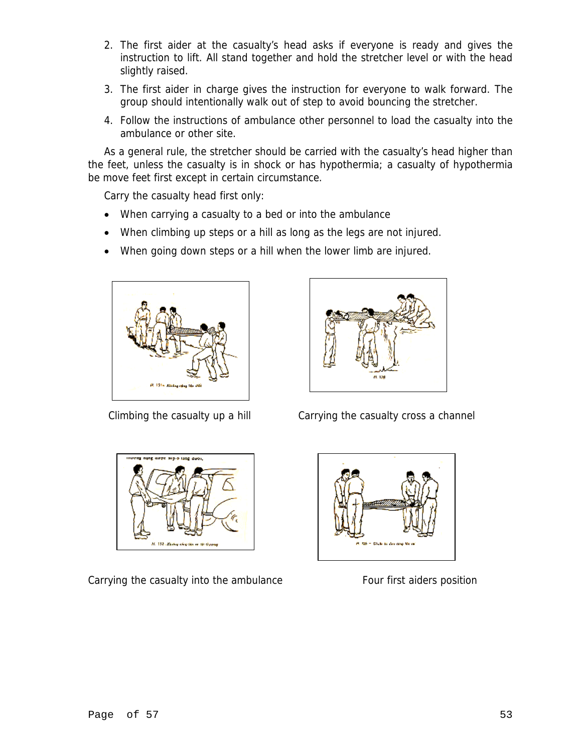2. The first aider at the casualty's head asks if everyone is ready and gives the instruction to lift. All stand together and hold the stretcher level or with the head slightly raised.
3. The first aider in charge gives the instruction for everyone to walk forward. The group should intentionally walk out of step to avoid bouncing the stretcher.
4. Follow the instructions of ambulance other personnel to load the casualty into the ambulance or other site.

As a general rule, the stretcher should be carried with the casualty's head higher than the feet, unless the casualty is in shock or has hypothermia; a casualty of hypothermia be move feet first except in certain circumstance.

Carry the casualty head first only:

- When carrying a casualty to a bed or into the ambulance
- When climbing up steps or a hill as long as the legs are not injured.
- When going down steps or a hill when the lower limb are injured.

Climbing the casualty up a hill

Carrying the casualty cross a channel

Carrying the casualty into the ambulance

Four first aiders position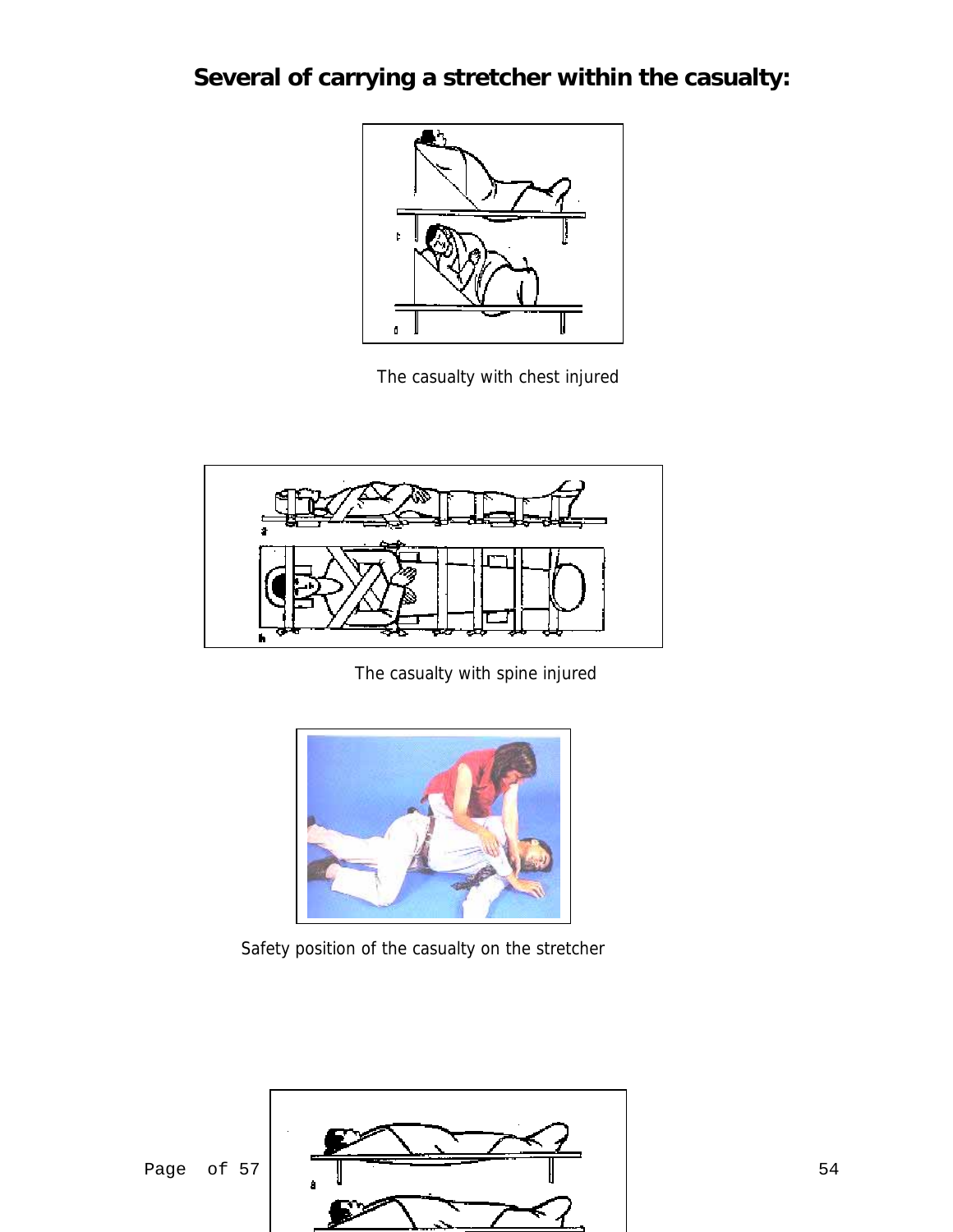## Several of carrying a stretcher within the casualty:

The casualty with chest injured

The casualty with spine injured

Safety position of the casualty on the stretcher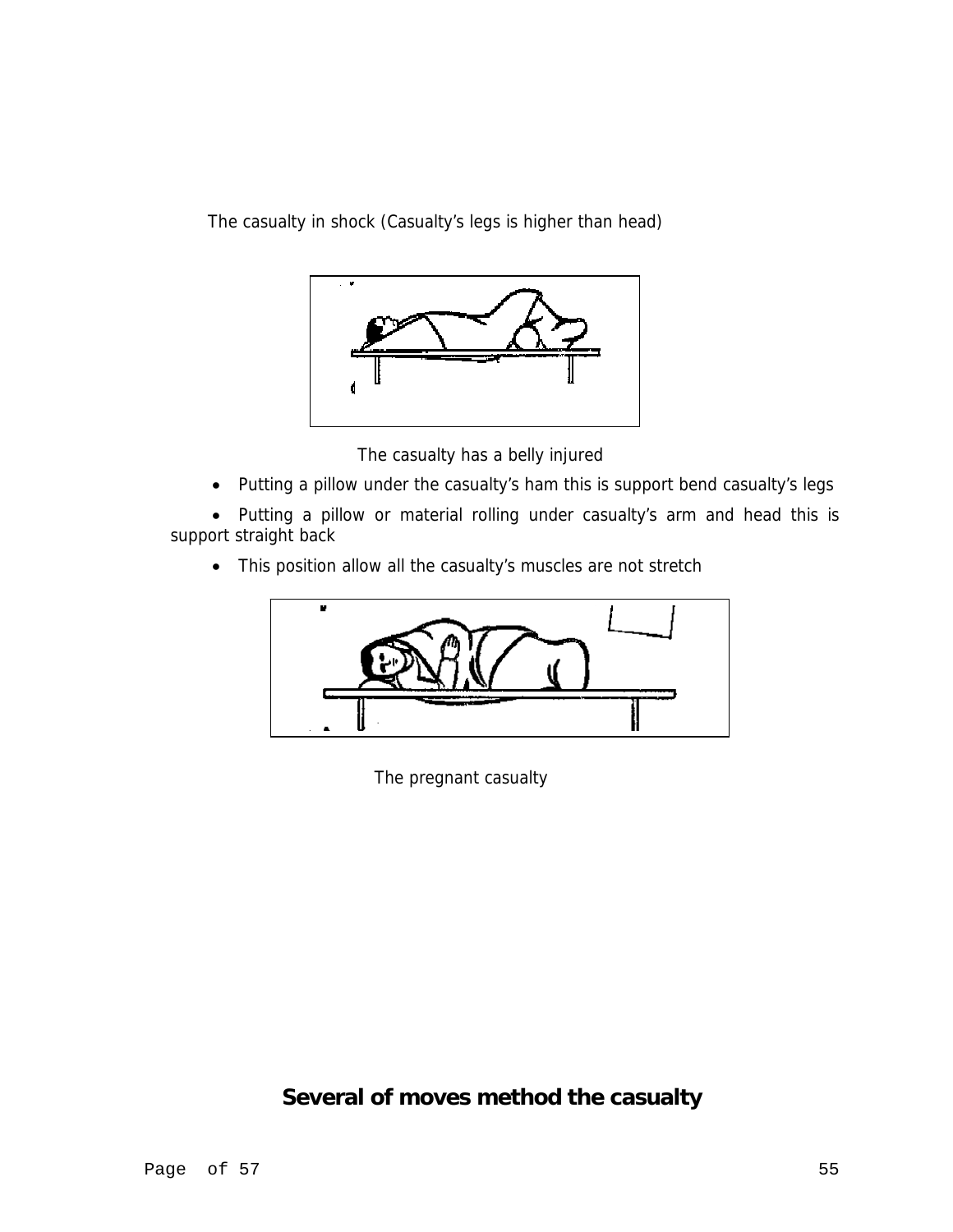The casualty in shock (Casualty's legs is higher than head)

The casualty has a belly injured

- Putting a pillow under the casualty's ham this is support bend casualty's legs
- Putting a pillow or material rolling under casualty's arm and head this is support straight back
- This position allow all the casualty's muscles are not stretch

The pregnant casualty

## Several of moves method the casualty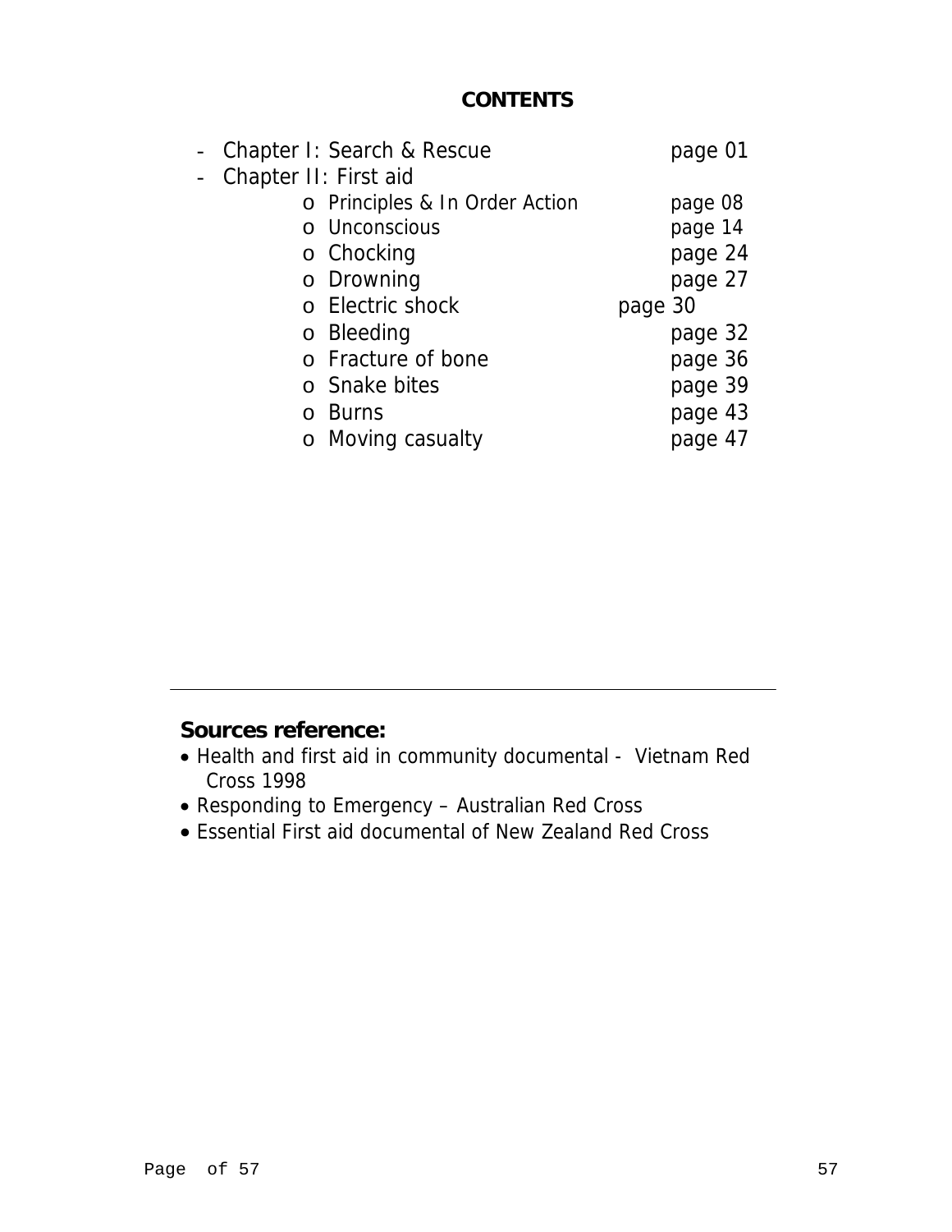## CONTENTS

- Chapter I: Search & Rescue page 01
- Chapter II: First aid
  - o Principles & In Order Action page 08
  - o Unconscious page 14
  - o Chocking page 24
  - o Drowning page 27
  - o Electric shock page 30
  - o Bleeding page 32
  - o Fracture of bone page 36
  - o Snake bites page 39
  - o Burns page 43
  - o Moving casualty page 47

---

**Sources reference:**

- Health and first aid in community documental - Vietnam Red Cross 1998
- Responding to Emergency – Australian Red Cross
- Essential First aid documental of New Zealand Red Cross